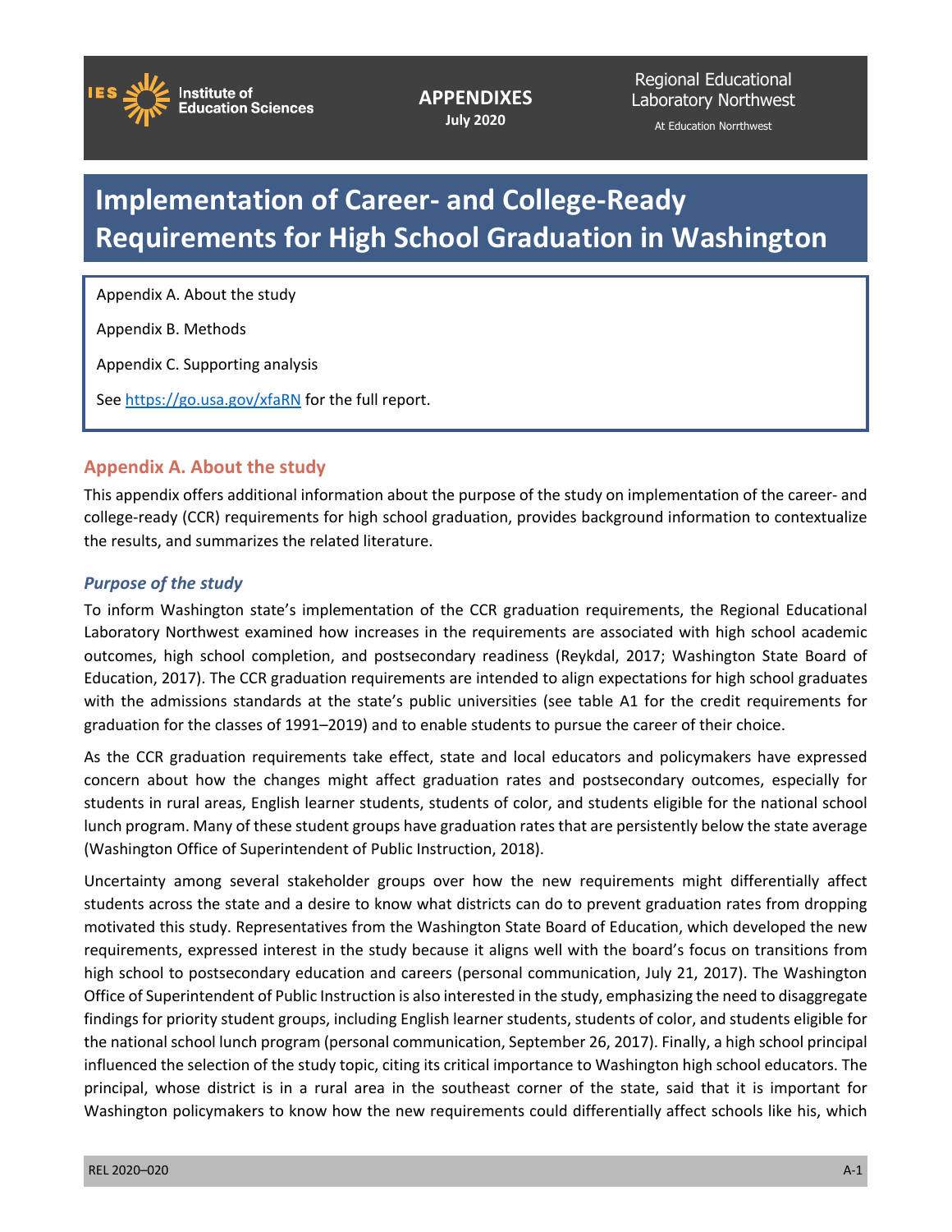APPENDIXES
July 2020

Regional Educational Laboratory Northwest
At Education Norrthwest

# Implementation of Career- and College-Ready Requirements for High School Graduation in Washington

Appendix A. About the study

Appendix B. Methods

Appendix C. Supporting analysis

See https://go.usa.gov/xfaRN for the full report.

## Appendix A. About the study

This appendix offers additional information about the purpose of the study on implementation of the career- and college-ready (CCR) requirements for high school graduation, provides background information to contextualize the results, and summarizes the related literature.

### *Purpose of the study*

To inform Washington state's implementation of the CCR graduation requirements, the Regional Educational Laboratory Northwest examined how increases in the requirements are associated with high school academic outcomes, high school completion, and postsecondary readiness (Reykdal, 2017; Washington State Board of Education, 2017). The CCR graduation requirements are intended to align expectations for high school graduates with the admissions standards at the state's public universities (see table A1 for the credit requirements for graduation for the classes of 1991–2019) and to enable students to pursue the career of their choice.

As the CCR graduation requirements take effect, state and local educators and policymakers have expressed concern about how the changes might affect graduation rates and postsecondary outcomes, especially for students in rural areas, English learner students, students of color, and students eligible for the national school lunch program. Many of these student groups have graduation rates that are persistently below the state average (Washington Office of Superintendent of Public Instruction, 2018).

Uncertainty among several stakeholder groups over how the new requirements might differentially affect students across the state and a desire to know what districts can do to prevent graduation rates from dropping motivated this study. Representatives from the Washington State Board of Education, which developed the new requirements, expressed interest in the study because it aligns well with the board's focus on transitions from high school to postsecondary education and careers (personal communication, July 21, 2017). The Washington Office of Superintendent of Public Instruction is also interested in the study, emphasizing the need to disaggregate findings for priority student groups, including English learner students, students of color, and students eligible for the national school lunch program (personal communication, September 26, 2017). Finally, a high school principal influenced the selection of the study topic, citing its critical importance to Washington high school educators. The principal, whose district is in a rural area in the southeast corner of the state, said that it is important for Washington policymakers to know how the new requirements could differentially affect schools like his, which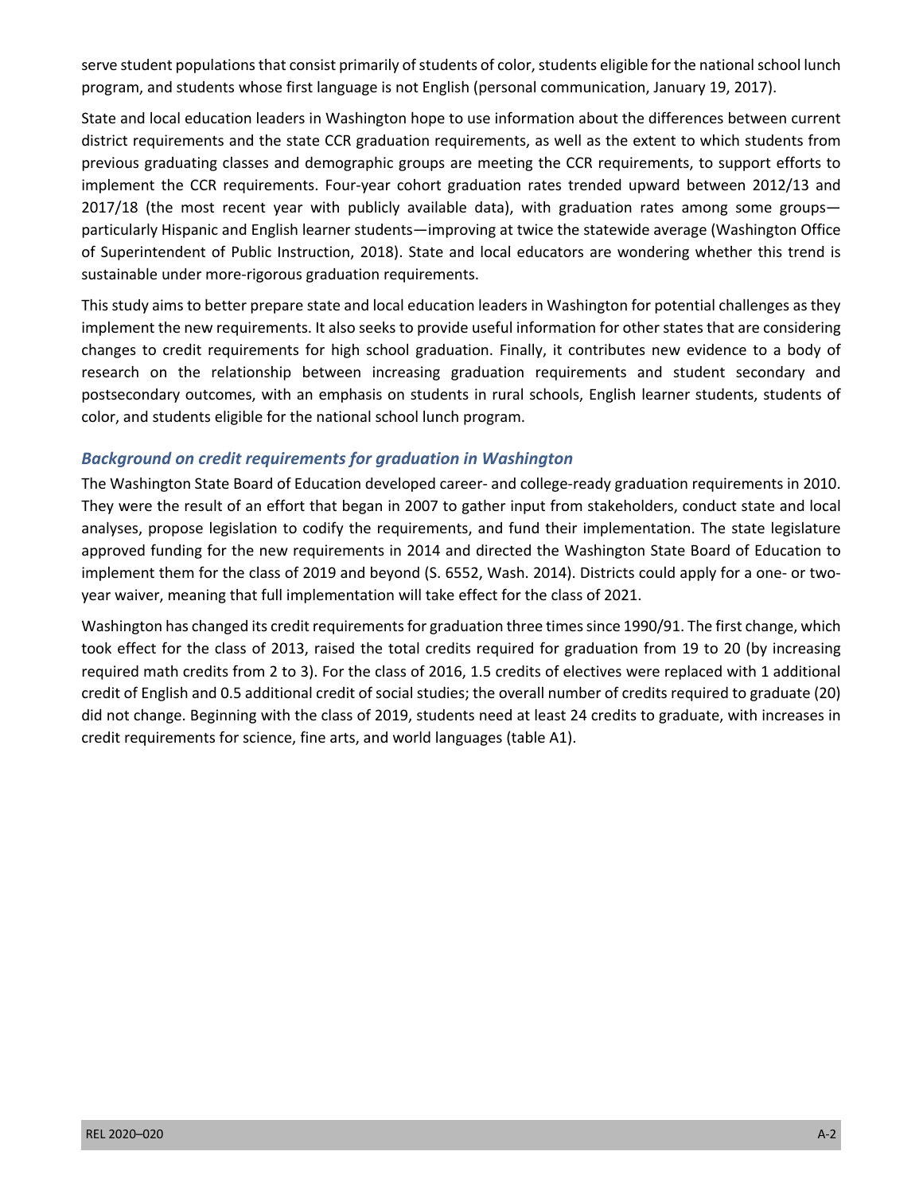serve student populations that consist primarily of students of color, students eligible for the national school lunch program, and students whose first language is not English (personal communication, January 19, 2017).

State and local education leaders in Washington hope to use information about the differences between current district requirements and the state CCR graduation requirements, as well as the extent to which students from previous graduating classes and demographic groups are meeting the CCR requirements, to support efforts to implement the CCR requirements. Four-year cohort graduation rates trended upward between 2012/13 and 2017/18 (the most recent year with publicly available data), with graduation rates among some groups—particularly Hispanic and English learner students—improving at twice the statewide average (Washington Office of Superintendent of Public Instruction, 2018). State and local educators are wondering whether this trend is sustainable under more-rigorous graduation requirements.

This study aims to better prepare state and local education leaders in Washington for potential challenges as they implement the new requirements. It also seeks to provide useful information for other states that are considering changes to credit requirements for high school graduation. Finally, it contributes new evidence to a body of research on the relationship between increasing graduation requirements and student secondary and postsecondary outcomes, with an emphasis on students in rural schools, English learner students, students of color, and students eligible for the national school lunch program.

### *Background on credit requirements for graduation in Washington*

The Washington State Board of Education developed career- and college-ready graduation requirements in 2010. They were the result of an effort that began in 2007 to gather input from stakeholders, conduct state and local analyses, propose legislation to codify the requirements, and fund their implementation. The state legislature approved funding for the new requirements in 2014 and directed the Washington State Board of Education to implement them for the class of 2019 and beyond (S. 6552, Wash. 2014). Districts could apply for a one- or two-year waiver, meaning that full implementation will take effect for the class of 2021.

Washington has changed its credit requirements for graduation three times since 1990/91. The first change, which took effect for the class of 2013, raised the total credits required for graduation from 19 to 20 (by increasing required math credits from 2 to 3). For the class of 2016, 1.5 credits of electives were replaced with 1 additional credit of English and 0.5 additional credit of social studies; the overall number of credits required to graduate (20) did not change. Beginning with the class of 2019, students need at least 24 credits to graduate, with increases in credit requirements for science, fine arts, and world languages (table A1).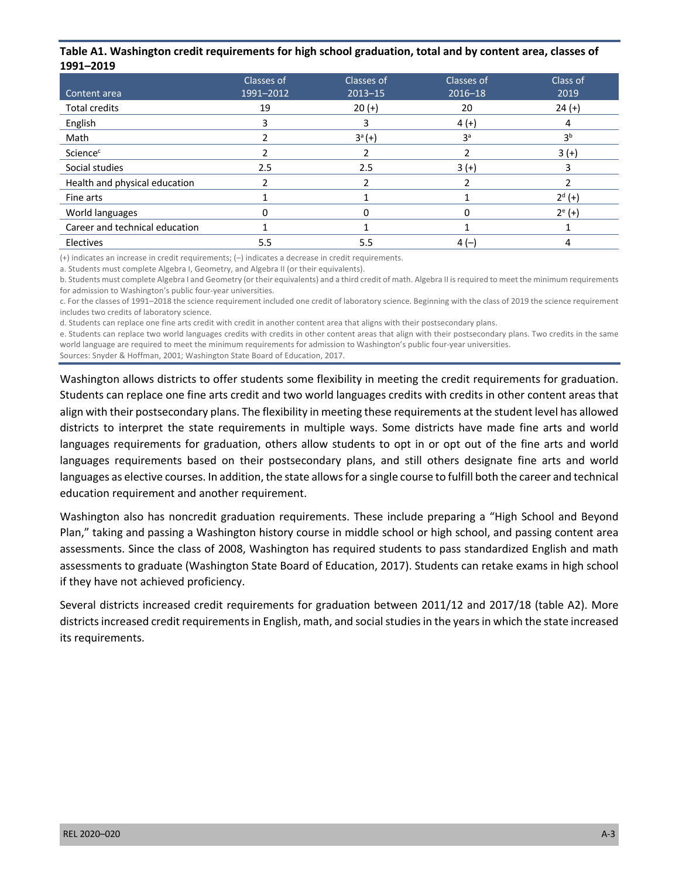**Table A1. Washington credit requirements for high school graduation, total and by content area, classes of 1991–2019**

| Content area | Classes of 1991–2012 | Classes of 2013–15 | Classes of 2016–18 | Class of 2019 |
|---|---|---|---|---|
| Total credits | 19 | 20 (+) | 20 | 24 (+) |
| English | 3 | 3 | 4 (+) | 4 |
| Math | 2 | 3[a] (+) | 3[a] | 3[b] |
| Science[c] | 2 | 2 | 2 | 3 (+) |
| Social studies | 2.5 | 2.5 | 3 (+) | 3 |
| Health and physical education | 2 | 2 | 2 | 2 |
| Fine arts | 1 | 1 | 1 | 2[d] (+) |
| World languages | 0 | 0 | 0 | 2[e] (+) |
| Career and technical education | 1 | 1 | 1 | 1 |
| Electives | 5.5 | 5.5 | 4 (–) | 4 |

(+) indicates an increase in credit requirements; (–) indicates a decrease in credit requirements.

a. Students must complete Algebra I, Geometry, and Algebra II (or their equivalents).

b. Students must complete Algebra I and Geometry (or their equivalents) and a third credit of math. Algebra II is required to meet the minimum requirements for admission to Washington's public four-year universities.

c. For the classes of 1991–2018 the science requirement included one credit of laboratory science. Beginning with the class of 2019 the science requirement includes two credits of laboratory science.

d. Students can replace one fine arts credit with credit in another content area that aligns with their postsecondary plans.

e. Students can replace two world languages credits with credits in other content areas that align with their postsecondary plans. Two credits in the same world language are required to meet the minimum requirements for admission to Washington's public four-year universities.

Sources: Snyder & Hoffman, 2001; Washington State Board of Education, 2017.

Washington allows districts to offer students some flexibility in meeting the credit requirements for graduation. Students can replace one fine arts credit and two world languages credits with credits in other content areas that align with their postsecondary plans. The flexibility in meeting these requirements at the student level has allowed districts to interpret the state requirements in multiple ways. Some districts have made fine arts and world languages requirements for graduation, others allow students to opt in or opt out of the fine arts and world languages requirements based on their postsecondary plans, and still others designate fine arts and world languages as elective courses. In addition, the state allows for a single course to fulfill both the career and technical education requirement and another requirement.

Washington also has noncredit graduation requirements. These include preparing a "High School and Beyond Plan," taking and passing a Washington history course in middle school or high school, and passing content area assessments. Since the class of 2008, Washington has required students to pass standardized English and math assessments to graduate (Washington State Board of Education, 2017). Students can retake exams in high school if they have not achieved proficiency.

Several districts increased credit requirements for graduation between 2011/12 and 2017/18 (table A2). More districts increased credit requirements in English, math, and social studies in the years in which the state increased its requirements.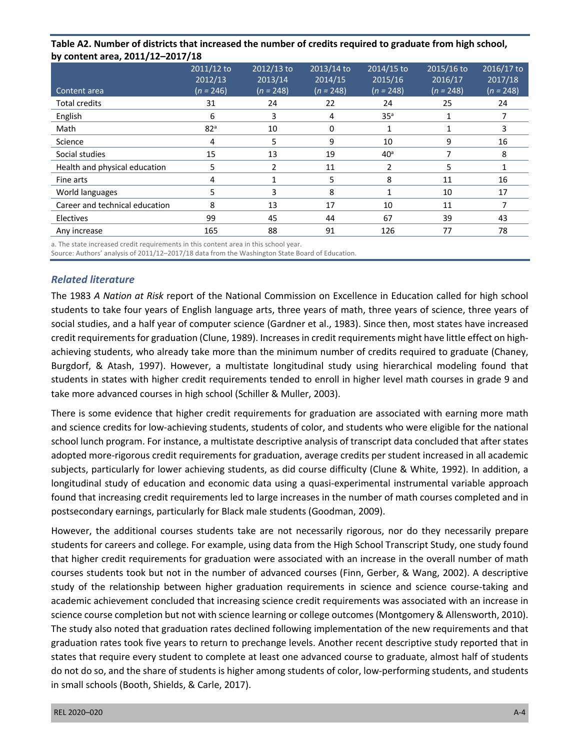**Table A2. Number of districts that increased the number of credits required to graduate from high school, by content area, 2011/12–2017/18**

| Content area | 2011/12 to 2012/13 (*n* = 246) | 2012/13 to 2013/14 (*n* = 248) | 2013/14 to 2014/15 (*n* = 248) | 2014/15 to 2015/16 (*n* = 248) | 2015/16 to 2016/17 (*n* = 248) | 2016/17 to 2017/18 (*n* = 248) |
|---|---|---|---|---|---|---|
| Total credits | 31 | 24 | 22 | 24 | 25 | 24 |
| English | 6 | 3 | 4 | 35[a] | 1 | 7 |
| Math | 82[a] | 10 | 0 | 1 | 1 | 3 |
| Science | 4 | 5 | 9 | 10 | 9 | 16 |
| Social studies | 15 | 13 | 19 | 40[a] | 7 | 8 |
| Health and physical education | 5 | 2 | 11 | 2 | 5 | 1 |
| Fine arts | 4 | 1 | 5 | 8 | 11 | 16 |
| World languages | 5 | 3 | 8 | 1 | 10 | 17 |
| Career and technical education | 8 | 13 | 17 | 10 | 11 | 7 |
| Electives | 99 | 45 | 44 | 67 | 39 | 43 |
| Any increase | 165 | 88 | 91 | 126 | 77 | 78 |

a. The state increased credit requirements in this content area in this school year.

Source: Authors' analysis of 2011/12–2017/18 data from the Washington State Board of Education.

### *Related literature*

The 1983 *A Nation at Risk* report of the National Commission on Excellence in Education called for high school students to take four years of English language arts, three years of math, three years of science, three years of social studies, and a half year of computer science (Gardner et al., 1983). Since then, most states have increased credit requirements for graduation (Clune, 1989). Increases in credit requirements might have little effect on high-achieving students, who already take more than the minimum number of credits required to graduate (Chaney, Burgdorf, & Atash, 1997). However, a multistate longitudinal study using hierarchical modeling found that students in states with higher credit requirements tended to enroll in higher level math courses in grade 9 and take more advanced courses in high school (Schiller & Muller, 2003).

There is some evidence that higher credit requirements for graduation are associated with earning more math and science credits for low-achieving students, students of color, and students who were eligible for the national school lunch program. For instance, a multistate descriptive analysis of transcript data concluded that after states adopted more-rigorous credit requirements for graduation, average credits per student increased in all academic subjects, particularly for lower achieving students, as did course difficulty (Clune & White, 1992). In addition, a longitudinal study of education and economic data using a quasi-experimental instrumental variable approach found that increasing credit requirements led to large increases in the number of math courses completed and in postsecondary earnings, particularly for Black male students (Goodman, 2009).

However, the additional courses students take are not necessarily rigorous, nor do they necessarily prepare students for careers and college. For example, using data from the High School Transcript Study, one study found that higher credit requirements for graduation were associated with an increase in the overall number of math courses students took but not in the number of advanced courses (Finn, Gerber, & Wang, 2002). A descriptive study of the relationship between higher graduation requirements in science and science course-taking and academic achievement concluded that increasing science credit requirements was associated with an increase in science course completion but not with science learning or college outcomes (Montgomery & Allensworth, 2010). The study also noted that graduation rates declined following implementation of the new requirements and that graduation rates took five years to return to prechange levels. Another recent descriptive study reported that in states that require every student to complete at least one advanced course to graduate, almost half of students do not do so, and the share of students is higher among students of color, low-performing students, and students in small schools (Booth, Shields, & Carle, 2017).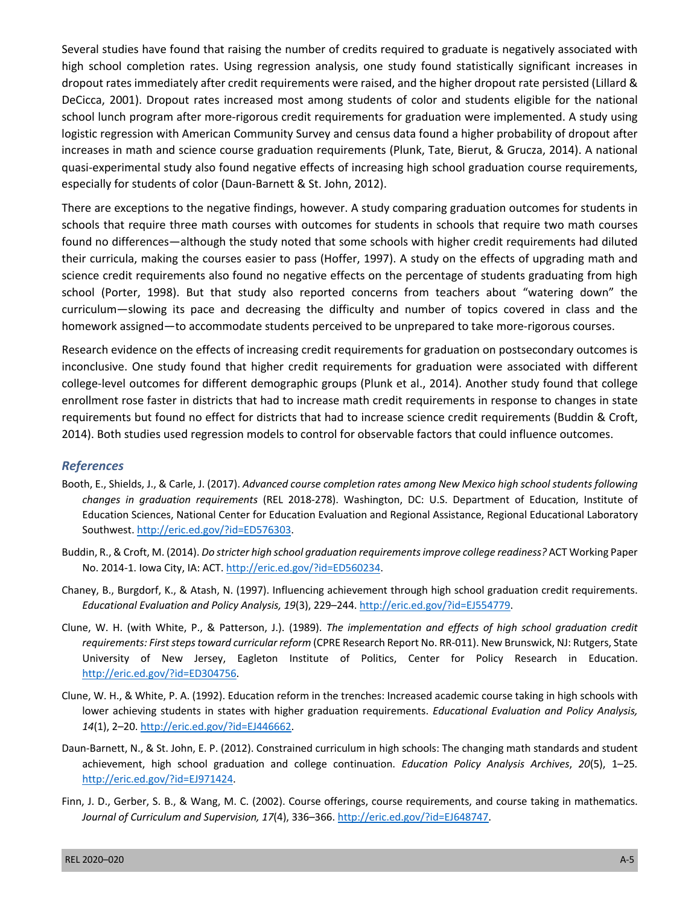Several studies have found that raising the number of credits required to graduate is negatively associated with high school completion rates. Using regression analysis, one study found statistically significant increases in dropout rates immediately after credit requirements were raised, and the higher dropout rate persisted (Lillard & DeCicca, 2001). Dropout rates increased most among students of color and students eligible for the national school lunch program after more-rigorous credit requirements for graduation were implemented. A study using logistic regression with American Community Survey and census data found a higher probability of dropout after increases in math and science course graduation requirements (Plunk, Tate, Bierut, & Grucza, 2014). A national quasi-experimental study also found negative effects of increasing high school graduation course requirements, especially for students of color (Daun-Barnett & St. John, 2012).

There are exceptions to the negative findings, however. A study comparing graduation outcomes for students in schools that require three math courses with outcomes for students in schools that require two math courses found no differences—although the study noted that some schools with higher credit requirements had diluted their curricula, making the courses easier to pass (Hoffer, 1997). A study on the effects of upgrading math and science credit requirements also found no negative effects on the percentage of students graduating from high school (Porter, 1998). But that study also reported concerns from teachers about "watering down" the curriculum—slowing its pace and decreasing the difficulty and number of topics covered in class and the homework assigned—to accommodate students perceived to be unprepared to take more-rigorous courses.

Research evidence on the effects of increasing credit requirements for graduation on postsecondary outcomes is inconclusive. One study found that higher credit requirements for graduation were associated with different college-level outcomes for different demographic groups (Plunk et al., 2014). Another study found that college enrollment rose faster in districts that had to increase math credit requirements in response to changes in state requirements but found no effect for districts that had to increase science credit requirements (Buddin & Croft, 2014). Both studies used regression models to control for observable factors that could influence outcomes.

### *References*

Booth, E., Shields, J., & Carle, J. (2017). *Advanced course completion rates among New Mexico high school students following changes in graduation requirements* (REL 2018-278). Washington, DC: U.S. Department of Education, Institute of Education Sciences, National Center for Education Evaluation and Regional Assistance, Regional Educational Laboratory Southwest. http://eric.ed.gov/?id=ED576303.

Buddin, R., & Croft, M. (2014). *Do stricter high school graduation requirements improve college readiness?* ACT Working Paper No. 2014-1. Iowa City, IA: ACT. http://eric.ed.gov/?id=ED560234.

Chaney, B., Burgdorf, K., & Atash, N. (1997). Influencing achievement through high school graduation credit requirements. *Educational Evaluation and Policy Analysis, 19*(3), 229–244. http://eric.ed.gov/?id=EJ554779.

Clune, W. H. (with White, P., & Patterson, J.). (1989). *The implementation and effects of high school graduation credit requirements: First steps toward curricular reform* (CPRE Research Report No. RR-011). New Brunswick, NJ: Rutgers, State University of New Jersey, Eagleton Institute of Politics, Center for Policy Research in Education. http://eric.ed.gov/?id=ED304756.

Clune, W. H., & White, P. A. (1992). Education reform in the trenches: Increased academic course taking in high schools with lower achieving students in states with higher graduation requirements. *Educational Evaluation and Policy Analysis, 14*(1), 2–20. http://eric.ed.gov/?id=EJ446662.

Daun-Barnett, N., & St. John, E. P. (2012). Constrained curriculum in high schools: The changing math standards and student achievement, high school graduation and college continuation. *Education Policy Analysis Archives*, *20*(5), 1–25. http://eric.ed.gov/?id=EJ971424.

Finn, J. D., Gerber, S. B., & Wang, M. C. (2002). Course offerings, course requirements, and course taking in mathematics. *Journal of Curriculum and Supervision, 17*(4), 336–366. http://eric.ed.gov/?id=EJ648747.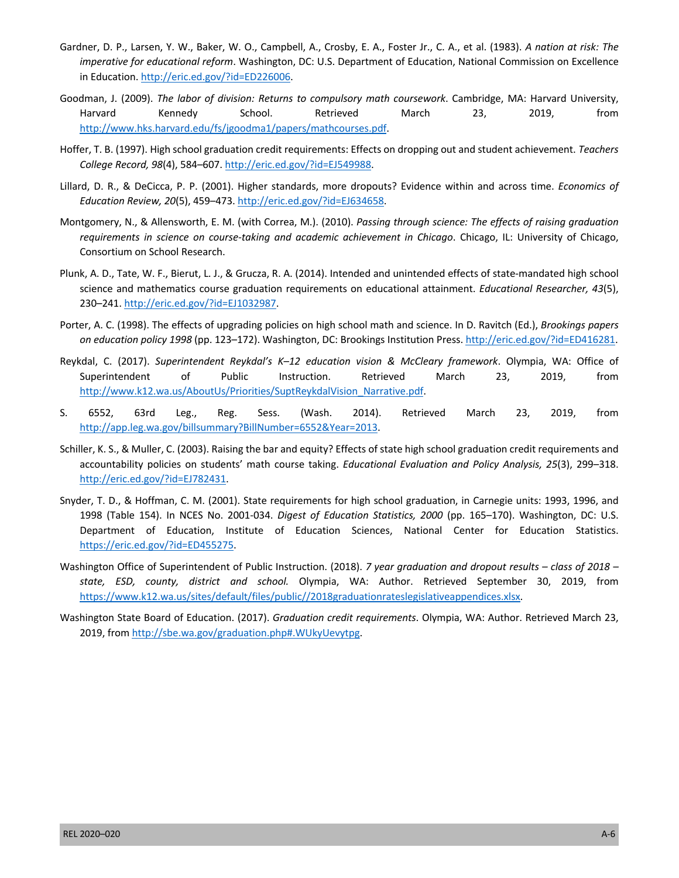Gardner, D. P., Larsen, Y. W., Baker, W. O., Campbell, A., Crosby, E. A., Foster Jr., C. A., et al. (1983). *A nation at risk: The imperative for educational reform*. Washington, DC: U.S. Department of Education, National Commission on Excellence in Education. http://eric.ed.gov/?id=ED226006.

Goodman, J. (2009). *The labor of division: Returns to compulsory math coursework*. Cambridge, MA: Harvard University, Harvard Kennedy School. Retrieved March 23, 2019, from http://www.hks.harvard.edu/fs/jgoodma1/papers/mathcourses.pdf.

Hoffer, T. B. (1997). High school graduation credit requirements: Effects on dropping out and student achievement. *Teachers College Record, 98*(4), 584–607. http://eric.ed.gov/?id=EJ549988.

Lillard, D. R., & DeCicca, P. P. (2001). Higher standards, more dropouts? Evidence within and across time. *Economics of Education Review, 20*(5), 459–473. http://eric.ed.gov/?id=EJ634658.

Montgomery, N., & Allensworth, E. M. (with Correa, M.). (2010). *Passing through science: The effects of raising graduation requirements in science on course-taking and academic achievement in Chicago*. Chicago, IL: University of Chicago, Consortium on School Research.

Plunk, A. D., Tate, W. F., Bierut, L. J., & Grucza, R. A. (2014). Intended and unintended effects of state-mandated high school science and mathematics course graduation requirements on educational attainment. *Educational Researcher, 43*(5), 230–241. http://eric.ed.gov/?id=EJ1032987.

Porter, A. C. (1998). The effects of upgrading policies on high school math and science. In D. Ravitch (Ed.), *Brookings papers on education policy 1998* (pp. 123–172). Washington, DC: Brookings Institution Press. http://eric.ed.gov/?id=ED416281.

Reykdal, C. (2017). *Superintendent Reykdal's K–12 education vision & McCleary framework*. Olympia, WA: Office of Superintendent of Public Instruction. Retrieved March 23, 2019, from http://www.k12.wa.us/AboutUs/Priorities/SuptReykdalVision_Narrative.pdf.

S. 6552, 63rd Leg., Reg. Sess. (Wash. 2014). Retrieved March 23, 2019, from http://app.leg.wa.gov/billsummary?BillNumber=6552&Year=2013.

Schiller, K. S., & Muller, C. (2003). Raising the bar and equity? Effects of state high school graduation credit requirements and accountability policies on students' math course taking. *Educational Evaluation and Policy Analysis, 25*(3), 299–318. http://eric.ed.gov/?id=EJ782431.

Snyder, T. D., & Hoffman, C. M. (2001). State requirements for high school graduation, in Carnegie units: 1993, 1996, and 1998 (Table 154). In NCES No. 2001-034. *Digest of Education Statistics, 2000* (pp. 165–170). Washington, DC: U.S. Department of Education, Institute of Education Sciences, National Center for Education Statistics. https://eric.ed.gov/?id=ED455275.

Washington Office of Superintendent of Public Instruction. (2018). *7 year graduation and dropout results – class of 2018 – state, ESD, county, district and school.* Olympia, WA: Author. Retrieved September 30, 2019, from https://www.k12.wa.us/sites/default/files/public//2018graduationrateslegislativeappendices.xlsx.

Washington State Board of Education. (2017). *Graduation credit requirements*. Olympia, WA: Author. Retrieved March 23, 2019, from http://sbe.wa.gov/graduation.php#.WUkyUevytpg.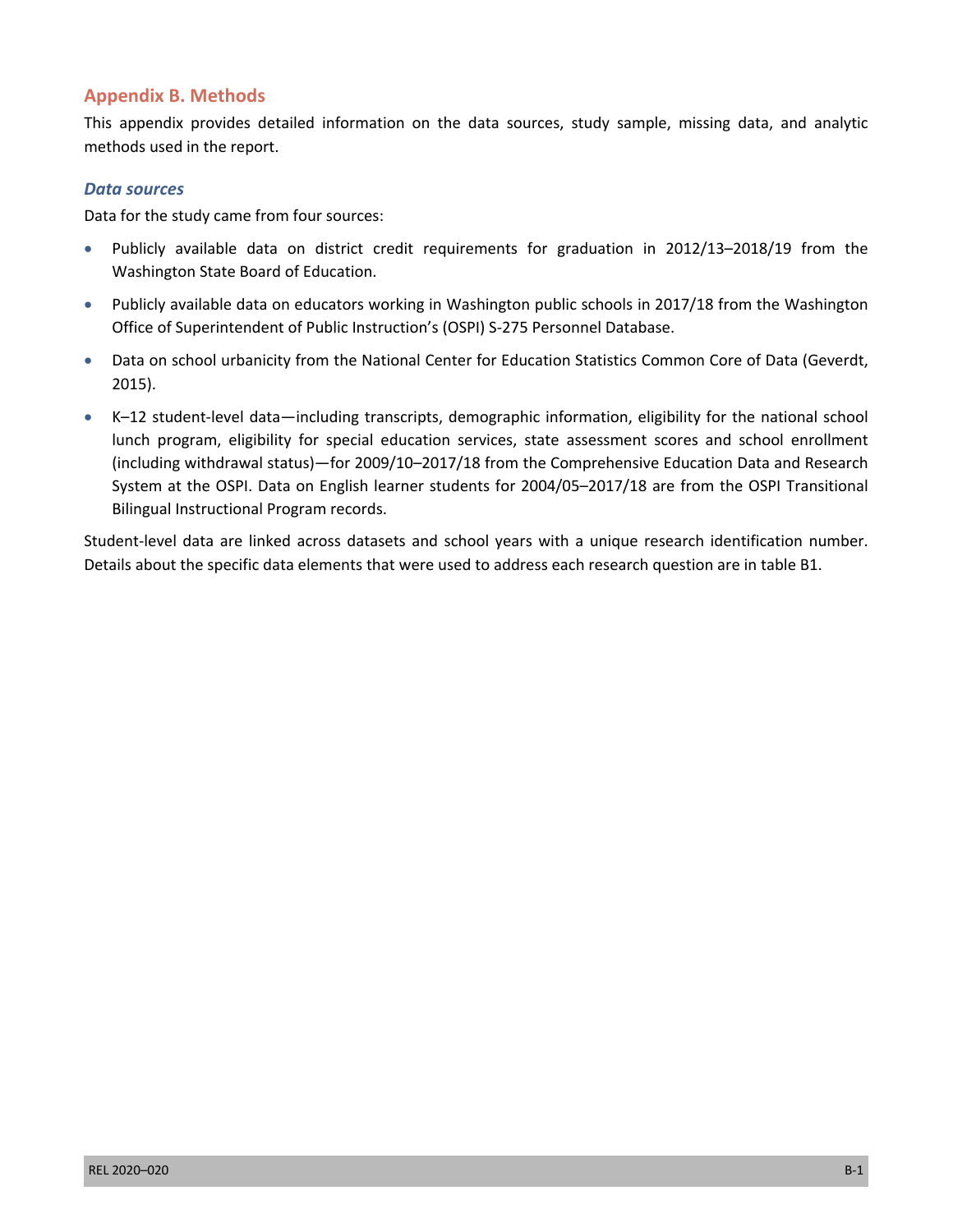## Appendix B. Methods

This appendix provides detailed information on the data sources, study sample, missing data, and analytic methods used in the report.

### *Data sources*

Data for the study came from four sources:

- Publicly available data on district credit requirements for graduation in 2012/13–2018/19 from the Washington State Board of Education.
- Publicly available data on educators working in Washington public schools in 2017/18 from the Washington Office of Superintendent of Public Instruction's (OSPI) S-275 Personnel Database.
- Data on school urbanicity from the National Center for Education Statistics Common Core of Data (Geverdt, 2015).
- K–12 student-level data—including transcripts, demographic information, eligibility for the national school lunch program, eligibility for special education services, state assessment scores and school enrollment (including withdrawal status)—for 2009/10–2017/18 from the Comprehensive Education Data and Research System at the OSPI. Data on English learner students for 2004/05–2017/18 are from the OSPI Transitional Bilingual Instructional Program records.

Student-level data are linked across datasets and school years with a unique research identification number. Details about the specific data elements that were used to address each research question are in table B1.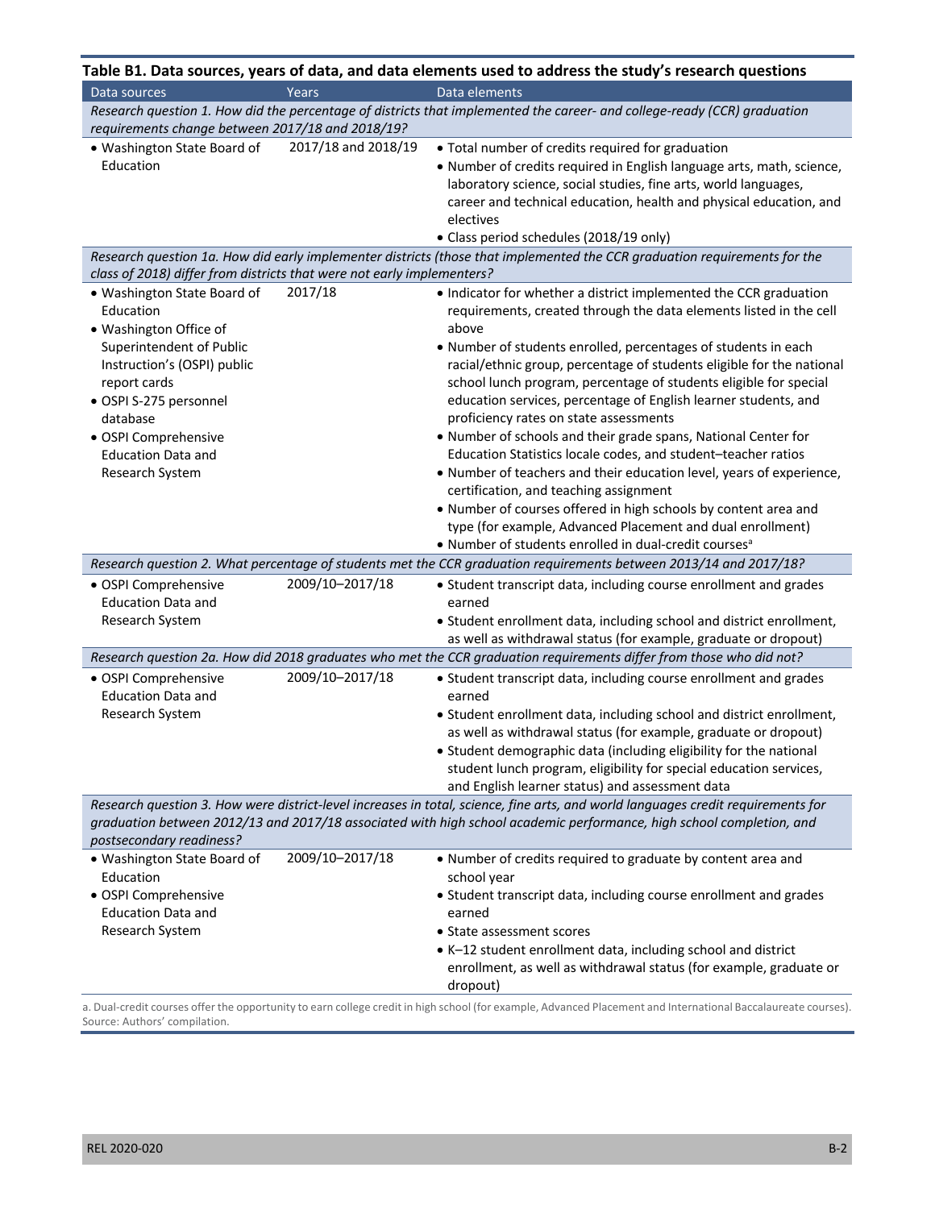**Table B1. Data sources, years of data, and data elements used to address the study's research questions**

| Data sources | Years | Data elements |
|---|---|---|
| *Research question 1. How did the percentage of districts that implemented the career- and college-ready (CCR) graduation requirements change between 2017/18 and 2018/19?* | | |
| • Washington State Board of Education | 2017/18 and 2018/19 | • Total number of credits required for graduation<br>• Number of credits required in English language arts, math, science, laboratory science, social studies, fine arts, world languages, career and technical education, health and physical education, and electives<br>• Class period schedules (2018/19 only) |
| *Research question 1a. How did early implementer districts (those that implemented the CCR graduation requirements for the class of 2018) differ from districts that were not early implementers?* | | |
| • Washington State Board of Education<br>• Washington Office of Superintendent of Public Instruction's (OSPI) public report cards<br>• OSPI S-275 personnel database<br>• OSPI Comprehensive Education Data and Research System | 2017/18 | • Indicator for whether a district implemented the CCR graduation requirements, created through the data elements listed in the cell above<br>• Number of students enrolled, percentages of students in each racial/ethnic group, percentage of students eligible for the national school lunch program, percentage of students eligible for special education services, percentage of English learner students, and proficiency rates on state assessments<br>• Number of schools and their grade spans, National Center for Education Statistics locale codes, and student–teacher ratios<br>• Number of teachers and their education level, years of experience, certification, and teaching assignment<br>• Number of courses offered in high schools by content area and type (for example, Advanced Placement and dual enrollment)<br>• Number of students enrolled in dual-credit courses[a] |
| *Research question 2. What percentage of students met the CCR graduation requirements between 2013/14 and 2017/18?* | | |
| • OSPI Comprehensive Education Data and Research System | 2009/10–2017/18 | • Student transcript data, including course enrollment and grades earned<br>• Student enrollment data, including school and district enrollment, as well as withdrawal status (for example, graduate or dropout) |
| *Research question 2a. How did 2018 graduates who met the CCR graduation requirements differ from those who did not?* | | |
| • OSPI Comprehensive Education Data and Research System | 2009/10–2017/18 | • Student transcript data, including course enrollment and grades earned<br>• Student enrollment data, including school and district enrollment, as well as withdrawal status (for example, graduate or dropout)<br>• Student demographic data (including eligibility for the national student lunch program, eligibility for special education services, and English learner status) and assessment data |
| *Research question 3. How were district-level increases in total, science, fine arts, and world languages credit requirements for graduation between 2012/13 and 2017/18 associated with high school academic performance, high school completion, and postsecondary readiness?* | | |
| • Washington State Board of Education<br>• OSPI Comprehensive Education Data and Research System | 2009/10–2017/18 | • Number of credits required to graduate by content area and school year<br>• Student transcript data, including course enrollment and grades earned<br>• State assessment scores<br>• K–12 student enrollment data, including school and district enrollment, as well as withdrawal status (for example, graduate or dropout) |

a. Dual-credit courses offer the opportunity to earn college credit in high school (for example, Advanced Placement and International Baccalaureate courses).
Source: Authors' compilation.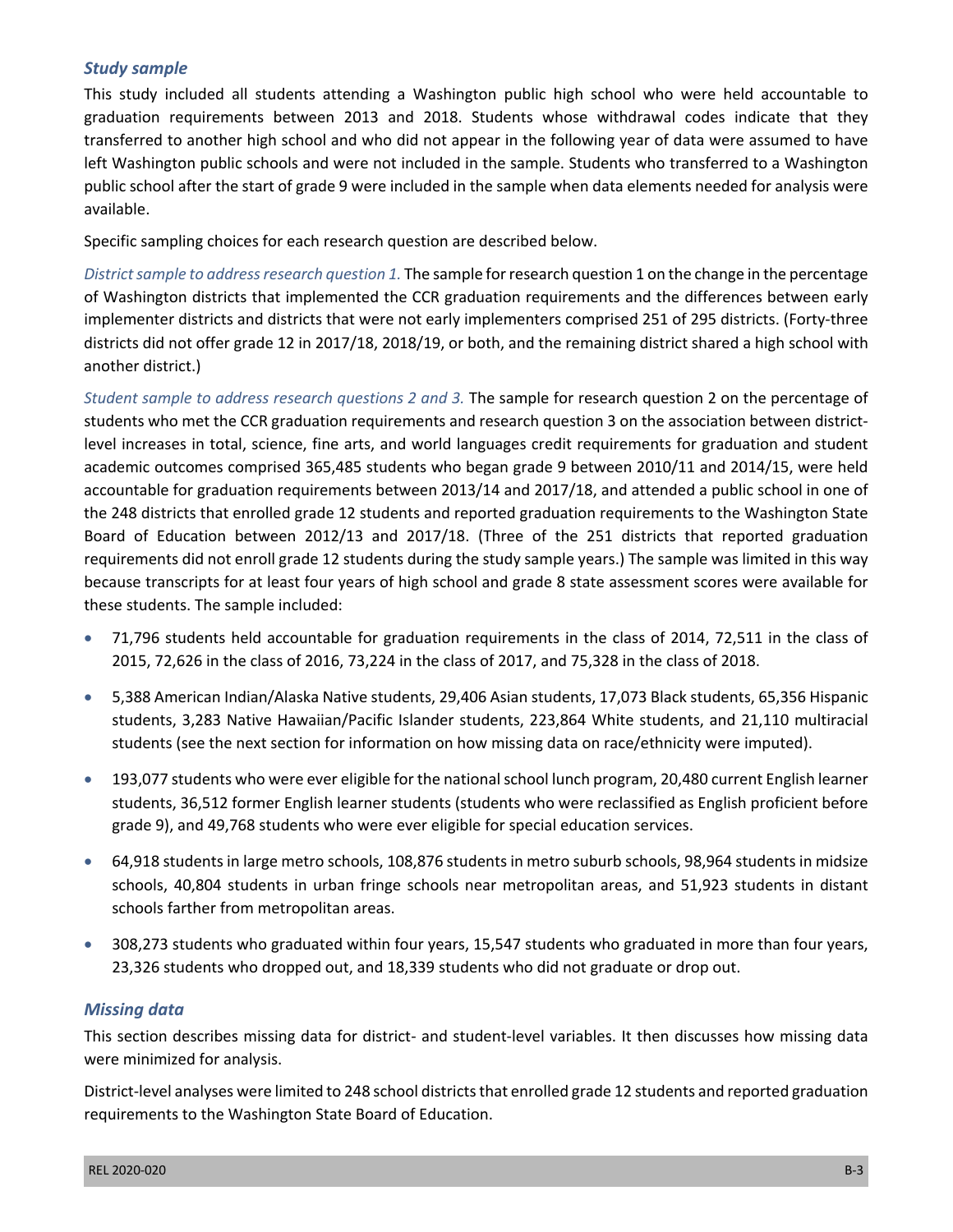### *Study sample*

This study included all students attending a Washington public high school who were held accountable to graduation requirements between 2013 and 2018. Students whose withdrawal codes indicate that they transferred to another high school and who did not appear in the following year of data were assumed to have left Washington public schools and were not included in the sample. Students who transferred to a Washington public school after the start of grade 9 were included in the sample when data elements needed for analysis were available.

Specific sampling choices for each research question are described below.

*District sample to address research question 1.* The sample for research question 1 on the change in the percentage of Washington districts that implemented the CCR graduation requirements and the differences between early implementer districts and districts that were not early implementers comprised 251 of 295 districts. (Forty-three districts did not offer grade 12 in 2017/18, 2018/19, or both, and the remaining district shared a high school with another district.)

*Student sample to address research questions 2 and 3.* The sample for research question 2 on the percentage of students who met the CCR graduation requirements and research question 3 on the association between district-level increases in total, science, fine arts, and world languages credit requirements for graduation and student academic outcomes comprised 365,485 students who began grade 9 between 2010/11 and 2014/15, were held accountable for graduation requirements between 2013/14 and 2017/18, and attended a public school in one of the 248 districts that enrolled grade 12 students and reported graduation requirements to the Washington State Board of Education between 2012/13 and 2017/18. (Three of the 251 districts that reported graduation requirements did not enroll grade 12 students during the study sample years.) The sample was limited in this way because transcripts for at least four years of high school and grade 8 state assessment scores were available for these students. The sample included:

- 71,796 students held accountable for graduation requirements in the class of 2014, 72,511 in the class of 2015, 72,626 in the class of 2016, 73,224 in the class of 2017, and 75,328 in the class of 2018.
- 5,388 American Indian/Alaska Native students, 29,406 Asian students, 17,073 Black students, 65,356 Hispanic students, 3,283 Native Hawaiian/Pacific Islander students, 223,864 White students, and 21,110 multiracial students (see the next section for information on how missing data on race/ethnicity were imputed).
- 193,077 students who were ever eligible for the national school lunch program, 20,480 current English learner students, 36,512 former English learner students (students who were reclassified as English proficient before grade 9), and 49,768 students who were ever eligible for special education services.
- 64,918 students in large metro schools, 108,876 students in metro suburb schools, 98,964 students in midsize schools, 40,804 students in urban fringe schools near metropolitan areas, and 51,923 students in distant schools farther from metropolitan areas.
- 308,273 students who graduated within four years, 15,547 students who graduated in more than four years, 23,326 students who dropped out, and 18,339 students who did not graduate or drop out.

### *Missing data*

This section describes missing data for district- and student-level variables. It then discusses how missing data were minimized for analysis.

District-level analyses were limited to 248 school districts that enrolled grade 12 students and reported graduation requirements to the Washington State Board of Education.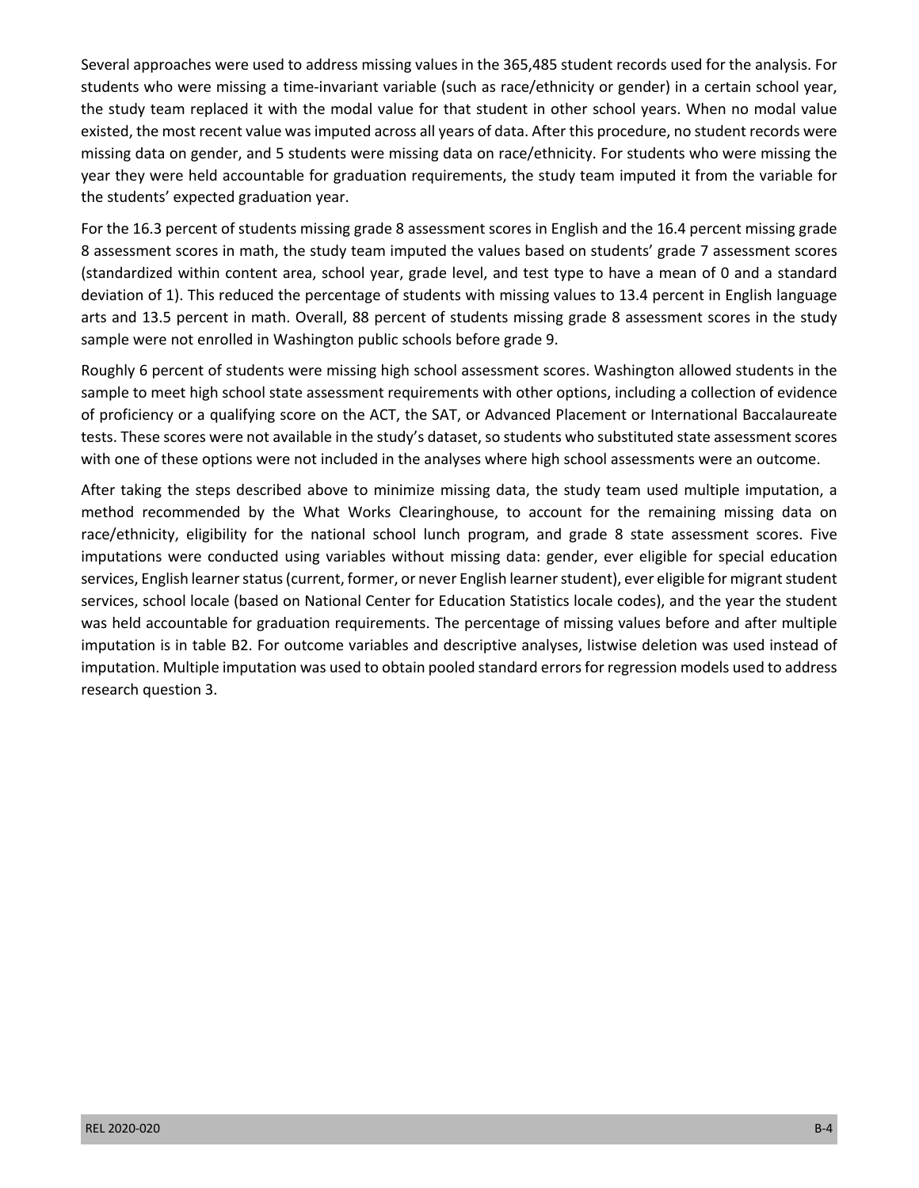Several approaches were used to address missing values in the 365,485 student records used for the analysis. For students who were missing a time-invariant variable (such as race/ethnicity or gender) in a certain school year, the study team replaced it with the modal value for that student in other school years. When no modal value existed, the most recent value was imputed across all years of data. After this procedure, no student records were missing data on gender, and 5 students were missing data on race/ethnicity. For students who were missing the year they were held accountable for graduation requirements, the study team imputed it from the variable for the students' expected graduation year.

For the 16.3 percent of students missing grade 8 assessment scores in English and the 16.4 percent missing grade 8 assessment scores in math, the study team imputed the values based on students' grade 7 assessment scores (standardized within content area, school year, grade level, and test type to have a mean of 0 and a standard deviation of 1). This reduced the percentage of students with missing values to 13.4 percent in English language arts and 13.5 percent in math. Overall, 88 percent of students missing grade 8 assessment scores in the study sample were not enrolled in Washington public schools before grade 9.

Roughly 6 percent of students were missing high school assessment scores. Washington allowed students in the sample to meet high school state assessment requirements with other options, including a collection of evidence of proficiency or a qualifying score on the ACT, the SAT, or Advanced Placement or International Baccalaureate tests. These scores were not available in the study's dataset, so students who substituted state assessment scores with one of these options were not included in the analyses where high school assessments were an outcome.

After taking the steps described above to minimize missing data, the study team used multiple imputation, a method recommended by the What Works Clearinghouse, to account for the remaining missing data on race/ethnicity, eligibility for the national school lunch program, and grade 8 state assessment scores. Five imputations were conducted using variables without missing data: gender, ever eligible for special education services, English learner status (current, former, or never English learner student), ever eligible for migrant student services, school locale (based on National Center for Education Statistics locale codes), and the year the student was held accountable for graduation requirements. The percentage of missing values before and after multiple imputation is in table B2. For outcome variables and descriptive analyses, listwise deletion was used instead of imputation. Multiple imputation was used to obtain pooled standard errors for regression models used to address research question 3.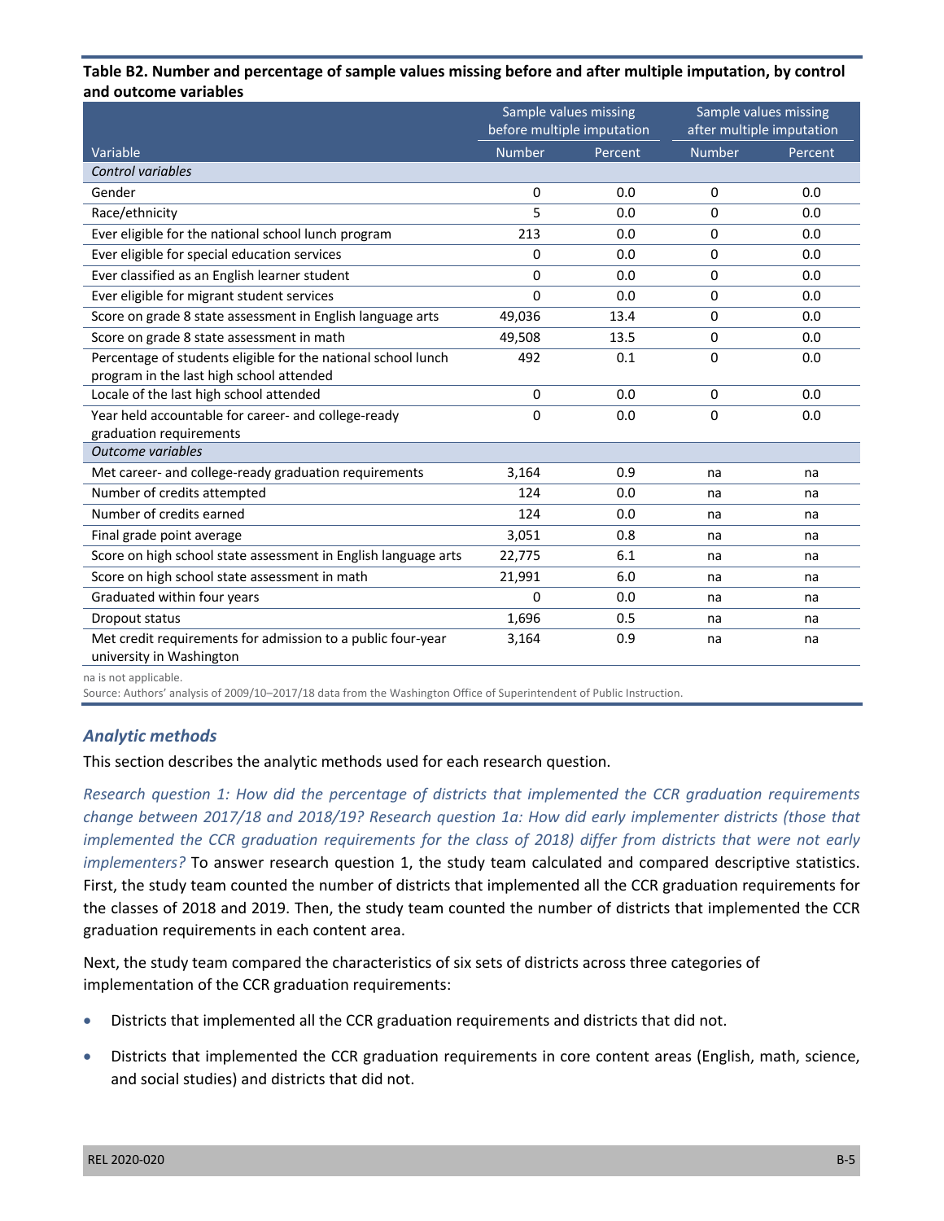**Table B2. Number and percentage of sample values missing before and after multiple imputation, by control and outcome variables**

| Variable | Sample values missing before multiple imputation | | Sample values missing after multiple imputation | |
|---|---|---|---|---|
| | Number | Percent | Number | Percent |
| *Control variables* | | | | |
| Gender | 0 | 0.0 | 0 | 0.0 |
| Race/ethnicity | 5 | 0.0 | 0 | 0.0 |
| Ever eligible for the national school lunch program | 213 | 0.0 | 0 | 0.0 |
| Ever eligible for special education services | 0 | 0.0 | 0 | 0.0 |
| Ever classified as an English learner student | 0 | 0.0 | 0 | 0.0 |
| Ever eligible for migrant student services | 0 | 0.0 | 0 | 0.0 |
| Score on grade 8 state assessment in English language arts | 49,036 | 13.4 | 0 | 0.0 |
| Score on grade 8 state assessment in math | 49,508 | 13.5 | 0 | 0.0 |
| Percentage of students eligible for the national school lunch program in the last high school attended | 492 | 0.1 | 0 | 0.0 |
| Locale of the last high school attended | 0 | 0.0 | 0 | 0.0 |
| Year held accountable for career- and college-ready graduation requirements | 0 | 0.0 | 0 | 0.0 |
| *Outcome variables* | | | | |
| Met career- and college-ready graduation requirements | 3,164 | 0.9 | na | na |
| Number of credits attempted | 124 | 0.0 | na | na |
| Number of credits earned | 124 | 0.0 | na | na |
| Final grade point average | 3,051 | 0.8 | na | na |
| Score on high school state assessment in English language arts | 22,775 | 6.1 | na | na |
| Score on high school state assessment in math | 21,991 | 6.0 | na | na |
| Graduated within four years | 0 | 0.0 | na | na |
| Dropout status | 1,696 | 0.5 | na | na |
| Met credit requirements for admission to a public four-year university in Washington | 3,164 | 0.9 | na | na |

na is not applicable.

Source: Authors' analysis of 2009/10–2017/18 data from the Washington Office of Superintendent of Public Instruction.

### *Analytic methods*

This section describes the analytic methods used for each research question.

*Research question 1: How did the percentage of districts that implemented the CCR graduation requirements change between 2017/18 and 2018/19? Research question 1a: How did early implementer districts (those that implemented the CCR graduation requirements for the class of 2018) differ from districts that were not early implementers?* To answer research question 1, the study team calculated and compared descriptive statistics. First, the study team counted the number of districts that implemented all the CCR graduation requirements for the classes of 2018 and 2019. Then, the study team counted the number of districts that implemented the CCR graduation requirements in each content area.

Next, the study team compared the characteristics of six sets of districts across three categories of implementation of the CCR graduation requirements:

- Districts that implemented all the CCR graduation requirements and districts that did not.
- Districts that implemented the CCR graduation requirements in core content areas (English, math, science, and social studies) and districts that did not.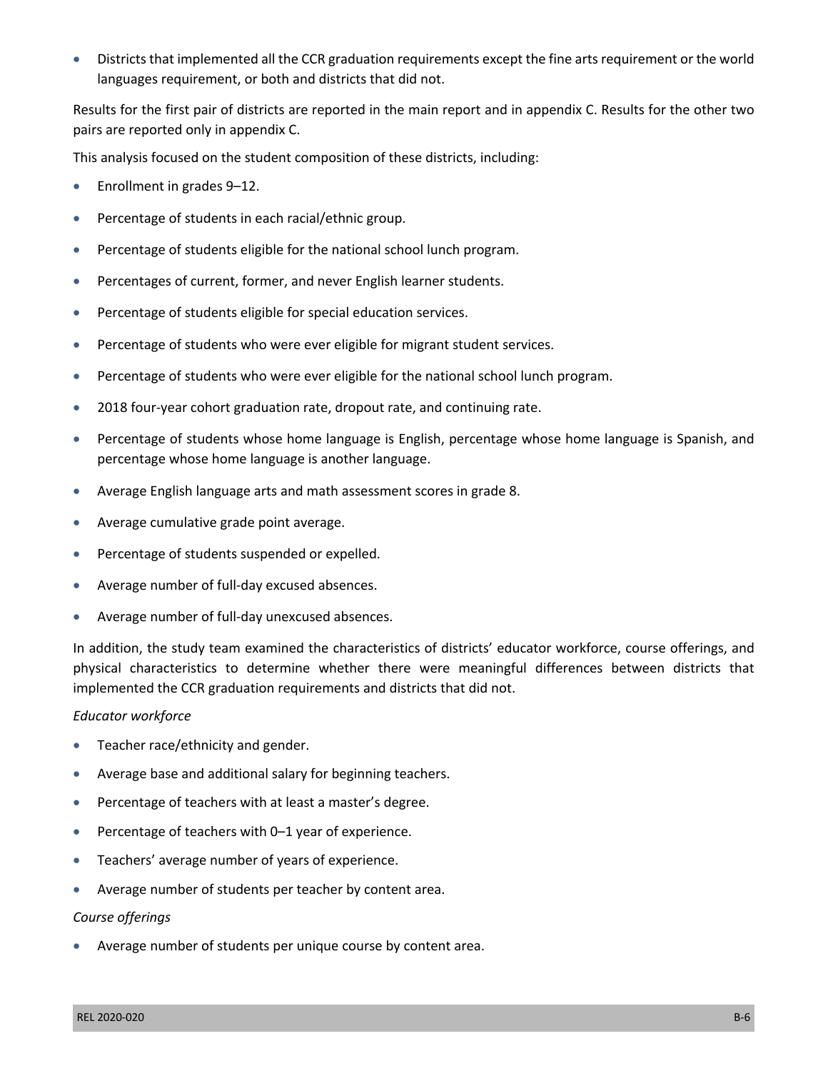- Districts that implemented all the CCR graduation requirements except the fine arts requirement or the world languages requirement, or both and districts that did not.

Results for the first pair of districts are reported in the main report and in appendix C. Results for the other two pairs are reported only in appendix C.

This analysis focused on the student composition of these districts, including:

- Enrollment in grades 9–12.
- Percentage of students in each racial/ethnic group.
- Percentage of students eligible for the national school lunch program.
- Percentages of current, former, and never English learner students.
- Percentage of students eligible for special education services.
- Percentage of students who were ever eligible for migrant student services.
- Percentage of students who were ever eligible for the national school lunch program.
- 2018 four-year cohort graduation rate, dropout rate, and continuing rate.
- Percentage of students whose home language is English, percentage whose home language is Spanish, and percentage whose home language is another language.
- Average English language arts and math assessment scores in grade 8.
- Average cumulative grade point average.
- Percentage of students suspended or expelled.
- Average number of full-day excused absences.
- Average number of full-day unexcused absences.

In addition, the study team examined the characteristics of districts' educator workforce, course offerings, and physical characteristics to determine whether there were meaningful differences between districts that implemented the CCR graduation requirements and districts that did not.

*Educator workforce*

- Teacher race/ethnicity and gender.
- Average base and additional salary for beginning teachers.
- Percentage of teachers with at least a master's degree.
- Percentage of teachers with 0–1 year of experience.
- Teachers' average number of years of experience.
- Average number of students per teacher by content area.

*Course offerings*

- Average number of students per unique course by content area.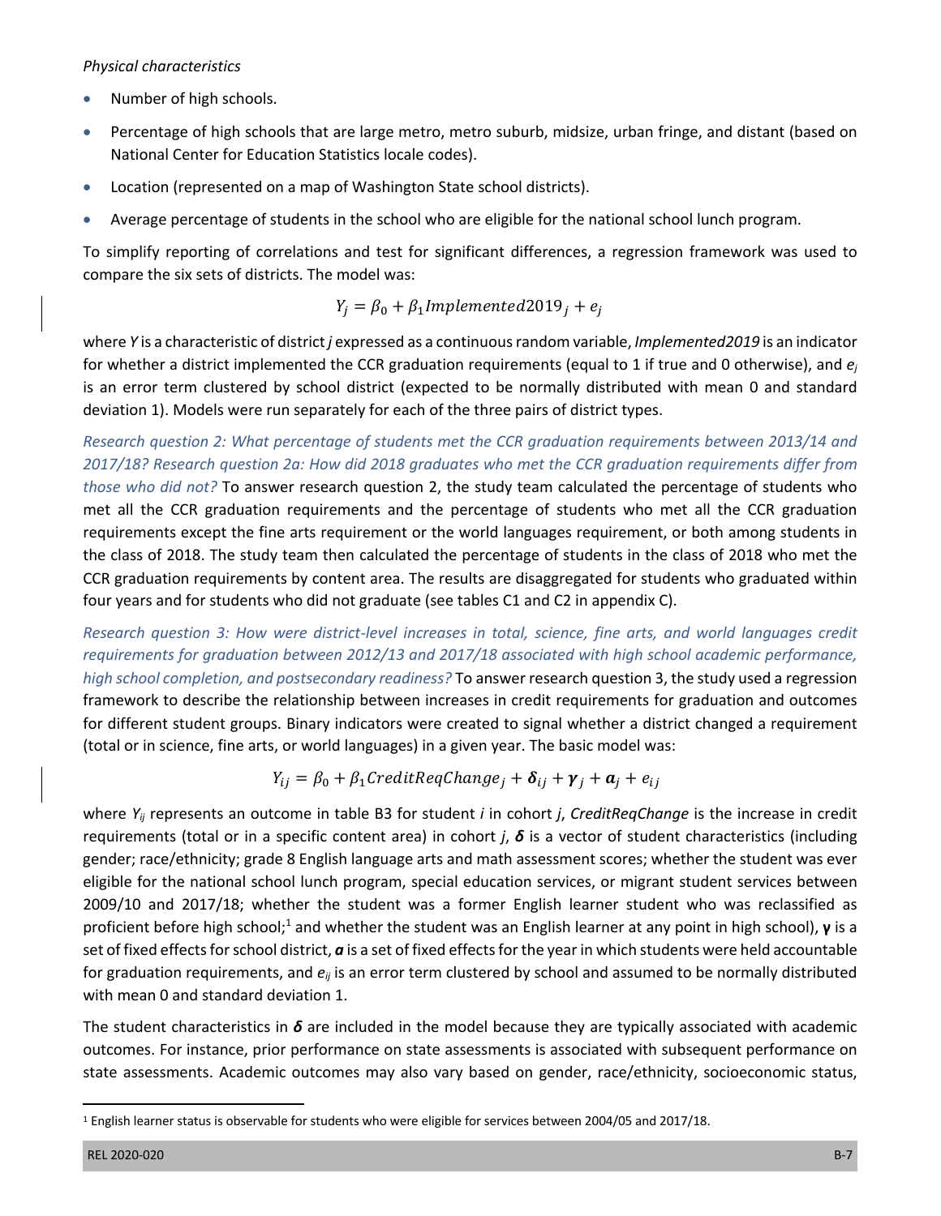*Physical characteristics*

- Number of high schools.
- Percentage of high schools that are large metro, metro suburb, midsize, urban fringe, and distant (based on National Center for Education Statistics locale codes).
- Location (represented on a map of Washington State school districts).
- Average percentage of students in the school who are eligible for the national school lunch program.

To simplify reporting of correlations and test for significant differences, a regression framework was used to compare the six sets of districts. The model was:

$$Y_j = \beta_0 + \beta_1 Implemented2019_j + e_j$$

where *Y* is a characteristic of district *j* expressed as a continuous random variable, *Implemented2019* is an indicator for whether a district implemented the CCR graduation requirements (equal to 1 if true and 0 otherwise), and $e_j$ is an error term clustered by school district (expected to be normally distributed with mean 0 and standard deviation 1). Models were run separately for each of the three pairs of district types.

*Research question 2: What percentage of students met the CCR graduation requirements between 2013/14 and 2017/18? Research question 2a: How did 2018 graduates who met the CCR graduation requirements differ from those who did not?* To answer research question 2, the study team calculated the percentage of students who met all the CCR graduation requirements and the percentage of students who met all the CCR graduation requirements except the fine arts requirement or the world languages requirement, or both among students in the class of 2018. The study team then calculated the percentage of students in the class of 2018 who met the CCR graduation requirements by content area. The results are disaggregated for students who graduated within four years and for students who did not graduate (see tables C1 and C2 in appendix C).

*Research question 3: How were district-level increases in total, science, fine arts, and world languages credit requirements for graduation between 2012/13 and 2017/18 associated with high school academic performance, high school completion, and postsecondary readiness?* To answer research question 3, the study used a regression framework to describe the relationship between increases in credit requirements for graduation and outcomes for different student groups. Binary indicators were created to signal whether a district changed a requirement (total or in science, fine arts, or world languages) in a given year. The basic model was:

$$Y_{ij} = \beta_0 + \beta_1 CreditReqChange_j + \boldsymbol{\delta}_{ij} + \boldsymbol{\gamma}_j + \boldsymbol{a}_j + e_{ij}$$

where $Y_{ij}$ represents an outcome in table B3 for student *i* in cohort *j*, *CreditReqChange* is the increase in credit requirements (total or in a specific content area) in cohort *j*, $\boldsymbol{\delta}$ is a vector of student characteristics (including gender; race/ethnicity; grade 8 English language arts and math assessment scores; whether the student was ever eligible for the national school lunch program, special education services, or migrant student services between 2009/10 and 2017/18; whether the student was a former English learner student who was reclassified as proficient before high school;[1] and whether the student was an English learner at any point in high school), $\boldsymbol{\gamma}$ is a set of fixed effects for school district, $\boldsymbol{a}$ is a set of fixed effects for the year in which students were held accountable for graduation requirements, and $e_{ij}$ is an error term clustered by school and assumed to be normally distributed with mean 0 and standard deviation 1.

The student characteristics in $\boldsymbol{\delta}$ are included in the model because they are typically associated with academic outcomes. For instance, prior performance on state assessments is associated with subsequent performance on state assessments. Academic outcomes may also vary based on gender, race/ethnicity, socioeconomic status,

[1] English learner status is observable for students who were eligible for services between 2004/05 and 2017/18.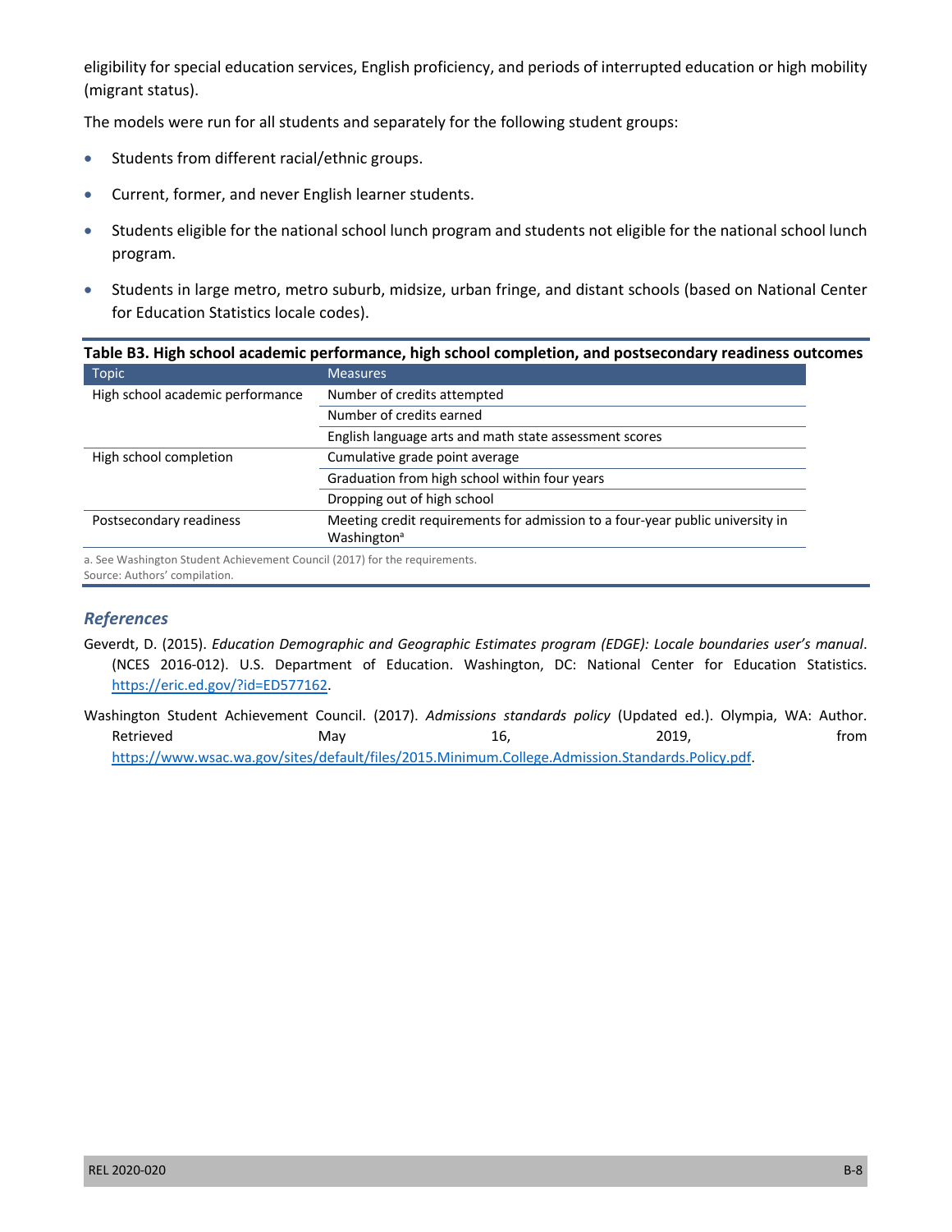eligibility for special education services, English proficiency, and periods of interrupted education or high mobility (migrant status).

The models were run for all students and separately for the following student groups:

- Students from different racial/ethnic groups.
- Current, former, and never English learner students.
- Students eligible for the national school lunch program and students not eligible for the national school lunch program.
- Students in large metro, metro suburb, midsize, urban fringe, and distant schools (based on National Center for Education Statistics locale codes).

**Table B3. High school academic performance, high school completion, and postsecondary readiness outcomes**

| Topic | Measures |
|---|---|
| High school academic performance | Number of credits attempted |
| | Number of credits earned |
| | English language arts and math state assessment scores |
| High school completion | Cumulative grade point average |
| | Graduation from high school within four years |
| | Dropping out of high school |
| Postsecondary readiness | Meeting credit requirements for admission to a four-year public university in Washington[a] |

a. See Washington Student Achievement Council (2017) for the requirements.
Source: Authors' compilation.

## References

Geverdt, D. (2015). *Education Demographic and Geographic Estimates program (EDGE): Locale boundaries user's manual*. (NCES 2016-012). U.S. Department of Education. Washington, DC: National Center for Education Statistics. https://eric.ed.gov/?id=ED577162.

Washington Student Achievement Council. (2017). *Admissions standards policy* (Updated ed.). Olympia, WA: Author. Retrieved May 16, 2019, from https://www.wsac.wa.gov/sites/default/files/2015.Minimum.College.Admission.Standards.Policy.pdf.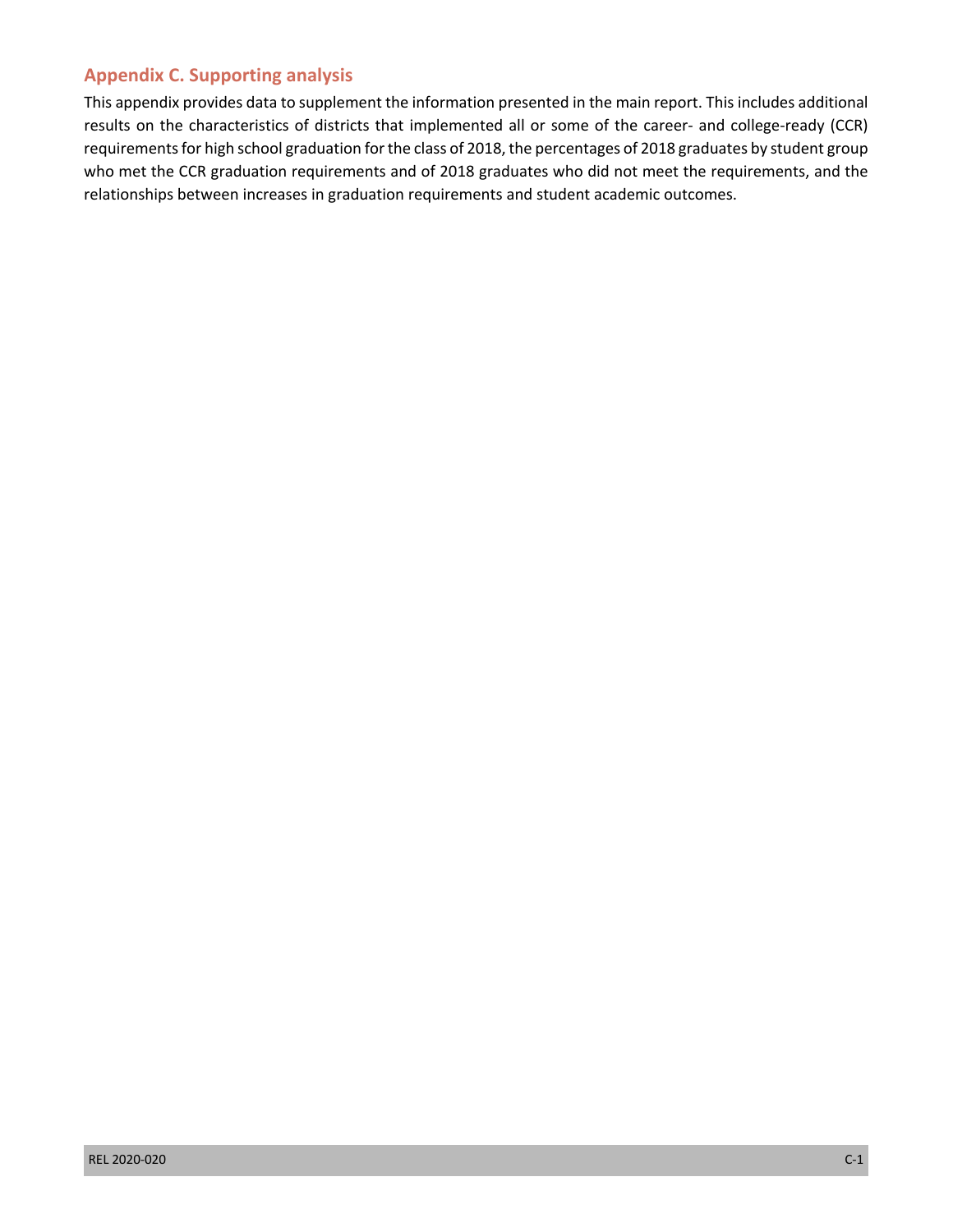## Appendix C. Supporting analysis

This appendix provides data to supplement the information presented in the main report. This includes additional results on the characteristics of districts that implemented all or some of the career- and college-ready (CCR) requirements for high school graduation for the class of 2018, the percentages of 2018 graduates by student group who met the CCR graduation requirements and of 2018 graduates who did not meet the requirements, and the relationships between increases in graduation requirements and student academic outcomes.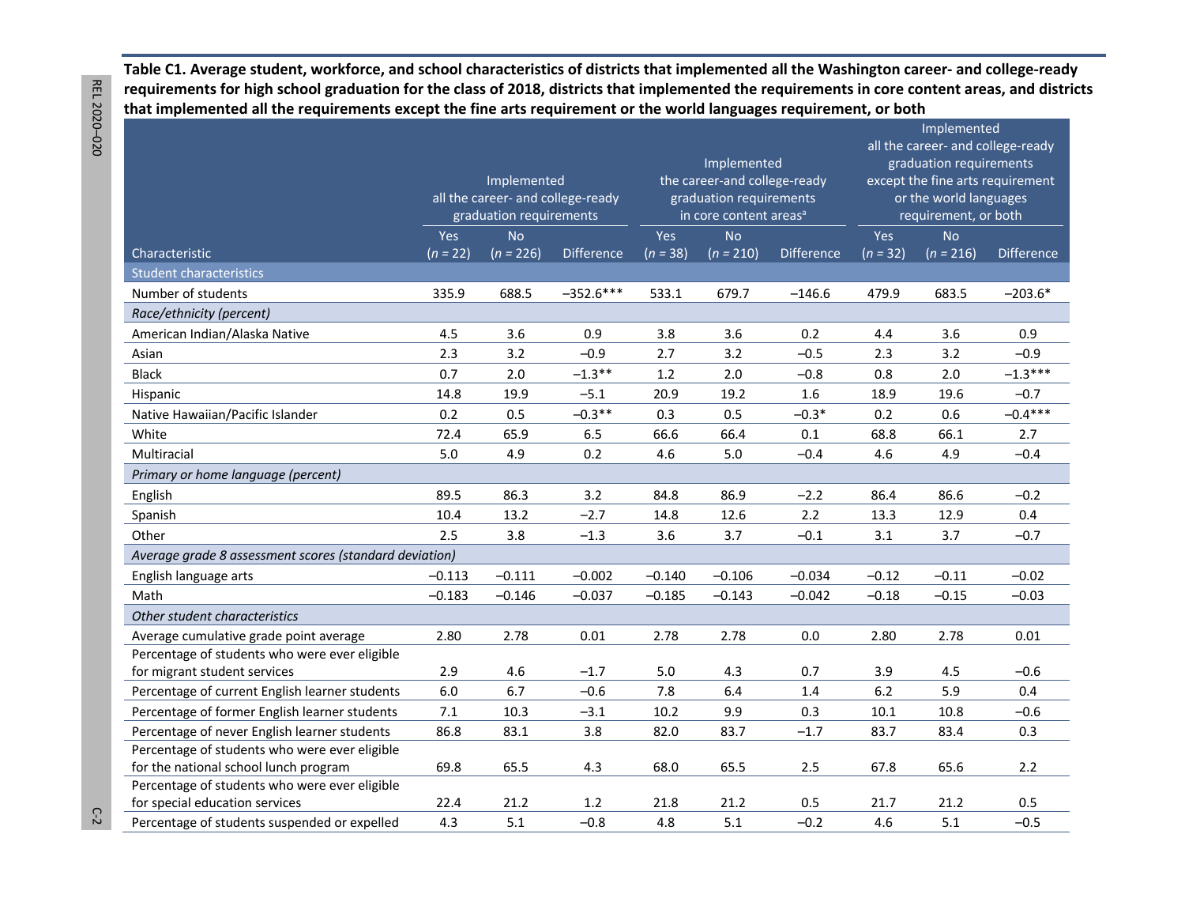**Table C1. Average student, workforce, and school characteristics of districts that implemented all the Washington career- and college-ready requirements for high school graduation for the class of 2018, districts that implemented the requirements in core content areas, and districts that implemented all the requirements except the fine arts requirement or the world languages requirement, or both**

| Characteristic | Implemented all the career- and college-ready graduation requirements | | | Implemented the career-and college-ready graduation requirements in core content areas[a] | | | Implemented all the career- and college-ready graduation requirements except the fine arts requirement or the world languages requirement, or both | | |
|---|---|---|---|---|---|---|---|---|---|
| | Yes (*n* = 22) | No (*n* = 226) | Difference | Yes (*n* = 38) | No (*n* = 210) | Difference | Yes (*n* = 32) | No (*n* = 216) | Difference |
| **Student characteristics** | | | | | | | | | |
| Number of students | 335.9 | 688.5 | –352.6*** | 533.1 | 679.7 | –146.6 | 479.9 | 683.5 | –203.6* |
| *Race/ethnicity (percent)* | | | | | | | | | |
| American Indian/Alaska Native | 4.5 | 3.6 | 0.9 | 3.8 | 3.6 | 0.2 | 4.4 | 3.6 | 0.9 |
| Asian | 2.3 | 3.2 | –0.9 | 2.7 | 3.2 | –0.5 | 2.3 | 3.2 | –0.9 |
| Black | 0.7 | 2.0 | –1.3** | 1.2 | 2.0 | –0.8 | 0.8 | 2.0 | –1.3*** |
| Hispanic | 14.8 | 19.9 | –5.1 | 20.9 | 19.2 | 1.6 | 18.9 | 19.6 | –0.7 |
| Native Hawaiian/Pacific Islander | 0.2 | 0.5 | –0.3** | 0.3 | 0.5 | –0.3* | 0.2 | 0.6 | –0.4*** |
| White | 72.4 | 65.9 | 6.5 | 66.6 | 66.4 | 0.1 | 68.8 | 66.1 | 2.7 |
| Multiracial | 5.0 | 4.9 | 0.2 | 4.6 | 5.0 | –0.4 | 4.6 | 4.9 | –0.4 |
| *Primary or home language (percent)* | | | | | | | | | |
| English | 89.5 | 86.3 | 3.2 | 84.8 | 86.9 | –2.2 | 86.4 | 86.6 | –0.2 |
| Spanish | 10.4 | 13.2 | –2.7 | 14.8 | 12.6 | 2.2 | 13.3 | 12.9 | 0.4 |
| Other | 2.5 | 3.8 | –1.3 | 3.6 | 3.7 | –0.1 | 3.1 | 3.7 | –0.7 |
| *Average grade 8 assessment scores (standard deviation)* | | | | | | | | | |
| English language arts | –0.113 | –0.111 | –0.002 | –0.140 | –0.106 | –0.034 | –0.12 | –0.11 | –0.02 |
| Math | –0.183 | –0.146 | –0.037 | –0.185 | –0.143 | –0.042 | –0.18 | –0.15 | –0.03 |
| *Other student characteristics* | | | | | | | | | |
| Average cumulative grade point average | 2.80 | 2.78 | 0.01 | 2.78 | 2.78 | 0.0 | 2.80 | 2.78 | 0.01 |
| Percentage of students who were ever eligible for migrant student services | 2.9 | 4.6 | –1.7 | 5.0 | 4.3 | 0.7 | 3.9 | 4.5 | –0.6 |
| Percentage of current English learner students | 6.0 | 6.7 | –0.6 | 7.8 | 6.4 | 1.4 | 6.2 | 5.9 | 0.4 |
| Percentage of former English learner students | 7.1 | 10.3 | –3.1 | 10.2 | 9.9 | 0.3 | 10.1 | 10.8 | –0.6 |
| Percentage of never English learner students | 86.8 | 83.1 | 3.8 | 82.0 | 83.7 | –1.7 | 83.7 | 83.4 | 0.3 |
| Percentage of students who were ever eligible for the national school lunch program | 69.8 | 65.5 | 4.3 | 68.0 | 65.5 | 2.5 | 67.8 | 65.6 | 2.2 |
| Percentage of students who were ever eligible for special education services | 22.4 | 21.2 | 1.2 | 21.8 | 21.2 | 0.5 | 21.7 | 21.2 | 0.5 |
| Percentage of students suspended or expelled | 4.3 | 5.1 | –0.8 | 4.8 | 5.1 | –0.2 | 4.6 | 5.1 | –0.5 |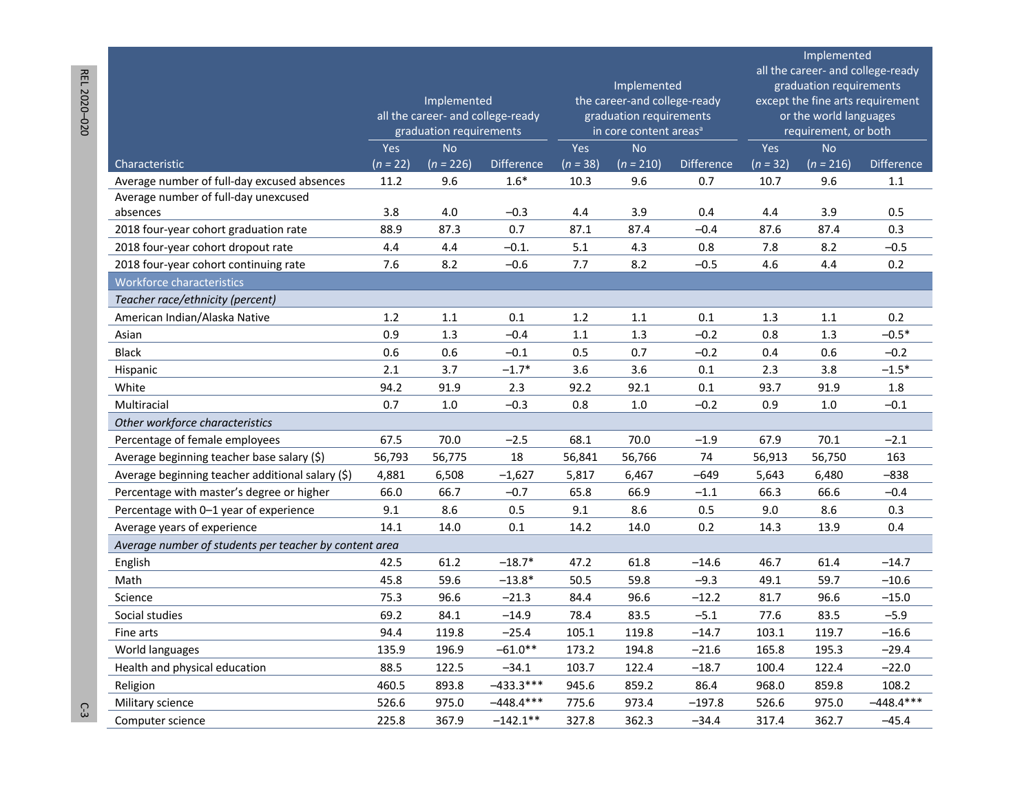| Characteristic | Implemented all the career- and college-ready graduation requirements | | | Implemented the career-and college-ready graduation requirements in core content areas[a] | | | Implemented all the career- and college-ready graduation requirements except the fine arts requirement or the world languages requirement, or both | | |
|---|---|---|---|---|---|---|---|---|---|
| | Yes (n = 22) | No (n = 226) | Difference | Yes (n = 38) | No (n = 210) | Difference | Yes (n = 32) | No (n = 216) | Difference |
| Average number of full-day excused absences | 11.2 | 9.6 | 1.6* | 10.3 | 9.6 | 0.7 | 10.7 | 9.6 | 1.1 |
| Average number of full-day unexcused absences | 3.8 | 4.0 | –0.3 | 4.4 | 3.9 | 0.4 | 4.4 | 3.9 | 0.5 |
| 2018 four-year cohort graduation rate | 88.9 | 87.3 | 0.7 | 87.1 | 87.4 | –0.4 | 87.6 | 87.4 | 0.3 |
| 2018 four-year cohort dropout rate | 4.4 | 4.4 | –0.1. | 5.1 | 4.3 | 0.8 | 7.8 | 8.2 | –0.5 |
| 2018 four-year cohort continuing rate | 7.6 | 8.2 | –0.6 | 7.7 | 8.2 | –0.5 | 4.6 | 4.4 | 0.2 |
| **Workforce characteristics** | | | | | | | | | |
| *Teacher race/ethnicity (percent)* | | | | | | | | | |
| American Indian/Alaska Native | 1.2 | 1.1 | 0.1 | 1.2 | 1.1 | 0.1 | 1.3 | 1.1 | 0.2 |
| Asian | 0.9 | 1.3 | –0.4 | 1.1 | 1.3 | –0.2 | 0.8 | 1.3 | –0.5* |
| Black | 0.6 | 0.6 | –0.1 | 0.5 | 0.7 | –0.2 | 0.4 | 0.6 | –0.2 |
| Hispanic | 2.1 | 3.7 | –1.7* | 3.6 | 3.6 | 0.1 | 2.3 | 3.8 | –1.5* |
| White | 94.2 | 91.9 | 2.3 | 92.2 | 92.1 | 0.1 | 93.7 | 91.9 | 1.8 |
| Multiracial | 0.7 | 1.0 | –0.3 | 0.8 | 1.0 | –0.2 | 0.9 | 1.0 | –0.1 |
| *Other workforce characteristics* | | | | | | | | | |
| Percentage of female employees | 67.5 | 70.0 | –2.5 | 68.1 | 70.0 | –1.9 | 67.9 | 70.1 | –2.1 |
| Average beginning teacher base salary ($) | 56,793 | 56,775 | 18 | 56,841 | 56,766 | 74 | 56,913 | 56,750 | 163 |
| Average beginning teacher additional salary ($) | 4,881 | 6,508 | –1,627 | 5,817 | 6,467 | –649 | 5,643 | 6,480 | –838 |
| Percentage with master's degree or higher | 66.0 | 66.7 | –0.7 | 65.8 | 66.9 | –1.1 | 66.3 | 66.6 | –0.4 |
| Percentage with 0–1 year of experience | 9.1 | 8.6 | 0.5 | 9.1 | 8.6 | 0.5 | 9.0 | 8.6 | 0.3 |
| Average years of experience | 14.1 | 14.0 | 0.1 | 14.2 | 14.0 | 0.2 | 14.3 | 13.9 | 0.4 |
| *Average number of students per teacher by content area* | | | | | | | | | |
| English | 42.5 | 61.2 | –18.7* | 47.2 | 61.8 | –14.6 | 46.7 | 61.4 | –14.7 |
| Math | 45.8 | 59.6 | –13.8* | 50.5 | 59.8 | –9.3 | 49.1 | 59.7 | –10.6 |
| Science | 75.3 | 96.6 | –21.3 | 84.4 | 96.6 | –12.2 | 81.7 | 96.6 | –15.0 |
| Social studies | 69.2 | 84.1 | –14.9 | 78.4 | 83.5 | –5.1 | 77.6 | 83.5 | –5.9 |
| Fine arts | 94.4 | 119.8 | –25.4 | 105.1 | 119.8 | –14.7 | 103.1 | 119.7 | –16.6 |
| World languages | 135.9 | 196.9 | –61.0** | 173.2 | 194.8 | –21.6 | 165.8 | 195.3 | –29.4 |
| Health and physical education | 88.5 | 122.5 | –34.1 | 103.7 | 122.4 | –18.7 | 100.4 | 122.4 | –22.0 |
| Religion | 460.5 | 893.8 | –433.3*** | 945.6 | 859.2 | 86.4 | 968.0 | 859.8 | 108.2 |
| Military science | 526.6 | 975.0 | –448.4*** | 775.6 | 973.4 | –197.8 | 526.6 | 975.0 | –448.4*** |
| Computer science | 225.8 | 367.9 | –142.1** | 327.8 | 362.3 | –34.4 | 317.4 | 362.7 | –45.4 |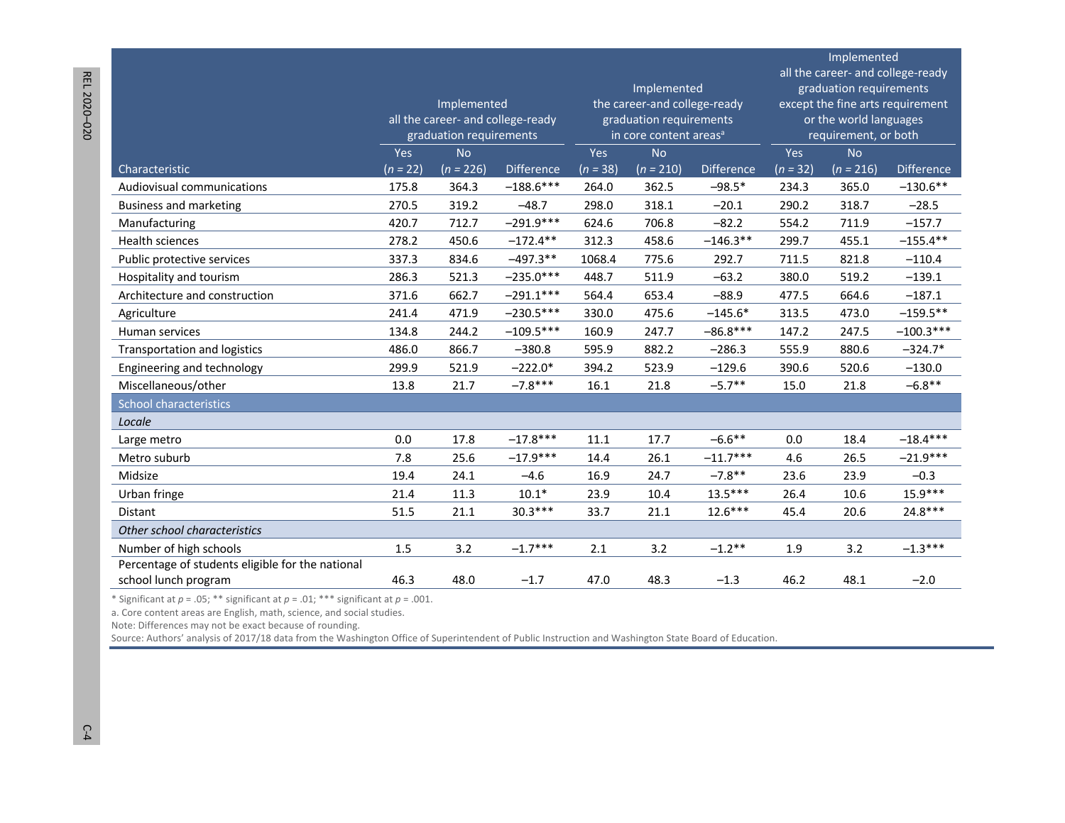| Characteristic | Implemented all the career- and college-ready graduation requirements | | | Implemented the career-and college-ready graduation requirements in core content areas[a] | | | Implemented all the career- and college-ready graduation requirements except the fine arts requirement or the world languages requirement, or both | | |
|---|---|---|---|---|---|---|---|---|---|
| | Yes (n = 22) | No (n = 226) | Difference | Yes (n = 38) | No (n = 210) | Difference | Yes (n = 32) | No (n = 216) | Difference |
| Audiovisual communications | 175.8 | 364.3 | –188.6*** | 264.0 | 362.5 | –98.5* | 234.3 | 365.0 | –130.6** |
| Business and marketing | 270.5 | 319.2 | –48.7 | 298.0 | 318.1 | –20.1 | 290.2 | 318.7 | –28.5 |
| Manufacturing | 420.7 | 712.7 | –291.9*** | 624.6 | 706.8 | –82.2 | 554.2 | 711.9 | –157.7 |
| Health sciences | 278.2 | 450.6 | –172.4** | 312.3 | 458.6 | –146.3** | 299.7 | 455.1 | –155.4** |
| Public protective services | 337.3 | 834.6 | –497.3** | 1068.4 | 775.6 | 292.7 | 711.5 | 821.8 | –110.4 |
| Hospitality and tourism | 286.3 | 521.3 | –235.0*** | 448.7 | 511.9 | –63.2 | 380.0 | 519.2 | –139.1 |
| Architecture and construction | 371.6 | 662.7 | –291.1*** | 564.4 | 653.4 | –88.9 | 477.5 | 664.6 | –187.1 |
| Agriculture | 241.4 | 471.9 | –230.5*** | 330.0 | 475.6 | –145.6* | 313.5 | 473.0 | –159.5** |
| Human services | 134.8 | 244.2 | –109.5*** | 160.9 | 247.7 | –86.8*** | 147.2 | 247.5 | –100.3*** |
| Transportation and logistics | 486.0 | 866.7 | –380.8 | 595.9 | 882.2 | –286.3 | 555.9 | 880.6 | –324.7* |
| Engineering and technology | 299.9 | 521.9 | –222.0* | 394.2 | 523.9 | –129.6 | 390.6 | 520.6 | –130.0 |
| Miscellaneous/other | 13.8 | 21.7 | –7.8*** | 16.1 | 21.8 | –5.7** | 15.0 | 21.8 | –6.8** |
| School characteristics | | | | | | | | | |
| *Locale* | | | | | | | | | |
| Large metro | 0.0 | 17.8 | –17.8*** | 11.1 | 17.7 | –6.6** | 0.0 | 18.4 | –18.4*** |
| Metro suburb | 7.8 | 25.6 | –17.9*** | 14.4 | 26.1 | –11.7*** | 4.6 | 26.5 | –21.9*** |
| Midsize | 19.4 | 24.1 | –4.6 | 16.9 | 24.7 | –7.8** | 23.6 | 23.9 | –0.3 |
| Urban fringe | 21.4 | 11.3 | 10.1* | 23.9 | 10.4 | 13.5*** | 26.4 | 10.6 | 15.9*** |
| Distant | 51.5 | 21.1 | 30.3*** | 33.7 | 21.1 | 12.6*** | 45.4 | 20.6 | 24.8*** |
| *Other school characteristics* | | | | | | | | | |
| Number of high schools | 1.5 | 3.2 | –1.7*** | 2.1 | 3.2 | –1.2** | 1.9 | 3.2 | –1.3*** |
| Percentage of students eligible for the national school lunch program | 46.3 | 48.0 | –1.7 | 47.0 | 48.3 | –1.3 | 46.2 | 48.1 | –2.0 |

* Significant at $p = .05$; ** significant at $p = .01$; *** significant at $p = .001$.

a. Core content areas are English, math, science, and social studies.

Note: Differences may not be exact because of rounding.

Source: Authors' analysis of 2017/18 data from the Washington Office of Superintendent of Public Instruction and Washington State Board of Education.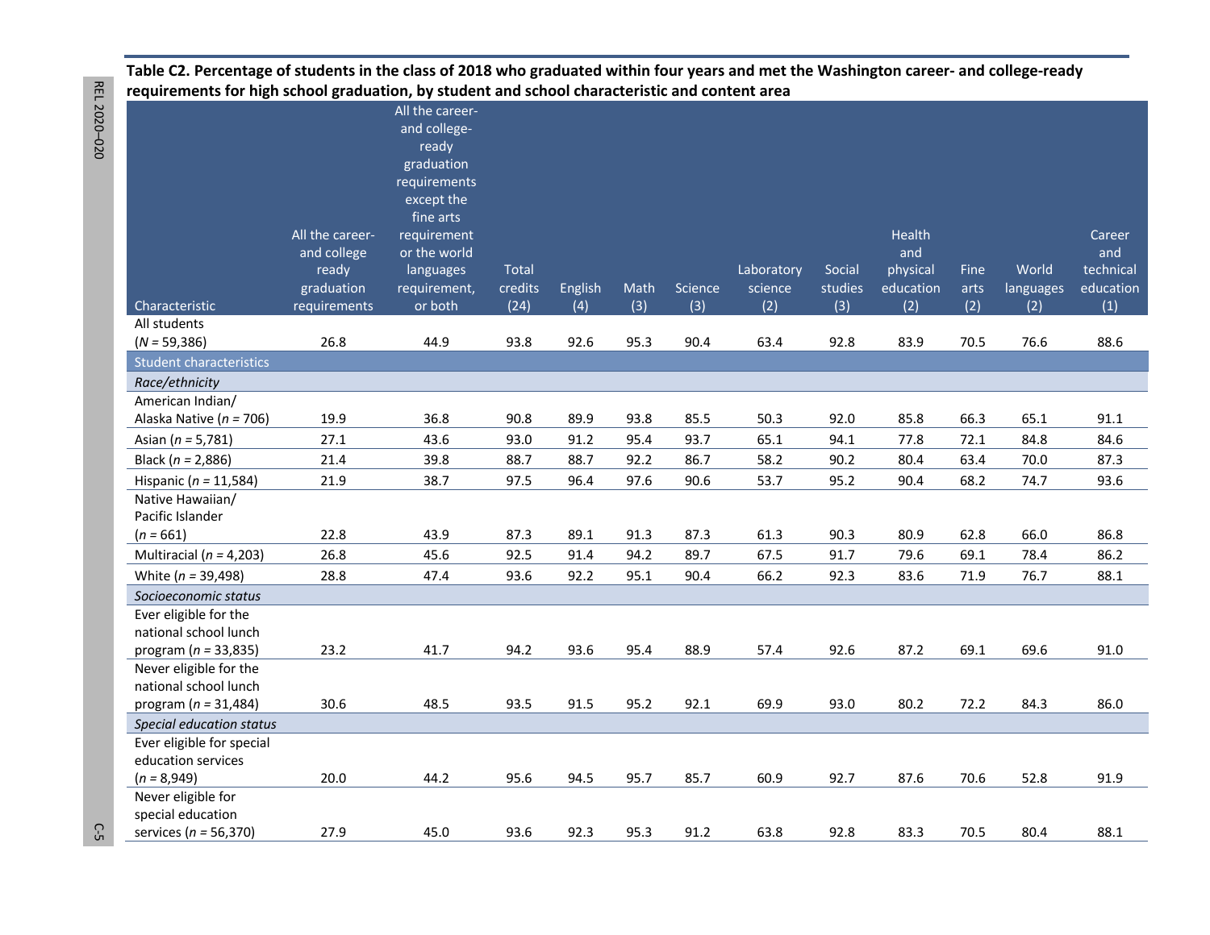**Table C2. Percentage of students in the class of 2018 who graduated within four years and met the Washington career- and college-ready requirements for high school graduation, by student and school characteristic and content area**

| Characteristic | All the career- and college ready graduation requirements | All the career- and college-ready graduation requirements except the fine arts requirement or the world languages requirement, or both | Total credits (24) | English (4) | Math (3) | Science (3) | Laboratory science (2) | Social studies (3) | Health and physical education (2) | Fine arts (2) | World languages (2) | Career and technical education (1) |
|---|---|---|---|---|---|---|---|---|---|---|---|---|
| All students (*N* = 59,386) | 26.8 | 44.9 | 93.8 | 92.6 | 95.3 | 90.4 | 63.4 | 92.8 | 83.9 | 70.5 | 76.6 | 88.6 |
| Student characteristics | | | | | | | | | | | | |
| *Race/ethnicity* | | | | | | | | | | | | |
| American Indian/ Alaska Native (*n* = 706) | 19.9 | 36.8 | 90.8 | 89.9 | 93.8 | 85.5 | 50.3 | 92.0 | 85.8 | 66.3 | 65.1 | 91.1 |
| Asian (*n* = 5,781) | 27.1 | 43.6 | 93.0 | 91.2 | 95.4 | 93.7 | 65.1 | 94.1 | 77.8 | 72.1 | 84.8 | 84.6 |
| Black (*n* = 2,886) | 21.4 | 39.8 | 88.7 | 88.7 | 92.2 | 86.7 | 58.2 | 90.2 | 80.4 | 63.4 | 70.0 | 87.3 |
| Hispanic (*n* = 11,584) | 21.9 | 38.7 | 97.5 | 96.4 | 97.6 | 90.6 | 53.7 | 95.2 | 90.4 | 68.2 | 74.7 | 93.6 |
| Native Hawaiian/ Pacific Islander (*n* = 661) | 22.8 | 43.9 | 87.3 | 89.1 | 91.3 | 87.3 | 61.3 | 90.3 | 80.9 | 62.8 | 66.0 | 86.8 |
| Multiracial (*n* = 4,203) | 26.8 | 45.6 | 92.5 | 91.4 | 94.2 | 89.7 | 67.5 | 91.7 | 79.6 | 69.1 | 78.4 | 86.2 |
| White (*n* = 39,498) | 28.8 | 47.4 | 93.6 | 92.2 | 95.1 | 90.4 | 66.2 | 92.3 | 83.6 | 71.9 | 76.7 | 88.1 |
| *Socioeconomic status* | | | | | | | | | | | | |
| Ever eligible for the national school lunch program (*n* = 33,835) | 23.2 | 41.7 | 94.2 | 93.6 | 95.4 | 88.9 | 57.4 | 92.6 | 87.2 | 69.1 | 69.6 | 91.0 |
| Never eligible for the national school lunch program (*n* = 31,484) | 30.6 | 48.5 | 93.5 | 91.5 | 95.2 | 92.1 | 69.9 | 93.0 | 80.2 | 72.2 | 84.3 | 86.0 |
| *Special education status* | | | | | | | | | | | | |
| Ever eligible for special education services (*n* = 8,949) | 20.0 | 44.2 | 95.6 | 94.5 | 95.7 | 85.7 | 60.9 | 92.7 | 87.6 | 70.6 | 52.8 | 91.9 |
| Never eligible for special education services (*n* = 56,370) | 27.9 | 45.0 | 93.6 | 92.3 | 95.3 | 91.2 | 63.8 | 92.8 | 83.3 | 70.5 | 80.4 | 88.1 |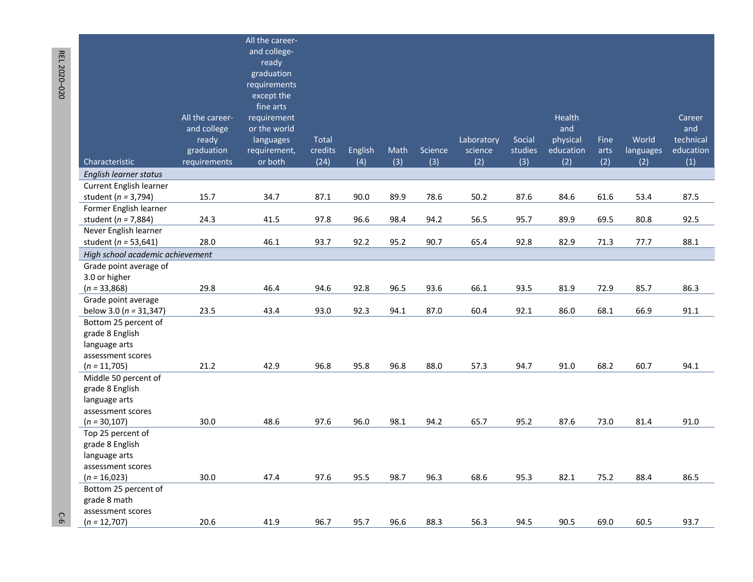| Characteristic | All the career- and college ready graduation requirements | All the career- and college-ready graduation requirements except the fine arts requirement or the world languages requirement, or both | Total credits (24) | English (4) | Math (3) | Science (3) | Laboratory science (2) | Social studies (3) | Health and physical education (2) | Fine arts (2) | World languages (2) | Career and technical education (1) |
|---|---|---|---|---|---|---|---|---|---|---|---|---|
| *English learner status* | | | | | | | | | | | | |
| Current English learner student (*n* = 3,794) | 15.7 | 34.7 | 87.1 | 90.0 | 89.9 | 78.6 | 50.2 | 87.6 | 84.6 | 61.6 | 53.4 | 87.5 |
| Former English learner student (*n* = 7,884) | 24.3 | 41.5 | 97.8 | 96.6 | 98.4 | 94.2 | 56.5 | 95.7 | 89.9 | 69.5 | 80.8 | 92.5 |
| Never English learner student (*n* = 53,641) | 28.0 | 46.1 | 93.7 | 92.2 | 95.2 | 90.7 | 65.4 | 92.8 | 82.9 | 71.3 | 77.7 | 88.1 |
| *High school academic achievement* | | | | | | | | | | | | |
| Grade point average of 3.0 or higher (*n* = 33,868) | 29.8 | 46.4 | 94.6 | 92.8 | 96.5 | 93.6 | 66.1 | 93.5 | 81.9 | 72.9 | 85.7 | 86.3 |
| Grade point average below 3.0 (*n* = 31,347) | 23.5 | 43.4 | 93.0 | 92.3 | 94.1 | 87.0 | 60.4 | 92.1 | 86.0 | 68.1 | 66.9 | 91.1 |
| Bottom 25 percent of grade 8 English language arts assessment scores (*n* = 11,705) | 21.2 | 42.9 | 96.8 | 95.8 | 96.8 | 88.0 | 57.3 | 94.7 | 91.0 | 68.2 | 60.7 | 94.1 |
| Middle 50 percent of grade 8 English language arts assessment scores (*n* = 30,107) | 30.0 | 48.6 | 97.6 | 96.0 | 98.1 | 94.2 | 65.7 | 95.2 | 87.6 | 73.0 | 81.4 | 91.0 |
| Top 25 percent of grade 8 English language arts assessment scores (*n* = 16,023) | 30.0 | 47.4 | 97.6 | 95.5 | 98.7 | 96.3 | 68.6 | 95.3 | 82.1 | 75.2 | 88.4 | 86.5 |
| Bottom 25 percent of grade 8 math assessment scores (*n* = 12,707) | 20.6 | 41.9 | 96.7 | 95.7 | 96.6 | 88.3 | 56.3 | 94.5 | 90.5 | 69.0 | 60.5 | 93.7 |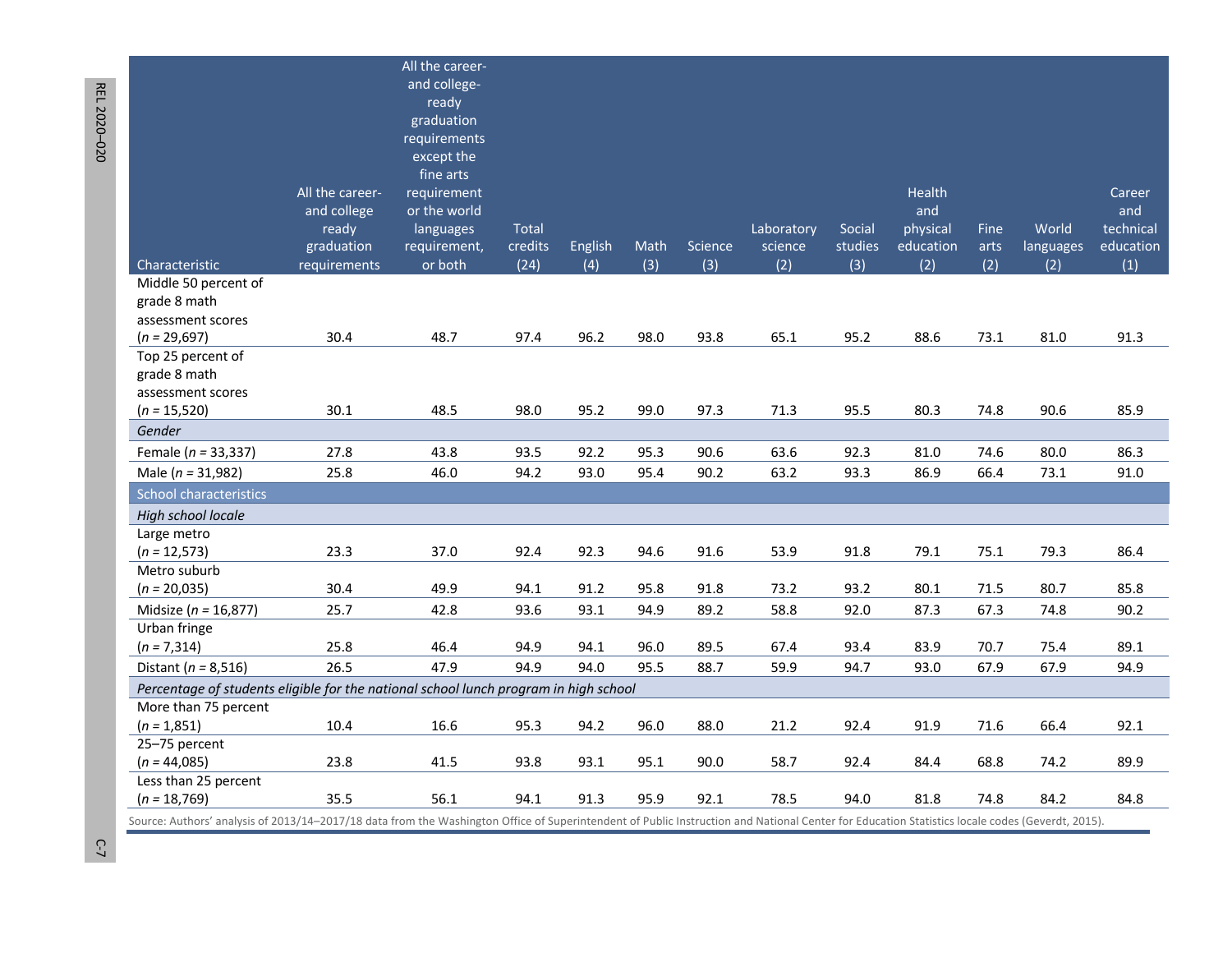| Characteristic | All the career- and college ready graduation requirements | All the career- and college-ready graduation requirements except the fine arts requirement or the world languages requirement, or both | Total credits (24) | English (4) | Math (3) | Science (3) | Laboratory science (2) | Social studies (3) | Health and physical education (2) | Fine arts (2) | World languages (2) | Career and technical education (1) |
|---|---|---|---|---|---|---|---|---|---|---|---|---|
| Middle 50 percent of grade 8 math assessment scores (*n* = 29,697) | 30.4 | 48.7 | 97.4 | 96.2 | 98.0 | 93.8 | 65.1 | 95.2 | 88.6 | 73.1 | 81.0 | 91.3 |
| Top 25 percent of grade 8 math assessment scores (*n* = 15,520) | 30.1 | 48.5 | 98.0 | 95.2 | 99.0 | 97.3 | 71.3 | 95.5 | 80.3 | 74.8 | 90.6 | 85.9 |
| *Gender* | | | | | | | | | | | | |
| Female (*n* = 33,337) | 27.8 | 43.8 | 93.5 | 92.2 | 95.3 | 90.6 | 63.6 | 92.3 | 81.0 | 74.6 | 80.0 | 86.3 |
| Male (*n* = 31,982) | 25.8 | 46.0 | 94.2 | 93.0 | 95.4 | 90.2 | 63.2 | 93.3 | 86.9 | 66.4 | 73.1 | 91.0 |
| School characteristics | | | | | | | | | | | | |
| *High school locale* | | | | | | | | | | | | |
| Large metro (*n* = 12,573) | 23.3 | 37.0 | 92.4 | 92.3 | 94.6 | 91.6 | 53.9 | 91.8 | 79.1 | 75.1 | 79.3 | 86.4 |
| Metro suburb (*n* = 20,035) | 30.4 | 49.9 | 94.1 | 91.2 | 95.8 | 91.8 | 73.2 | 93.2 | 80.1 | 71.5 | 80.7 | 85.8 |
| Midsize (*n* = 16,877) | 25.7 | 42.8 | 93.6 | 93.1 | 94.9 | 89.2 | 58.8 | 92.0 | 87.3 | 67.3 | 74.8 | 90.2 |
| Urban fringe (*n* = 7,314) | 25.8 | 46.4 | 94.9 | 94.1 | 96.0 | 89.5 | 67.4 | 93.4 | 83.9 | 70.7 | 75.4 | 89.1 |
| Distant (*n* = 8,516) | 26.5 | 47.9 | 94.9 | 94.0 | 95.5 | 88.7 | 59.9 | 94.7 | 93.0 | 67.9 | 67.9 | 94.9 |
| *Percentage of students eligible for the national school lunch program in high school* | | | | | | | | | | | | |
| More than 75 percent (*n* = 1,851) | 10.4 | 16.6 | 95.3 | 94.2 | 96.0 | 88.0 | 21.2 | 92.4 | 91.9 | 71.6 | 66.4 | 92.1 |
| 25–75 percent (*n* = 44,085) | 23.8 | 41.5 | 93.8 | 93.1 | 95.1 | 90.0 | 58.7 | 92.4 | 84.4 | 68.8 | 74.2 | 89.9 |
| Less than 25 percent (*n* = 18,769) | 35.5 | 56.1 | 94.1 | 91.3 | 95.9 | 92.1 | 78.5 | 94.0 | 81.8 | 74.8 | 84.2 | 84.8 |

Source: Authors' analysis of 2013/14–2017/18 data from the Washington Office of Superintendent of Public Instruction and National Center for Education Statistics locale codes (Geverdt, 2015).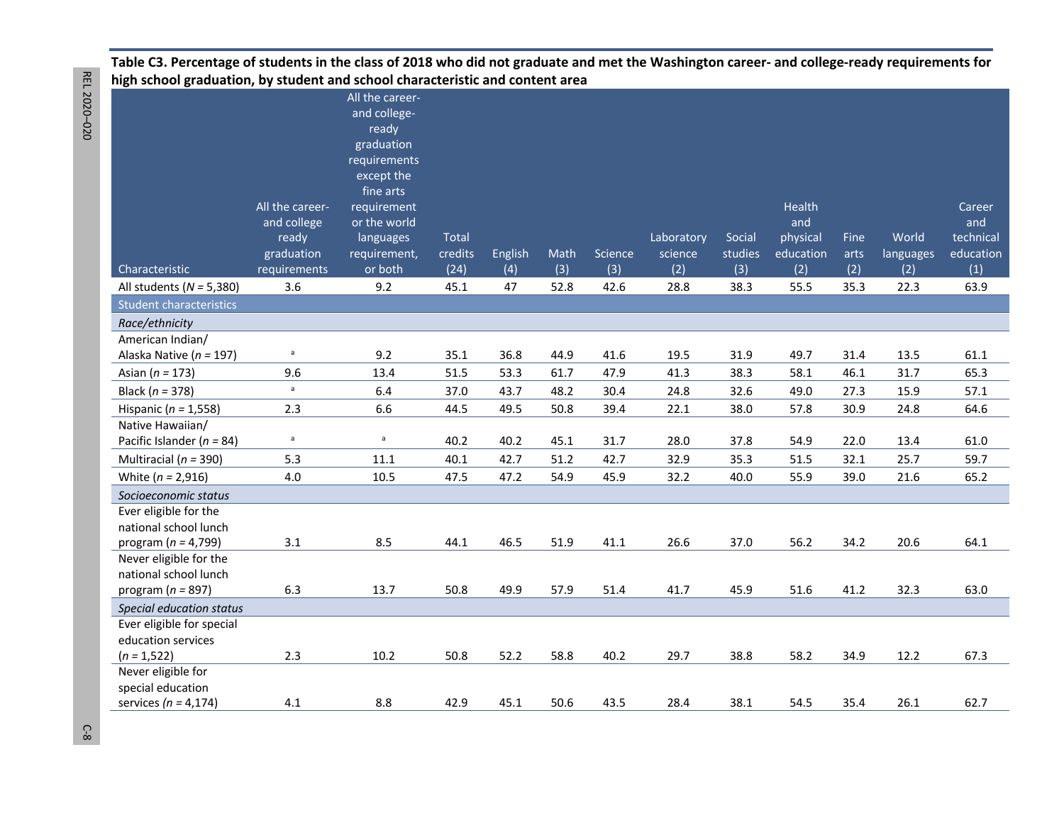**Table C3. Percentage of students in the class of 2018 who did not graduate and met the Washington career- and college-ready requirements for high school graduation, by student and school characteristic and content area**

| Characteristic | All the career- and college ready graduation requirements | All the career- and college-ready graduation requirements except the fine arts requirement or the world languages requirement, or both | Total credits (24) | English (4) | Math (3) | Science (3) | Laboratory science (2) | Social studies (3) | Health and physical education (2) | Fine arts (2) | World languages (2) | Career and technical education (1) |
|---|---|---|---|---|---|---|---|---|---|---|---|---|
| All students (*N* = 5,380) | 3.6 | 9.2 | 45.1 | 47 | 52.8 | 42.6 | 28.8 | 38.3 | 55.5 | 35.3 | 22.3 | 63.9 |
| Student characteristics | | | | | | | | | | | | |
| *Race/ethnicity* | | | | | | | | | | | | |
| American Indian/ Alaska Native (*n* = 197) | [a] | 9.2 | 35.1 | 36.8 | 44.9 | 41.6 | 19.5 | 31.9 | 49.7 | 31.4 | 13.5 | 61.1 |
| Asian (*n* = 173) | 9.6 | 13.4 | 51.5 | 53.3 | 61.7 | 47.9 | 41.3 | 38.3 | 58.1 | 46.1 | 31.7 | 65.3 |
| Black (*n* = 378) | [a] | 6.4 | 37.0 | 43.7 | 48.2 | 30.4 | 24.8 | 32.6 | 49.0 | 27.3 | 15.9 | 57.1 |
| Hispanic (*n* = 1,558) | 2.3 | 6.6 | 44.5 | 49.5 | 50.8 | 39.4 | 22.1 | 38.0 | 57.8 | 30.9 | 24.8 | 64.6 |
| Native Hawaiian/ Pacific Islander (*n* = 84) | [a] | [a] | 40.2 | 40.2 | 45.1 | 31.7 | 28.0 | 37.8 | 54.9 | 22.0 | 13.4 | 61.0 |
| Multiracial (*n* = 390) | 5.3 | 11.1 | 40.1 | 42.7 | 51.2 | 42.7 | 32.9 | 35.3 | 51.5 | 32.1 | 25.7 | 59.7 |
| White (*n* = 2,916) | 4.0 | 10.5 | 47.5 | 47.2 | 54.9 | 45.9 | 32.2 | 40.0 | 55.9 | 39.0 | 21.6 | 65.2 |
| *Socioeconomic status* | | | | | | | | | | | | |
| Ever eligible for the national school lunch program (*n* = 4,799) | 3.1 | 8.5 | 44.1 | 46.5 | 51.9 | 41.1 | 26.6 | 37.0 | 56.2 | 34.2 | 20.6 | 64.1 |
| Never eligible for the national school lunch program (*n* = 897) | 6.3 | 13.7 | 50.8 | 49.9 | 57.9 | 51.4 | 41.7 | 45.9 | 51.6 | 41.2 | 32.3 | 63.0 |
| *Special education status* | | | | | | | | | | | | |
| Ever eligible for special education services (*n* = 1,522) | 2.3 | 10.2 | 50.8 | 52.2 | 58.8 | 40.2 | 29.7 | 38.8 | 58.2 | 34.9 | 12.2 | 67.3 |
| Never eligible for special education services (*n* = 4,174) | 4.1 | 8.8 | 42.9 | 45.1 | 50.6 | 43.5 | 28.4 | 38.1 | 54.5 | 35.4 | 26.1 | 62.7 |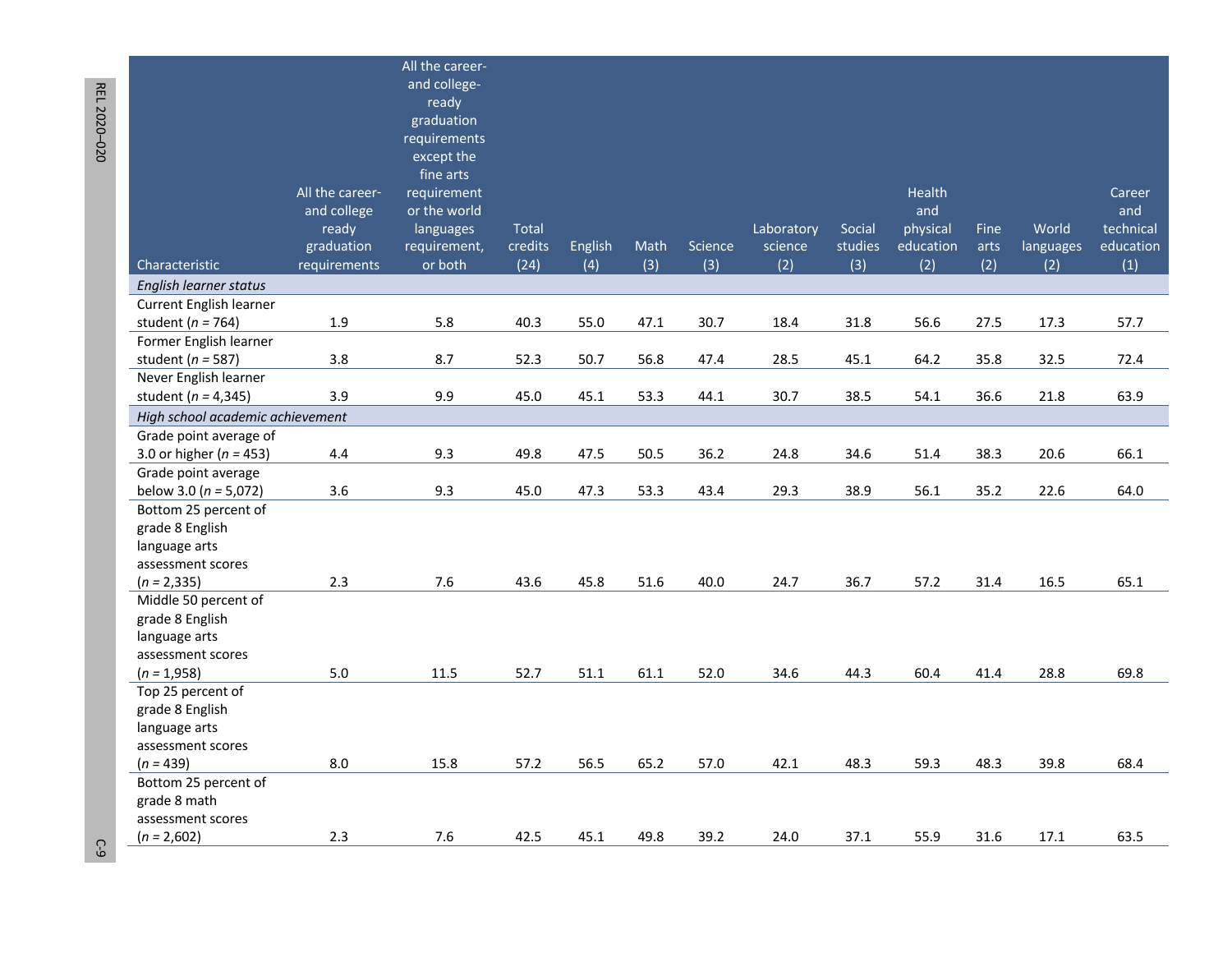| Characteristic | All the career- and college ready graduation requirements | All the career- and college-ready graduation requirements except the fine arts requirement or the world languages requirement, or both | Total credits (24) | English (4) | Math (3) | Science (3) | Laboratory science (2) | Social studies (3) | Health and physical education (2) | Fine arts (2) | World languages (2) | Career and technical education (1) |
|---|---|---|---|---|---|---|---|---|---|---|---|---|
| *English learner status* | | | | | | | | | | | | |
| Current English learner student (*n* = 764) | 1.9 | 5.8 | 40.3 | 55.0 | 47.1 | 30.7 | 18.4 | 31.8 | 56.6 | 27.5 | 17.3 | 57.7 |
| Former English learner student (*n* = 587) | 3.8 | 8.7 | 52.3 | 50.7 | 56.8 | 47.4 | 28.5 | 45.1 | 64.2 | 35.8 | 32.5 | 72.4 |
| Never English learner student (*n* = 4,345) | 3.9 | 9.9 | 45.0 | 45.1 | 53.3 | 44.1 | 30.7 | 38.5 | 54.1 | 36.6 | 21.8 | 63.9 |
| *High school academic achievement* | | | | | | | | | | | | |
| Grade point average of 3.0 or higher (*n* = 453) | 4.4 | 9.3 | 49.8 | 47.5 | 50.5 | 36.2 | 24.8 | 34.6 | 51.4 | 38.3 | 20.6 | 66.1 |
| Grade point average below 3.0 (*n* = 5,072) | 3.6 | 9.3 | 45.0 | 47.3 | 53.3 | 43.4 | 29.3 | 38.9 | 56.1 | 35.2 | 22.6 | 64.0 |
| Bottom 25 percent of grade 8 English language arts assessment scores (*n* = 2,335) | 2.3 | 7.6 | 43.6 | 45.8 | 51.6 | 40.0 | 24.7 | 36.7 | 57.2 | 31.4 | 16.5 | 65.1 |
| Middle 50 percent of grade 8 English language arts assessment scores (*n* = 1,958) | 5.0 | 11.5 | 52.7 | 51.1 | 61.1 | 52.0 | 34.6 | 44.3 | 60.4 | 41.4 | 28.8 | 69.8 |
| Top 25 percent of grade 8 English language arts assessment scores (*n* = 439) | 8.0 | 15.8 | 57.2 | 56.5 | 65.2 | 57.0 | 42.1 | 48.3 | 59.3 | 48.3 | 39.8 | 68.4 |
| Bottom 25 percent of grade 8 math assessment scores (*n* = 2,602) | 2.3 | 7.6 | 42.5 | 45.1 | 49.8 | 39.2 | 24.0 | 37.1 | 55.9 | 31.6 | 17.1 | 63.5 |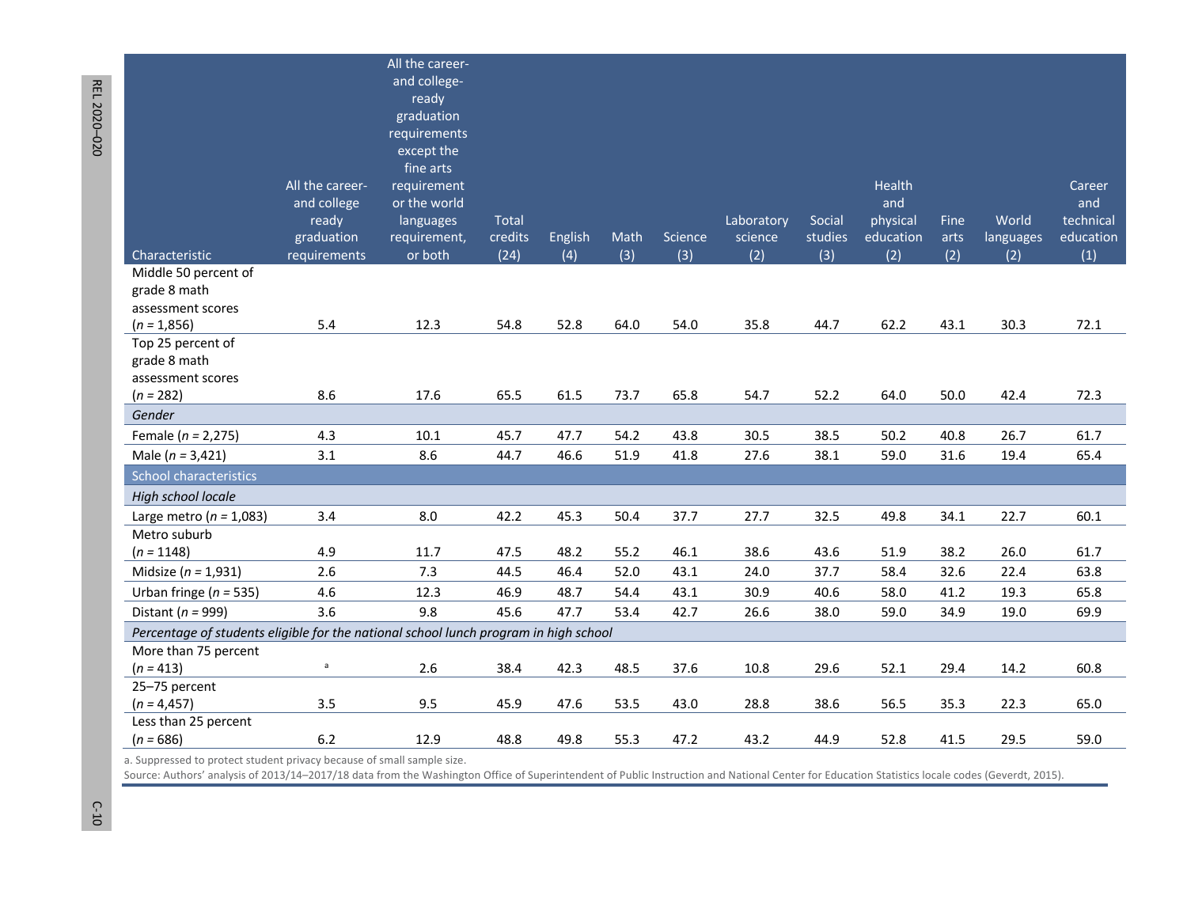| Characteristic | All the career- and college ready graduation requirements | All the career- and college-ready graduation requirements except the fine arts requirement or the world languages requirement, or both | Total credits (24) | English (4) | Math (3) | Science (3) | Laboratory science (2) | Social studies (3) | Health and physical education (2) | Fine arts (2) | World languages (2) | Career and technical education (1) |
|---|---|---|---|---|---|---|---|---|---|---|---|---|
| Middle 50 percent of grade 8 math assessment scores (*n* = 1,856) | 5.4 | 12.3 | 54.8 | 52.8 | 64.0 | 54.0 | 35.8 | 44.7 | 62.2 | 43.1 | 30.3 | 72.1 |
| Top 25 percent of grade 8 math assessment scores (*n* = 282) | 8.6 | 17.6 | 65.5 | 61.5 | 73.7 | 65.8 | 54.7 | 52.2 | 64.0 | 50.0 | 42.4 | 72.3 |
| *Gender* | | | | | | | | | | | | |
| Female (*n* = 2,275) | 4.3 | 10.1 | 45.7 | 47.7 | 54.2 | 43.8 | 30.5 | 38.5 | 50.2 | 40.8 | 26.7 | 61.7 |
| Male (*n* = 3,421) | 3.1 | 8.6 | 44.7 | 46.6 | 51.9 | 41.8 | 27.6 | 38.1 | 59.0 | 31.6 | 19.4 | 65.4 |
| School characteristics | | | | | | | | | | | | |
| *High school locale* | | | | | | | | | | | | |
| Large metro (*n* = 1,083) | 3.4 | 8.0 | 42.2 | 45.3 | 50.4 | 37.7 | 27.7 | 32.5 | 49.8 | 34.1 | 22.7 | 60.1 |
| Metro suburb (*n* = 1148) | 4.9 | 11.7 | 47.5 | 48.2 | 55.2 | 46.1 | 38.6 | 43.6 | 51.9 | 38.2 | 26.0 | 61.7 |
| Midsize (*n* = 1,931) | 2.6 | 7.3 | 44.5 | 46.4 | 52.0 | 43.1 | 24.0 | 37.7 | 58.4 | 32.6 | 22.4 | 63.8 |
| Urban fringe (*n* = 535) | 4.6 | 12.3 | 46.9 | 48.7 | 54.4 | 43.1 | 30.9 | 40.6 | 58.0 | 41.2 | 19.3 | 65.8 |
| Distant (*n* = 999) | 3.6 | 9.8 | 45.6 | 47.7 | 53.4 | 42.7 | 26.6 | 38.0 | 59.0 | 34.9 | 19.0 | 69.9 |
| *Percentage of students eligible for the national school lunch program in high school* | | | | | | | | | | | | |
| More than 75 percent (*n* = 413) | [a] | 2.6 | 38.4 | 42.3 | 48.5 | 37.6 | 10.8 | 29.6 | 52.1 | 29.4 | 14.2 | 60.8 |
| 25–75 percent (*n* = 4,457) | 3.5 | 9.5 | 45.9 | 47.6 | 53.5 | 43.0 | 28.8 | 38.6 | 56.5 | 35.3 | 22.3 | 65.0 |
| Less than 25 percent (*n* = 686) | 6.2 | 12.9 | 48.8 | 49.8 | 55.3 | 47.2 | 43.2 | 44.9 | 52.8 | 41.5 | 29.5 | 59.0 |

a. Suppressed to protect student privacy because of small sample size.

Source: Authors' analysis of 2013/14–2017/18 data from the Washington Office of Superintendent of Public Instruction and National Center for Education Statistics locale codes (Geverdt, 2015).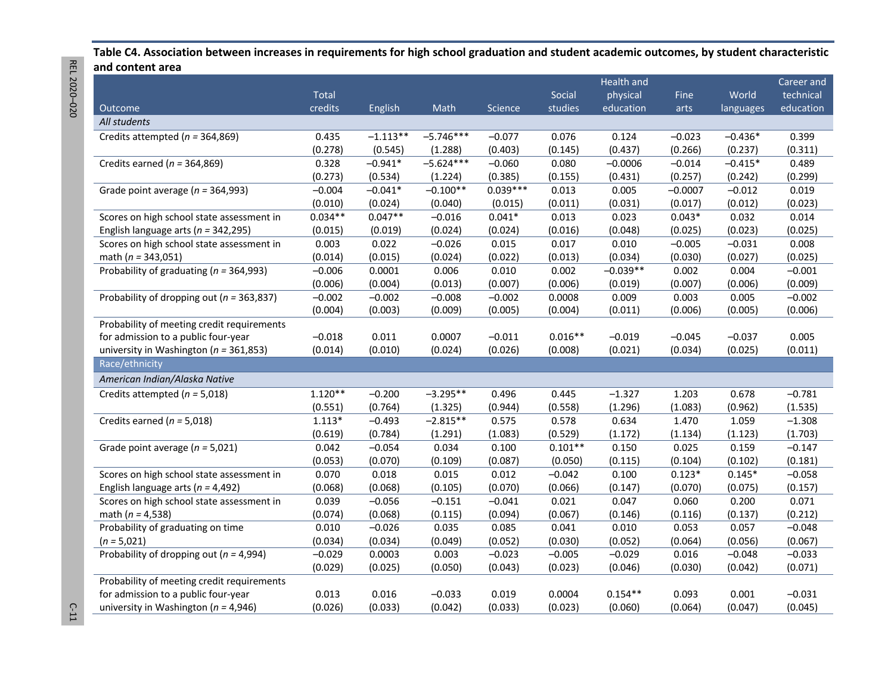**Table C4. Association between increases in requirements for high school graduation and student academic outcomes, by student characteristic and content area**

| Outcome | Total credits | English | Math | Science | Social studies | Health and physical education | Fine arts | World languages | Career and technical education |
|---|---|---|---|---|---|---|---|---|---|
| *All students* | | | | | | | | | |
| Credits attempted (*n* = 364,869) | 0.435 | −1.113** | −5.746*** | −0.077 | 0.076 | 0.124 | −0.023 | −0.436* | 0.399 |
| | (0.278) | (0.545) | (1.288) | (0.403) | (0.145) | (0.437) | (0.266) | (0.237) | (0.311) |
| Credits earned (*n* = 364,869) | 0.328 | −0.941* | −5.624*** | −0.060 | 0.080 | −0.0006 | −0.014 | −0.415* | 0.489 |
| | (0.273) | (0.534) | (1.224) | (0.385) | (0.155) | (0.431) | (0.257) | (0.242) | (0.299) |
| Grade point average (*n* = 364,993) | −0.004 | −0.041* | −0.100** | 0.039*** | 0.013 | 0.005 | −0.0007 | −0.012 | 0.019 |
| | (0.010) | (0.024) | (0.040) | (0.015) | (0.011) | (0.031) | (0.017) | (0.012) | (0.023) |
| Scores on high school state assessment in English language arts (*n* = 342,295) | 0.034** | 0.047** | −0.016 | 0.041* | 0.013 | 0.023 | 0.043* | 0.032 | 0.014 |
| | (0.015) | (0.019) | (0.024) | (0.024) | (0.016) | (0.048) | (0.025) | (0.023) | (0.025) |
| Scores on high school state assessment in math (*n* = 343,051) | 0.003 | 0.022 | −0.026 | 0.015 | 0.017 | 0.010 | −0.005 | −0.031 | 0.008 |
| | (0.014) | (0.015) | (0.024) | (0.022) | (0.013) | (0.034) | (0.030) | (0.027) | (0.025) |
| Probability of graduating (*n* = 364,993) | −0.006 | 0.0001 | 0.006 | 0.010 | 0.002 | −0.039** | 0.002 | 0.004 | −0.001 |
| | (0.006) | (0.004) | (0.013) | (0.007) | (0.006) | (0.019) | (0.007) | (0.006) | (0.009) |
| Probability of dropping out (*n* = 363,837) | −0.002 | −0.002 | −0.008 | −0.002 | 0.0008 | 0.009 | 0.003 | 0.005 | −0.002 |
| | (0.004) | (0.003) | (0.009) | (0.005) | (0.004) | (0.011) | (0.006) | (0.005) | (0.006) |
| Probability of meeting credit requirements for admission to a public four-year university in Washington (*n* = 361,853) | −0.018 | 0.011 | 0.0007 | −0.011 | 0.016** | −0.019 | −0.045 | −0.037 | 0.005 |
| | (0.014) | (0.010) | (0.024) | (0.026) | (0.008) | (0.021) | (0.034) | (0.025) | (0.011) |
| Race/ethnicity | | | | | | | | | |
| *American Indian/Alaska Native* | | | | | | | | | |
| Credits attempted (*n* = 5,018) | 1.120** | −0.200 | −3.295** | 0.496 | 0.445 | −1.327 | 1.203 | 0.678 | −0.781 |
| | (0.551) | (0.764) | (1.325) | (0.944) | (0.558) | (1.296) | (1.083) | (0.962) | (1.535) |
| Credits earned (*n* = 5,018) | 1.113* | −0.493 | −2.815** | 0.575 | 0.578 | 0.634 | 1.470 | 1.059 | −1.308 |
| | (0.619) | (0.784) | (1.291) | (1.083) | (0.529) | (1.172) | (1.134) | (1.123) | (1.703) |
| Grade point average (*n* = 5,021) | 0.042 | −0.054 | 0.034 | 0.100 | 0.101** | 0.150 | 0.025 | 0.159 | −0.147 |
| | (0.053) | (0.070) | (0.109) | (0.087) | (0.050) | (0.115) | (0.104) | (0.102) | (0.181) |
| Scores on high school state assessment in English language arts (*n* = 4,492) | 0.070 | 0.018 | 0.015 | 0.012 | −0.042 | 0.100 | 0.123* | 0.145* | −0.058 |
| | (0.068) | (0.068) | (0.105) | (0.070) | (0.066) | (0.147) | (0.070) | (0.075) | (0.157) |
| Scores on high school state assessment in math (*n* = 4,538) | 0.039 | −0.056 | −0.151 | −0.041 | 0.021 | 0.047 | 0.060 | 0.200 | 0.071 |
| | (0.074) | (0.068) | (0.115) | (0.094) | (0.067) | (0.146) | (0.116) | (0.137) | (0.212) |
| Probability of graduating on time (*n* = 5,021) | 0.010 | −0.026 | 0.035 | 0.085 | 0.041 | 0.010 | 0.053 | 0.057 | −0.048 |
| | (0.034) | (0.034) | (0.049) | (0.052) | (0.030) | (0.052) | (0.064) | (0.056) | (0.067) |
| Probability of dropping out (*n* = 4,994) | −0.029 | 0.0003 | 0.003 | −0.023 | −0.005 | −0.029 | 0.016 | −0.048 | −0.033 |
| | (0.029) | (0.025) | (0.050) | (0.043) | (0.023) | (0.046) | (0.030) | (0.042) | (0.071) |
| Probability of meeting credit requirements for admission to a public four-year university in Washington (*n* = 4,946) | 0.013 | 0.016 | −0.033 | 0.019 | 0.0004 | 0.154** | 0.093 | 0.001 | −0.031 |
| | (0.026) | (0.033) | (0.042) | (0.033) | (0.023) | (0.060) | (0.064) | (0.047) | (0.045) |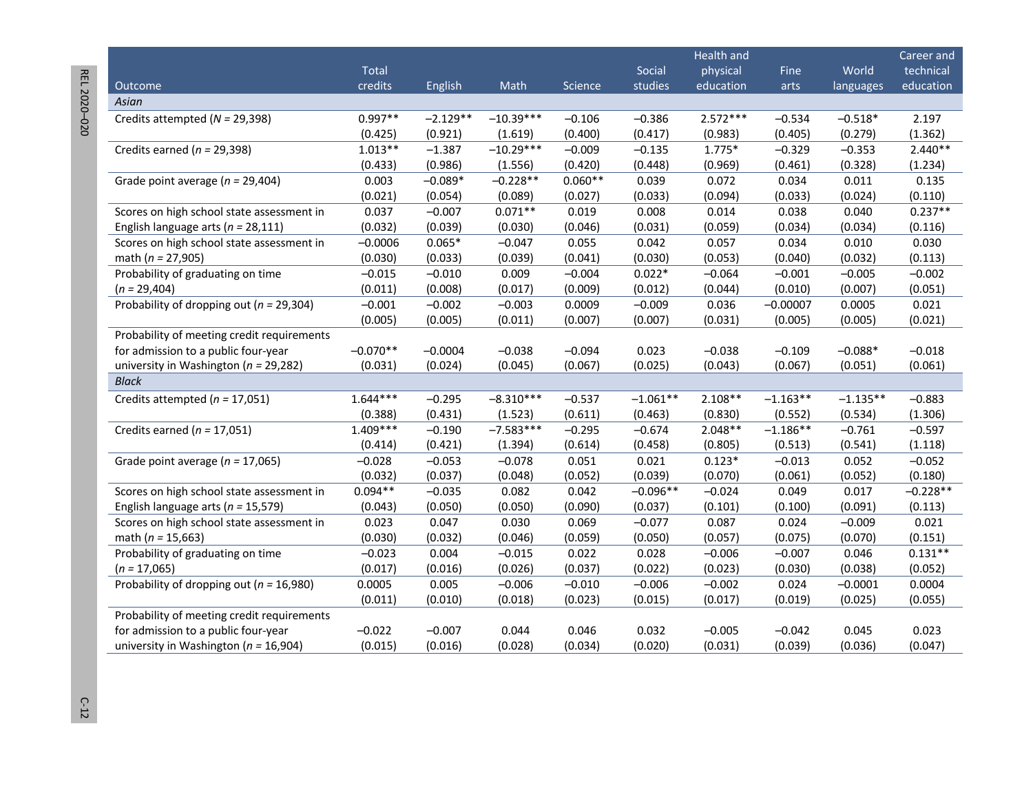| Outcome | Total credits | English | Math | Science | Social studies | Health and physical education | Fine arts | World languages | Career and technical education |
|---|---|---|---|---|---|---|---|---|---|
| *Asian* | | | | | | | | | |
| Credits attempted (*N* = 29,398) | 0.997** | –2.129** | –10.39*** | –0.106 | –0.386 | 2.572*** | –0.534 | –0.518* | 2.197 |
| | (0.425) | (0.921) | (1.619) | (0.400) | (0.417) | (0.983) | (0.405) | (0.279) | (1.362) |
| Credits earned (*n* = 29,398) | 1.013** | –1.387 | –10.29*** | –0.009 | –0.135 | 1.775* | –0.329 | –0.353 | 2.440** |
| | (0.433) | (0.986) | (1.556) | (0.420) | (0.448) | (0.969) | (0.461) | (0.328) | (1.234) |
| Grade point average (*n* = 29,404) | 0.003 | –0.089* | –0.228** | 0.060** | 0.039 | 0.072 | 0.034 | 0.011 | 0.135 |
| | (0.021) | (0.054) | (0.089) | (0.027) | (0.033) | (0.094) | (0.033) | (0.024) | (0.110) |
| Scores on high school state assessment in English language arts (*n* = 28,111) | 0.037 | –0.007 | 0.071** | 0.019 | 0.008 | 0.014 | 0.038 | 0.040 | 0.237** |
| | (0.032) | (0.039) | (0.030) | (0.046) | (0.031) | (0.059) | (0.034) | (0.034) | (0.116) |
| Scores on high school state assessment in math (*n* = 27,905) | –0.0006 | 0.065* | –0.047 | 0.055 | 0.042 | 0.057 | 0.034 | 0.010 | 0.030 |
| | (0.030) | (0.033) | (0.039) | (0.041) | (0.030) | (0.053) | (0.040) | (0.032) | (0.113) |
| Probability of graduating on time (*n* = 29,404) | –0.015 | –0.010 | 0.009 | –0.004 | 0.022* | –0.064 | –0.001 | –0.005 | –0.002 |
| | (0.011) | (0.008) | (0.017) | (0.009) | (0.012) | (0.044) | (0.010) | (0.007) | (0.051) |
| Probability of dropping out (*n* = 29,304) | –0.001 | –0.002 | –0.003 | 0.0009 | –0.009 | 0.036 | –0.00007 | 0.0005 | 0.021 |
| | (0.005) | (0.005) | (0.011) | (0.007) | (0.007) | (0.031) | (0.005) | (0.005) | (0.021) |
| Probability of meeting credit requirements for admission to a public four-year university in Washington (*n* = 29,282) | –0.070** | –0.0004 | –0.038 | –0.094 | 0.023 | –0.038 | –0.109 | –0.088* | –0.018 |
| | (0.031) | (0.024) | (0.045) | (0.067) | (0.025) | (0.043) | (0.067) | (0.051) | (0.061) |
| *Black* | | | | | | | | | |
| Credits attempted (*n* = 17,051) | 1.644*** | –0.295 | –8.310*** | –0.537 | –1.061** | 2.108** | –1.163** | –1.135** | –0.883 |
| | (0.388) | (0.431) | (1.523) | (0.611) | (0.463) | (0.830) | (0.552) | (0.534) | (1.306) |
| Credits earned (*n* = 17,051) | 1.409*** | –0.190 | –7.583*** | –0.295 | –0.674 | 2.048** | –1.186** | –0.761 | –0.597 |
| | (0.414) | (0.421) | (1.394) | (0.614) | (0.458) | (0.805) | (0.513) | (0.541) | (1.118) |
| Grade point average (*n* = 17,065) | –0.028 | –0.053 | –0.078 | 0.051 | 0.021 | 0.123* | –0.013 | 0.052 | –0.052 |
| | (0.032) | (0.037) | (0.048) | (0.052) | (0.039) | (0.070) | (0.061) | (0.052) | (0.180) |
| Scores on high school state assessment in English language arts (*n* = 15,579) | 0.094** | –0.035 | 0.082 | 0.042 | –0.096** | –0.024 | 0.049 | 0.017 | –0.228** |
| | (0.043) | (0.050) | (0.050) | (0.090) | (0.037) | (0.101) | (0.100) | (0.091) | (0.113) |
| Scores on high school state assessment in math (*n* = 15,663) | 0.023 | 0.047 | 0.030 | 0.069 | –0.077 | 0.087 | 0.024 | –0.009 | 0.021 |
| | (0.030) | (0.032) | (0.046) | (0.059) | (0.050) | (0.057) | (0.075) | (0.070) | (0.151) |
| Probability of graduating on time (*n* = 17,065) | –0.023 | 0.004 | –0.015 | 0.022 | 0.028 | –0.006 | –0.007 | 0.046 | 0.131** |
| | (0.017) | (0.016) | (0.026) | (0.037) | (0.022) | (0.023) | (0.030) | (0.038) | (0.052) |
| Probability of dropping out (*n* = 16,980) | 0.0005 | 0.005 | –0.006 | –0.010 | –0.006 | –0.002 | 0.024 | –0.0001 | 0.0004 |
| | (0.011) | (0.010) | (0.018) | (0.023) | (0.015) | (0.017) | (0.019) | (0.025) | (0.055) |
| Probability of meeting credit requirements for admission to a public four-year university in Washington (*n* = 16,904) | –0.022 | –0.007 | 0.044 | 0.046 | 0.032 | –0.005 | –0.042 | 0.045 | 0.023 |
| | (0.015) | (0.016) | (0.028) | (0.034) | (0.020) | (0.031) | (0.039) | (0.036) | (0.047) |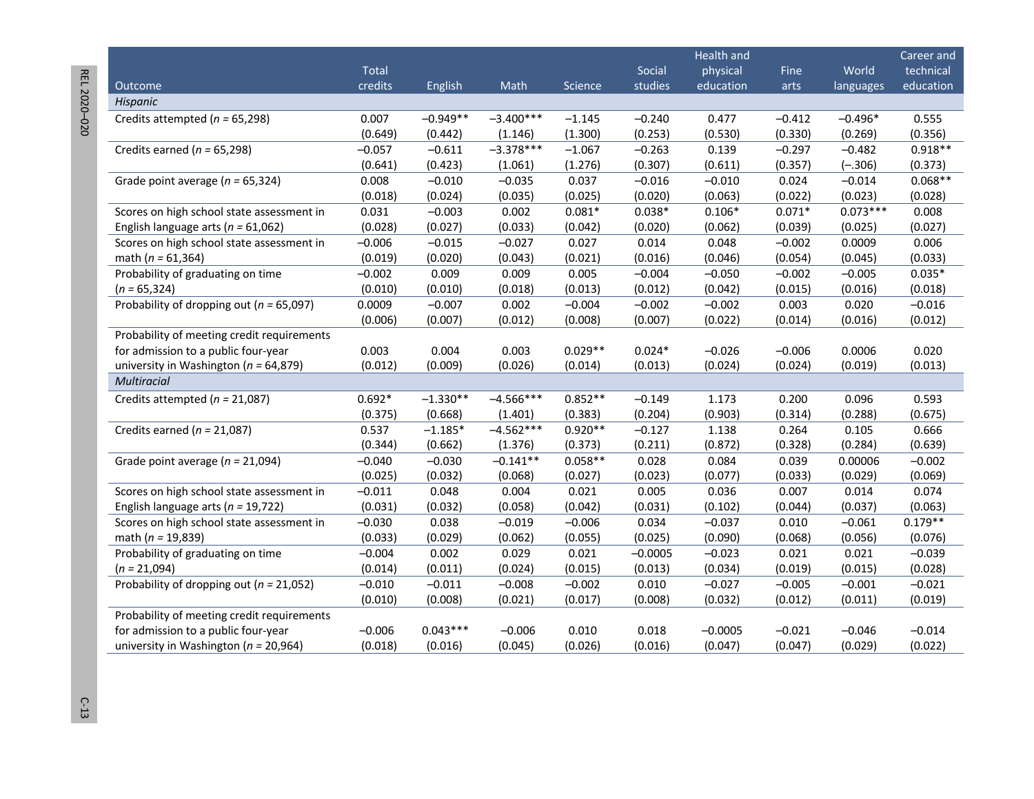| Outcome | Total credits | English | Math | Science | Social studies | Health and physical education | Fine arts | World languages | Career and technical education |
|---|---|---|---|---|---|---|---|---|---|
| *Hispanic* | | | | | | | | | |
| Credits attempted (*n* = 65,298) | 0.007<br>(0.649) | −0.949**<br>(0.442) | −3.400***<br>(1.146) | −1.145<br>(1.300) | −0.240<br>(0.253) | 0.477<br>(0.530) | −0.412<br>(0.330) | −0.496*<br>(0.269) | 0.555<br>(0.356) |
| Credits earned (*n* = 65,298) | −0.057<br>(0.641) | −0.611<br>(0.423) | −3.378***<br>(1.061) | −1.067<br>(1.276) | −0.263<br>(0.307) | 0.139<br>(0.611) | −0.297<br>(0.357) | −0.482<br>(−.306) | 0.918**<br>(0.373) |
| Grade point average (*n* = 65,324) | 0.008<br>(0.018) | −0.010<br>(0.024) | −0.035<br>(0.035) | 0.037<br>(0.025) | −0.016<br>(0.020) | −0.010<br>(0.063) | 0.024<br>(0.022) | −0.014<br>(0.023) | 0.068**<br>(0.028) |
| Scores on high school state assessment in English language arts (*n* = 61,062) | 0.031<br>(0.028) | −0.003<br>(0.027) | 0.002<br>(0.033) | 0.081*<br>(0.042) | 0.038*<br>(0.020) | 0.106*<br>(0.062) | 0.071*<br>(0.039) | 0.073***<br>(0.025) | 0.008<br>(0.027) |
| Scores on high school state assessment in math (*n* = 61,364) | −0.006<br>(0.019) | −0.015<br>(0.020) | −0.027<br>(0.043) | 0.027<br>(0.021) | 0.014<br>(0.016) | 0.048<br>(0.046) | −0.002<br>(0.054) | 0.0009<br>(0.045) | 0.006<br>(0.033) |
| Probability of graduating on time (*n* = 65,324) | −0.002<br>(0.010) | 0.009<br>(0.010) | 0.009<br>(0.018) | 0.005<br>(0.013) | −0.004<br>(0.012) | −0.050<br>(0.042) | −0.002<br>(0.015) | −0.005<br>(0.016) | 0.035*<br>(0.018) |
| Probability of dropping out (*n* = 65,097) | 0.0009<br>(0.006) | −0.007<br>(0.007) | 0.002<br>(0.012) | −0.004<br>(0.008) | −0.002<br>(0.007) | −0.002<br>(0.022) | 0.003<br>(0.014) | 0.020<br>(0.016) | −0.016<br>(0.012) |
| Probability of meeting credit requirements for admission to a public four-year university in Washington (*n* = 64,879) | 0.003<br>(0.012) | 0.004<br>(0.009) | 0.003<br>(0.026) | 0.029**<br>(0.014) | 0.024*<br>(0.013) | −0.026<br>(0.024) | −0.006<br>(0.024) | 0.0006<br>(0.019) | 0.020<br>(0.013) |
| *Multiracial* | | | | | | | | | |
| Credits attempted (*n* = 21,087) | 0.692*<br>(0.375) | −1.330**<br>(0.668) | −4.566***<br>(1.401) | 0.852**<br>(0.383) | −0.149<br>(0.204) | 1.173<br>(0.903) | 0.200<br>(0.314) | 0.096<br>(0.288) | 0.593<br>(0.675) |
| Credits earned (*n* = 21,087) | 0.537<br>(0.344) | −1.185*<br>(0.662) | −4.562***<br>(1.376) | 0.920**<br>(0.373) | −0.127<br>(0.211) | 1.138<br>(0.872) | 0.264<br>(0.328) | 0.105<br>(0.284) | 0.666<br>(0.639) |
| Grade point average (*n* = 21,094) | −0.040<br>(0.025) | −0.030<br>(0.032) | −0.141**<br>(0.068) | 0.058**<br>(0.027) | 0.028<br>(0.023) | 0.084<br>(0.077) | 0.039<br>(0.033) | 0.00006<br>(0.029) | −0.002<br>(0.069) |
| Scores on high school state assessment in English language arts (*n* = 19,722) | −0.011<br>(0.031) | 0.048<br>(0.032) | 0.004<br>(0.058) | 0.021<br>(0.042) | 0.005<br>(0.031) | 0.036<br>(0.102) | 0.007<br>(0.044) | 0.014<br>(0.037) | 0.074<br>(0.063) |
| Scores on high school state assessment in math (*n* = 19,839) | −0.030<br>(0.033) | 0.038<br>(0.029) | −0.019<br>(0.062) | −0.006<br>(0.055) | 0.034<br>(0.025) | −0.037<br>(0.090) | 0.010<br>(0.068) | −0.061<br>(0.056) | 0.179**<br>(0.076) |
| Probability of graduating on time (*n* = 21,094) | −0.004<br>(0.014) | 0.002<br>(0.011) | 0.029<br>(0.024) | 0.021<br>(0.015) | −0.0005<br>(0.013) | −0.023<br>(0.034) | 0.021<br>(0.019) | 0.021<br>(0.015) | −0.039<br>(0.028) |
| Probability of dropping out (*n* = 21,052) | −0.010<br>(0.010) | −0.011<br>(0.008) | −0.008<br>(0.021) | −0.002<br>(0.017) | 0.010<br>(0.008) | −0.027<br>(0.032) | −0.005<br>(0.012) | −0.001<br>(0.011) | −0.021<br>(0.019) |
| Probability of meeting credit requirements for admission to a public four-year university in Washington (*n* = 20,964) | −0.006<br>(0.018) | 0.043***<br>(0.016) | −0.006<br>(0.045) | 0.010<br>(0.026) | 0.018<br>(0.016) | −0.0005<br>(0.047) | −0.021<br>(0.047) | −0.046<br>(0.029) | −0.014<br>(0.022) |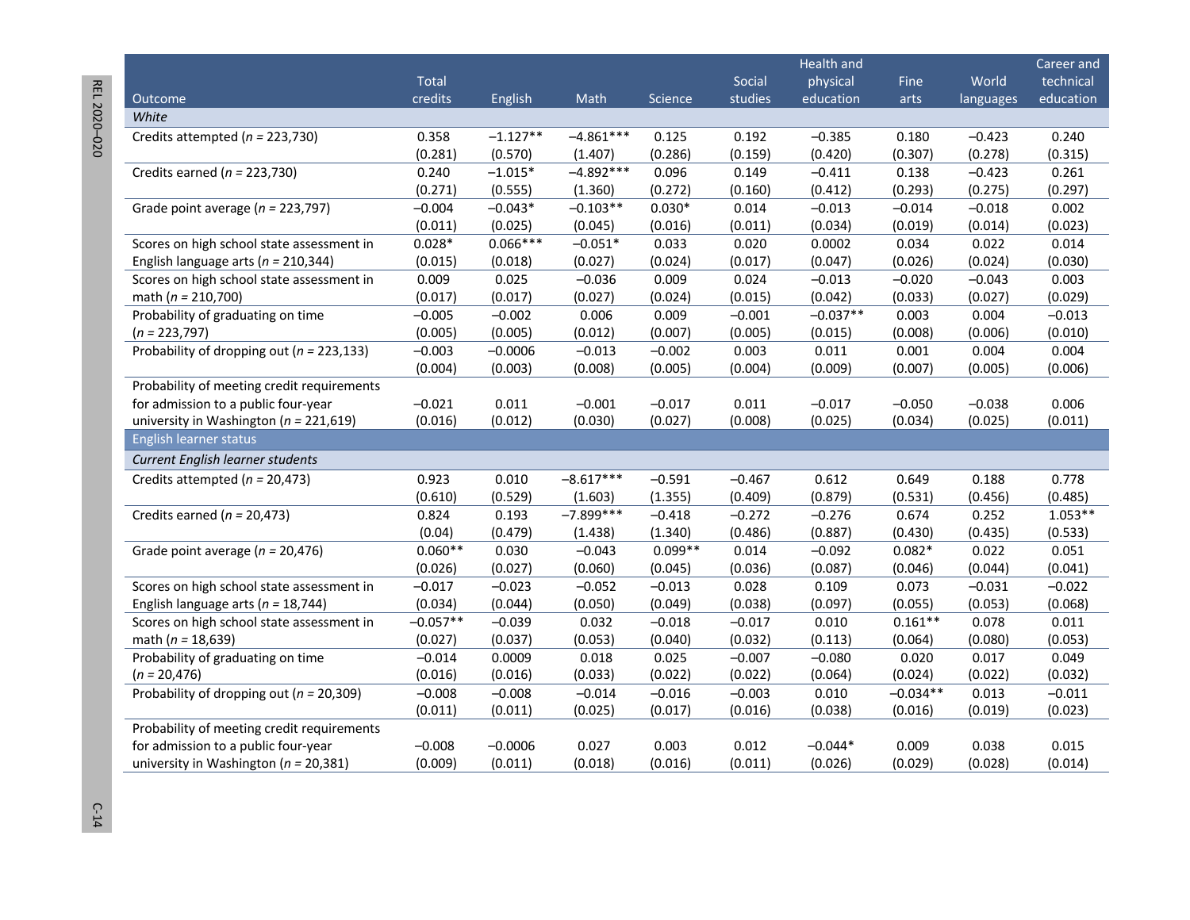| Outcome | Total credits | English | Math | Science | Social studies | Health and physical education | Fine arts | World languages | Career and technical education |
|---|---|---|---|---|---|---|---|---|---|
| *White* | | | | | | | | | |
| Credits attempted (*n* = 223,730) | 0.358 | –1.127** | –4.861*** | 0.125 | 0.192 | –0.385 | 0.180 | –0.423 | 0.240 |
| | (0.281) | (0.570) | (1.407) | (0.286) | (0.159) | (0.420) | (0.307) | (0.278) | (0.315) |
| Credits earned (*n* = 223,730) | 0.240 | –1.015* | –4.892*** | 0.096 | 0.149 | –0.411 | 0.138 | –0.423 | 0.261 |
| | (0.271) | (0.555) | (1.360) | (0.272) | (0.160) | (0.412) | (0.293) | (0.275) | (0.297) |
| Grade point average (*n* = 223,797) | –0.004 | –0.043* | –0.103** | 0.030* | 0.014 | –0.013 | –0.014 | –0.018 | 0.002 |
| | (0.011) | (0.025) | (0.045) | (0.016) | (0.011) | (0.034) | (0.019) | (0.014) | (0.023) |
| Scores on high school state assessment in English language arts (*n* = 210,344) | 0.028* | 0.066*** | –0.051* | 0.033 | 0.020 | 0.0002 | 0.034 | 0.022 | 0.014 |
| | (0.015) | (0.018) | (0.027) | (0.024) | (0.017) | (0.047) | (0.026) | (0.024) | (0.030) |
| Scores on high school state assessment in math (*n* = 210,700) | 0.009 | 0.025 | –0.036 | 0.009 | 0.024 | –0.013 | –0.020 | –0.043 | 0.003 |
| | (0.017) | (0.017) | (0.027) | (0.024) | (0.015) | (0.042) | (0.033) | (0.027) | (0.029) |
| Probability of graduating on time (*n* = 223,797) | –0.005 | –0.002 | 0.006 | 0.009 | –0.001 | –0.037** | 0.003 | 0.004 | –0.013 |
| | (0.005) | (0.005) | (0.012) | (0.007) | (0.005) | (0.015) | (0.008) | (0.006) | (0.010) |
| Probability of dropping out (*n* = 223,133) | –0.003 | –0.0006 | –0.013 | –0.002 | 0.003 | 0.011 | 0.001 | 0.004 | 0.004 |
| | (0.004) | (0.003) | (0.008) | (0.005) | (0.004) | (0.009) | (0.007) | (0.005) | (0.006) |
| Probability of meeting credit requirements for admission to a public four-year university in Washington (*n* = 221,619) | –0.021 | 0.011 | –0.001 | –0.017 | 0.011 | –0.017 | –0.050 | –0.038 | 0.006 |
| | (0.016) | (0.012) | (0.030) | (0.027) | (0.008) | (0.025) | (0.034) | (0.025) | (0.011) |
| **English learner status** | | | | | | | | | |
| *Current English learner students* | | | | | | | | | |
| Credits attempted (*n* = 20,473) | 0.923 | 0.010 | –8.617*** | –0.591 | –0.467 | 0.612 | 0.649 | 0.188 | 0.778 |
| | (0.610) | (0.529) | (1.603) | (1.355) | (0.409) | (0.879) | (0.531) | (0.456) | (0.485) |
| Credits earned (*n* = 20,473) | 0.824 | 0.193 | –7.899*** | –0.418 | –0.272 | –0.276 | 0.674 | 0.252 | 1.053** |
| | (0.04) | (0.479) | (1.438) | (1.340) | (0.486) | (0.887) | (0.430) | (0.435) | (0.533) |
| Grade point average (*n* = 20,476) | 0.060** | 0.030 | –0.043 | 0.099** | 0.014 | –0.092 | 0.082* | 0.022 | 0.051 |
| | (0.026) | (0.027) | (0.060) | (0.045) | (0.036) | (0.087) | (0.046) | (0.044) | (0.041) |
| Scores on high school state assessment in English language arts (*n* = 18,744) | –0.017 | –0.023 | –0.052 | –0.013 | 0.028 | 0.109 | 0.073 | –0.031 | –0.022 |
| | (0.034) | (0.044) | (0.050) | (0.049) | (0.038) | (0.097) | (0.055) | (0.053) | (0.068) |
| Scores on high school state assessment in math (*n* = 18,639) | –0.057** | –0.039 | 0.032 | –0.018 | –0.017 | 0.010 | 0.161** | 0.078 | 0.011 |
| | (0.027) | (0.037) | (0.053) | (0.040) | (0.032) | (0.113) | (0.064) | (0.080) | (0.053) |
| Probability of graduating on time (*n* = 20,476) | –0.014 | 0.0009 | 0.018 | 0.025 | –0.007 | –0.080 | 0.020 | 0.017 | 0.049 |
| | (0.016) | (0.016) | (0.033) | (0.022) | (0.022) | (0.064) | (0.024) | (0.022) | (0.032) |
| Probability of dropping out (*n* = 20,309) | –0.008 | –0.008 | –0.014 | –0.016 | –0.003 | 0.010 | –0.034** | 0.013 | –0.011 |
| | (0.011) | (0.011) | (0.025) | (0.017) | (0.016) | (0.038) | (0.016) | (0.019) | (0.023) |
| Probability of meeting credit requirements for admission to a public four-year university in Washington (*n* = 20,381) | –0.008 | –0.0006 | 0.027 | 0.003 | 0.012 | –0.044* | 0.009 | 0.038 | 0.015 |
| | (0.009) | (0.011) | (0.018) | (0.016) | (0.011) | (0.026) | (0.029) | (0.028) | (0.014) |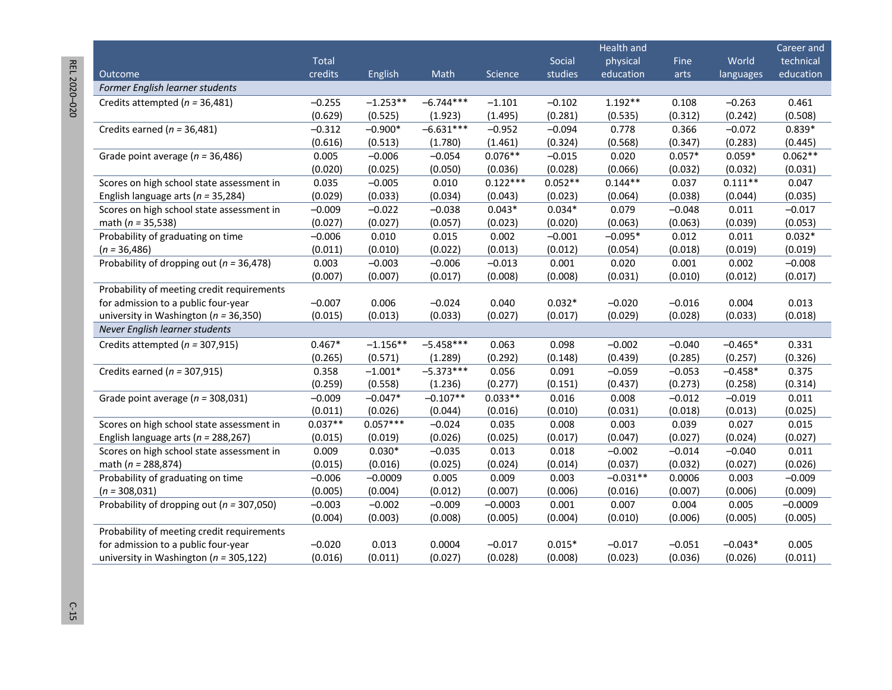| Outcome | Total credits | English | Math | Science | Social studies | Health and physical education | Fine arts | World languages | Career and technical education |
|---|---|---|---|---|---|---|---|---|---|
| *Former English learner students* | | | | | | | | | |
| Credits attempted (*n* = 36,481) | −0.255 | −1.253** | −6.744*** | −1.101 | −0.102 | 1.192** | 0.108 | −0.263 | 0.461 |
| | (0.629) | (0.525) | (1.923) | (1.495) | (0.281) | (0.535) | (0.312) | (0.242) | (0.508) |
| Credits earned (*n* = 36,481) | −0.312 | −0.900* | −6.631*** | −0.952 | −0.094 | 0.778 | 0.366 | −0.072 | 0.839* |
| | (0.616) | (0.513) | (1.780) | (1.461) | (0.324) | (0.568) | (0.347) | (0.283) | (0.445) |
| Grade point average (*n* = 36,486) | 0.005 | −0.006 | −0.054 | 0.076** | −0.015 | 0.020 | 0.057* | 0.059* | 0.062** |
| | (0.020) | (0.025) | (0.050) | (0.036) | (0.028) | (0.066) | (0.032) | (0.032) | (0.031) |
| Scores on high school state assessment in English language arts (*n* = 35,284) | 0.035 | −0.005 | 0.010 | 0.122*** | 0.052** | 0.144** | 0.037 | 0.111** | 0.047 |
| | (0.029) | (0.033) | (0.034) | (0.043) | (0.023) | (0.064) | (0.038) | (0.044) | (0.035) |
| Scores on high school state assessment in math (*n* = 35,538) | −0.009 | −0.022 | −0.038 | 0.043* | 0.034* | 0.079 | −0.048 | 0.011 | −0.017 |
| | (0.027) | (0.027) | (0.057) | (0.023) | (0.020) | (0.063) | (0.063) | (0.039) | (0.053) |
| Probability of graduating on time (*n* = 36,486) | −0.006 | 0.010 | 0.015 | 0.002 | −0.001 | −0.095* | 0.012 | 0.011 | 0.032* |
| | (0.011) | (0.010) | (0.022) | (0.013) | (0.012) | (0.054) | (0.018) | (0.019) | (0.019) |
| Probability of dropping out (*n* = 36,478) | 0.003 | −0.003 | −0.006 | −0.013 | 0.001 | 0.020 | 0.001 | 0.002 | −0.008 |
| | (0.007) | (0.007) | (0.017) | (0.008) | (0.008) | (0.031) | (0.010) | (0.012) | (0.017) |
| Probability of meeting credit requirements for admission to a public four-year university in Washington (*n* = 36,350) | −0.007 | 0.006 | −0.024 | 0.040 | 0.032* | −0.020 | −0.016 | 0.004 | 0.013 |
| | (0.015) | (0.013) | (0.033) | (0.027) | (0.017) | (0.029) | (0.028) | (0.033) | (0.018) |
| *Never English learner students* | | | | | | | | | |
| Credits attempted (*n* = 307,915) | 0.467* | −1.156** | −5.458*** | 0.063 | 0.098 | −0.002 | −0.040 | −0.465* | 0.331 |
| | (0.265) | (0.571) | (1.289) | (0.292) | (0.148) | (0.439) | (0.285) | (0.257) | (0.326) |
| Credits earned (*n* = 307,915) | 0.358 | −1.001* | −5.373*** | 0.056 | 0.091 | −0.059 | −0.053 | −0.458* | 0.375 |
| | (0.259) | (0.558) | (1.236) | (0.277) | (0.151) | (0.437) | (0.273) | (0.258) | (0.314) |
| Grade point average (*n* = 308,031) | −0.009 | −0.047* | −0.107** | 0.033** | 0.016 | 0.008 | −0.012 | −0.019 | 0.011 |
| | (0.011) | (0.026) | (0.044) | (0.016) | (0.010) | (0.031) | (0.018) | (0.013) | (0.025) |
| Scores on high school state assessment in English language arts (*n* = 288,267) | 0.037** | 0.057*** | −0.024 | 0.035 | 0.008 | 0.003 | 0.039 | 0.027 | 0.015 |
| | (0.015) | (0.019) | (0.026) | (0.025) | (0.017) | (0.047) | (0.027) | (0.024) | (0.027) |
| Scores on high school state assessment in math (*n* = 288,874) | 0.009 | 0.030* | −0.035 | 0.013 | 0.018 | −0.002 | −0.014 | −0.040 | 0.011 |
| | (0.015) | (0.016) | (0.025) | (0.024) | (0.014) | (0.037) | (0.032) | (0.027) | (0.026) |
| Probability of graduating on time (*n* = 308,031) | −0.006 | −0.0009 | 0.005 | 0.009 | 0.003 | −0.031** | 0.0006 | 0.003 | −0.009 |
| | (0.005) | (0.004) | (0.012) | (0.007) | (0.006) | (0.016) | (0.007) | (0.006) | (0.009) |
| Probability of dropping out (*n* = 307,050) | −0.003 | −0.002 | −0.009 | −0.0003 | 0.001 | 0.007 | 0.004 | 0.005 | −0.0009 |
| | (0.004) | (0.003) | (0.008) | (0.005) | (0.004) | (0.010) | (0.006) | (0.005) | (0.005) |
| Probability of meeting credit requirements for admission to a public four-year university in Washington (*n* = 305,122) | −0.020 | 0.013 | 0.0004 | −0.017 | 0.015* | −0.017 | −0.051 | −0.043* | 0.005 |
| | (0.016) | (0.011) | (0.027) | (0.028) | (0.008) | (0.023) | (0.036) | (0.026) | (0.011) |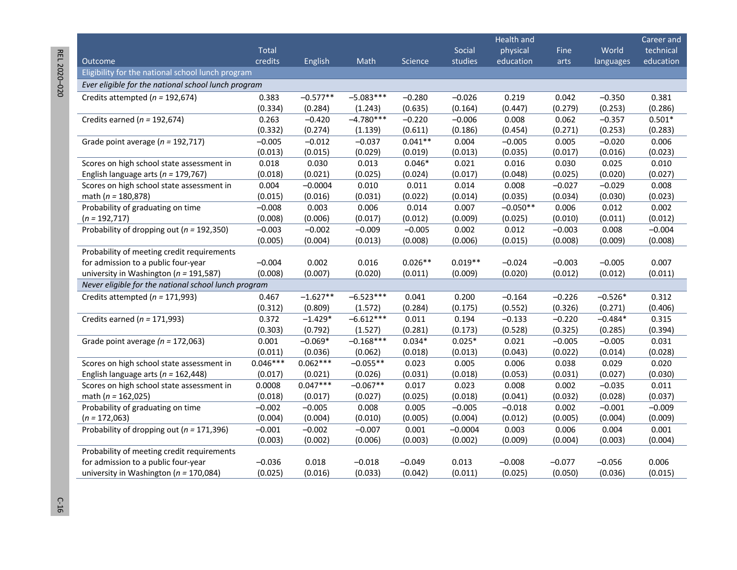| Outcome | Total credits | English | Math | Science | Social studies | Health and physical education | Fine arts | World languages | Career and technical education |
|---|---|---|---|---|---|---|---|---|---|
| **Eligibility for the national school lunch program** | | | | | | | | | |
| *Ever eligible for the national school lunch program* | | | | | | | | | |
| Credits attempted (*n* = 192,674) | 0.383 | –0.577** | –5.083*** | –0.280 | –0.026 | 0.219 | 0.042 | –0.350 | 0.381 |
| | (0.334) | (0.284) | (1.243) | (0.635) | (0.164) | (0.447) | (0.279) | (0.253) | (0.286) |
| Credits earned (*n* = 192,674) | 0.263 | –0.420 | –4.780*** | –0.220 | –0.006 | 0.008 | 0.062 | –0.357 | 0.501* |
| | (0.332) | (0.274) | (1.139) | (0.611) | (0.186) | (0.454) | (0.271) | (0.253) | (0.283) |
| Grade point average (*n* = 192,717) | –0.005 | –0.012 | –0.037 | 0.041** | 0.004 | –0.005 | 0.005 | –0.020 | 0.006 |
| | (0.013) | (0.015) | (0.029) | (0.019) | (0.013) | (0.035) | (0.017) | (0.016) | (0.023) |
| Scores on high school state assessment in English language arts (*n* = 179,767) | 0.018 | 0.030 | 0.013 | 0.046* | 0.021 | 0.016 | 0.030 | 0.025 | 0.010 |
| | (0.018) | (0.021) | (0.025) | (0.024) | (0.017) | (0.048) | (0.025) | (0.020) | (0.027) |
| Scores on high school state assessment in math (*n* = 180,878) | 0.004 | –0.0004 | 0.010 | 0.011 | 0.014 | 0.008 | –0.027 | –0.029 | 0.008 |
| | (0.015) | (0.016) | (0.031) | (0.022) | (0.014) | (0.035) | (0.034) | (0.030) | (0.023) |
| Probability of graduating on time (*n* = 192,717) | –0.008 | 0.003 | 0.006 | 0.014 | 0.007 | –0.050** | 0.006 | 0.012 | 0.002 |
| | (0.008) | (0.006) | (0.017) | (0.012) | (0.009) | (0.025) | (0.010) | (0.011) | (0.012) |
| Probability of dropping out (*n* = 192,350) | –0.003 | –0.002 | –0.009 | –0.005 | 0.002 | 0.012 | –0.003 | 0.008 | –0.004 |
| | (0.005) | (0.004) | (0.013) | (0.008) | (0.006) | (0.015) | (0.008) | (0.009) | (0.008) |
| Probability of meeting credit requirements for admission to a public four-year university in Washington (*n* = 191,587) | –0.004 | 0.002 | 0.016 | 0.026** | 0.019** | –0.024 | –0.003 | –0.005 | 0.007 |
| | (0.008) | (0.007) | (0.020) | (0.011) | (0.009) | (0.020) | (0.012) | (0.012) | (0.011) |
| *Never eligible for the national school lunch program* | | | | | | | | | |
| Credits attempted (*n* = 171,993) | 0.467 | –1.627** | –6.523*** | 0.041 | 0.200 | –0.164 | –0.226 | –0.526* | 0.312 |
| | (0.312) | (0.809) | (1.572) | (0.284) | (0.175) | (0.552) | (0.326) | (0.271) | (0.406) |
| Credits earned (*n* = 171,993) | 0.372 | –1.429* | –6.612*** | 0.011 | 0.194 | –0.133 | –0.220 | –0.484* | 0.315 |
| | (0.303) | (0.792) | (1.527) | (0.281) | (0.173) | (0.528) | (0.325) | (0.285) | (0.394) |
| Grade point average (*n* = 172,063) | 0.001 | –0.069* | –0.168*** | 0.034* | 0.025* | 0.021 | –0.005 | –0.005 | 0.031 |
| | (0.011) | (0.036) | (0.062) | (0.018) | (0.013) | (0.043) | (0.022) | (0.014) | (0.028) |
| Scores on high school state assessment in English language arts (*n* = 162,448) | 0.046*** | 0.062*** | –0.055** | 0.023 | 0.005 | 0.006 | 0.038 | 0.029 | 0.020 |
| | (0.017) | (0.021) | (0.026) | (0.031) | (0.018) | (0.053) | (0.031) | (0.027) | (0.030) |
| Scores on high school state assessment in math (*n* = 162,025) | 0.0008 | 0.047*** | –0.067** | 0.017 | 0.023 | 0.008 | 0.002 | –0.035 | 0.011 |
| | (0.018) | (0.017) | (0.027) | (0.025) | (0.018) | (0.041) | (0.032) | (0.028) | (0.037) |
| Probability of graduating on time (*n* = 172,063) | –0.002 | –0.005 | 0.008 | 0.005 | –0.005 | –0.018 | 0.002 | –0.001 | –0.009 |
| | (0.004) | (0.004) | (0.010) | (0.005) | (0.004) | (0.012) | (0.005) | (0.004) | (0.009) |
| Probability of dropping out (*n* = 171,396) | –0.001 | –0.002 | –0.007 | 0.001 | –0.0004 | 0.003 | 0.006 | 0.004 | 0.001 |
| | (0.003) | (0.002) | (0.006) | (0.003) | (0.002) | (0.009) | (0.004) | (0.003) | (0.004) |
| Probability of meeting credit requirements for admission to a public four-year university in Washington (*n* = 170,084) | –0.036 | 0.018 | –0.018 | –0.049 | 0.013 | –0.008 | –0.077 | –0.056 | 0.006 |
| | (0.025) | (0.016) | (0.033) | (0.042) | (0.011) | (0.025) | (0.050) | (0.036) | (0.015) |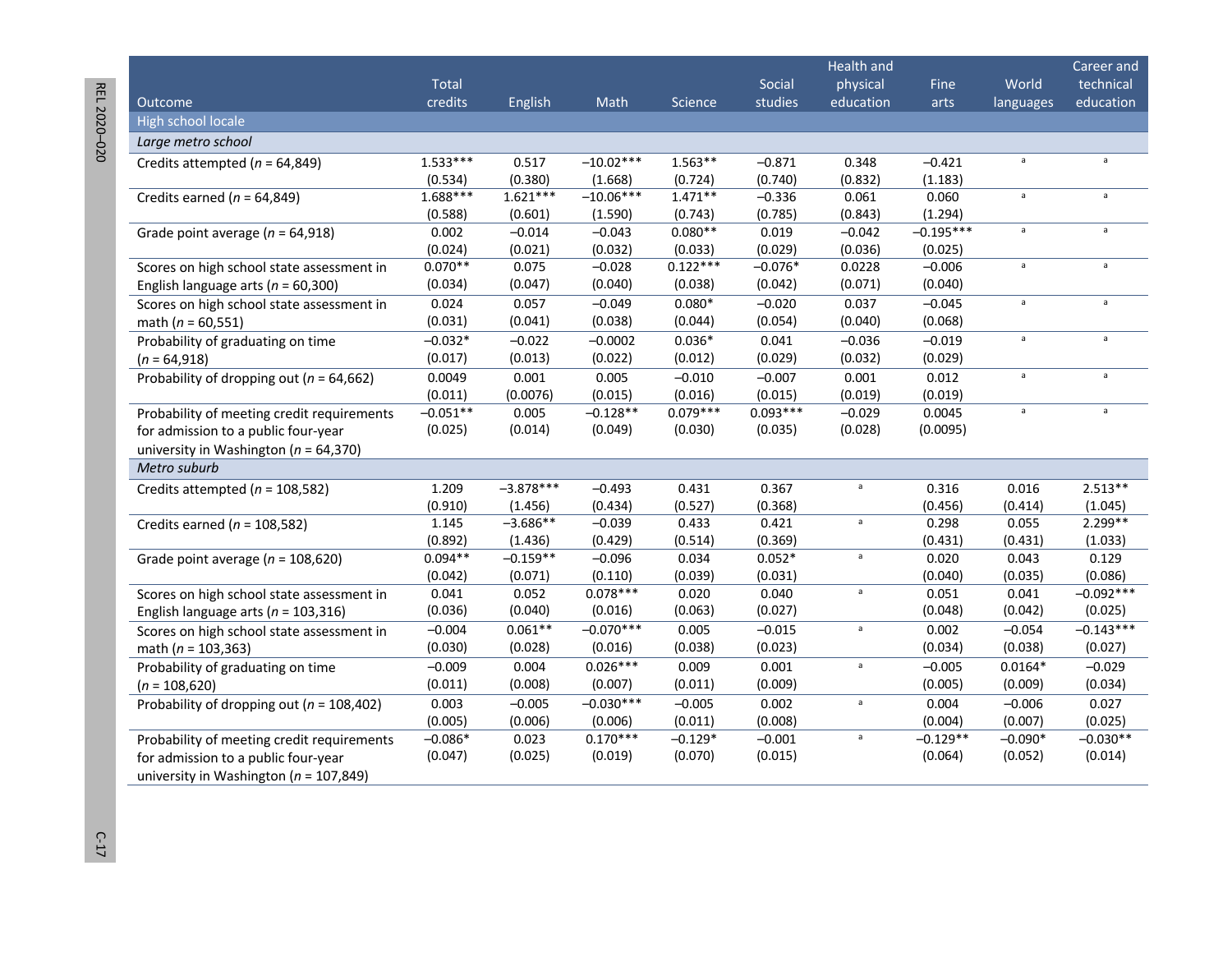| Outcome | Total credits | English | Math | Science | Social studies | Health and physical education | Fine arts | World languages | Career and technical education |
|---|---|---|---|---|---|---|---|---|---|
| **High school locale** | | | | | | | | | |
| *Large metro school* | | | | | | | | | |
| Credits attempted (*n* = 64,849) | 1.533*** (0.534) | 0.517 (0.380) | −10.02*** (1.668) | 1.563** (0.724) | −0.871 (0.740) | 0.348 (0.832) | −0.421 (1.183) | [a] | [a] |
| Credits earned (*n* = 64,849) | 1.688*** (0.588) | 1.621*** (0.601) | −10.06*** (1.590) | 1.471** (0.743) | −0.336 (0.785) | 0.061 (0.843) | 0.060 (1.294) | [a] | [a] |
| Grade point average (*n* = 64,918) | 0.002 (0.024) | −0.014 (0.021) | −0.043 (0.032) | 0.080** (0.033) | 0.019 (0.029) | −0.042 (0.036) | −0.195*** (0.025) | [a] | [a] |
| Scores on high school state assessment in English language arts (*n* = 60,300) | 0.070** (0.034) | 0.075 (0.047) | −0.028 (0.040) | 0.122*** (0.038) | −0.076* (0.042) | 0.0228 (0.071) | −0.006 (0.040) | [a] | [a] |
| Scores on high school state assessment in math (*n* = 60,551) | 0.024 (0.031) | 0.057 (0.041) | −0.049 (0.038) | 0.080* (0.044) | −0.020 (0.054) | 0.037 (0.040) | −0.045 (0.068) | [a] | [a] |
| Probability of graduating on time (*n* = 64,918) | −0.032* (0.017) | −0.022 (0.013) | −0.0002 (0.022) | 0.036* (0.012) | 0.041 (0.029) | −0.036 (0.032) | −0.019 (0.029) | [a] | [a] |
| Probability of dropping out (*n* = 64,662) | 0.0049 (0.011) | 0.001 (0.0076) | 0.005 (0.015) | −0.010 (0.016) | −0.007 (0.015) | 0.001 (0.019) | 0.012 (0.019) | [a] | [a] |
| Probability of meeting credit requirements for admission to a public four-year university in Washington (*n* = 64,370) | −0.051** (0.025) | 0.005 (0.014) | −0.128** (0.049) | 0.079*** (0.030) | 0.093*** (0.035) | −0.029 (0.028) | 0.0045 (0.0095) | [a] | [a] |
| *Metro suburb* | | | | | | | | | |
| Credits attempted (*n* = 108,582) | 1.209 (0.910) | −3.878*** (1.456) | −0.493 (0.434) | 0.431 (0.527) | 0.367 (0.368) | [a] | 0.316 (0.456) | 0.016 (0.414) | 2.513** (1.045) |
| Credits earned (*n* = 108,582) | 1.145 (0.892) | −3.686** (1.436) | −0.039 (0.429) | 0.433 (0.514) | 0.421 (0.369) | [a] | 0.298 (0.431) | 0.055 (0.431) | 2.299** (1.033) |
| Grade point average (*n* = 108,620) | 0.094** (0.042) | −0.159** (0.071) | −0.096 (0.110) | 0.034 (0.039) | 0.052* (0.031) | [a] | 0.020 (0.040) | 0.043 (0.035) | 0.129 (0.086) |
| Scores on high school state assessment in English language arts (*n* = 103,316) | 0.041 (0.036) | 0.052 (0.040) | 0.078*** (0.016) | 0.020 (0.063) | 0.040 (0.027) | [a] | 0.051 (0.048) | 0.041 (0.042) | −0.092*** (0.025) |
| Scores on high school state assessment in math (*n* = 103,363) | −0.004 (0.030) | 0.061** (0.028) | −0.070*** (0.016) | 0.005 (0.038) | −0.015 (0.023) | [a] | 0.002 (0.034) | −0.054 (0.038) | −0.143*** (0.027) |
| Probability of graduating on time (*n* = 108,620) | −0.009 (0.011) | 0.004 (0.008) | 0.026*** (0.007) | 0.009 (0.011) | 0.001 (0.009) | [a] | −0.005 (0.005) | 0.0164* (0.009) | −0.029 (0.034) |
| Probability of dropping out (*n* = 108,402) | 0.003 (0.005) | −0.005 (0.006) | −0.030*** (0.006) | −0.005 (0.011) | 0.002 (0.008) | [a] | 0.004 (0.004) | −0.006 (0.007) | 0.027 (0.025) |
| Probability of meeting credit requirements for admission to a public four-year university in Washington (*n* = 107,849) | −0.086* (0.047) | 0.023 (0.025) | 0.170*** (0.019) | −0.129* (0.070) | −0.001 (0.015) | [a] | −0.129** (0.064) | −0.090* (0.052) | −0.030** (0.014) |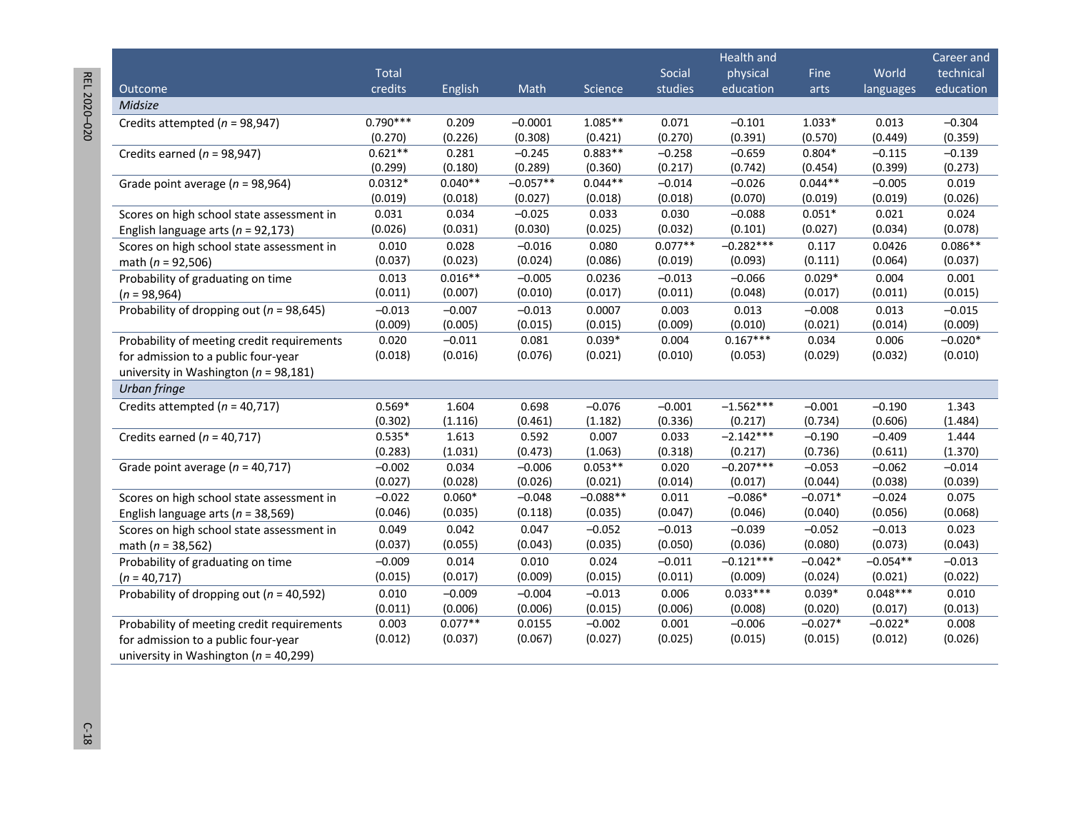| Outcome | Total credits | English | Math | Science | Social studies | Health and physical education | Fine arts | World languages | Career and technical education |
|---|---|---|---|---|---|---|---|---|---|
| *Midsize* | | | | | | | | | |
| Credits attempted (*n* = 98,947) | 0.790*** | 0.209 | –0.0001 | 1.085** | 0.071 | –0.101 | 1.033* | 0.013 | –0.304 |
| | (0.270) | (0.226) | (0.308) | (0.421) | (0.270) | (0.391) | (0.570) | (0.449) | (0.359) |
| Credits earned (*n* = 98,947) | 0.621** | 0.281 | –0.245 | 0.883** | –0.258 | –0.659 | 0.804* | –0.115 | –0.139 |
| | (0.299) | (0.180) | (0.289) | (0.360) | (0.217) | (0.742) | (0.454) | (0.399) | (0.273) |
| Grade point average (*n* = 98,964) | 0.0312* | 0.040** | –0.057** | 0.044** | –0.014 | –0.026 | 0.044** | –0.005 | 0.019 |
| | (0.019) | (0.018) | (0.027) | (0.018) | (0.018) | (0.070) | (0.019) | (0.019) | (0.026) |
| Scores on high school state assessment in English language arts (*n* = 92,173) | 0.031 | 0.034 | –0.025 | 0.033 | 0.030 | –0.088 | 0.051* | 0.021 | 0.024 |
| | (0.026) | (0.031) | (0.030) | (0.025) | (0.032) | (0.101) | (0.027) | (0.034) | (0.078) |
| Scores on high school state assessment in math (*n* = 92,506) | 0.010 | 0.028 | –0.016 | 0.080 | 0.077** | –0.282*** | 0.117 | 0.0426 | 0.086** |
| | (0.037) | (0.023) | (0.024) | (0.086) | (0.019) | (0.093) | (0.111) | (0.064) | (0.037) |
| Probability of graduating on time (*n* = 98,964) | 0.013 | 0.016** | –0.005 | 0.0236 | –0.013 | –0.066 | 0.029* | 0.004 | 0.001 |
| | (0.011) | (0.007) | (0.010) | (0.017) | (0.011) | (0.048) | (0.017) | (0.011) | (0.015) |
| Probability of dropping out (*n* = 98,645) | –0.013 | –0.007 | –0.013 | 0.0007 | 0.003 | 0.013 | –0.008 | 0.013 | –0.015 |
| | (0.009) | (0.005) | (0.015) | (0.015) | (0.009) | (0.010) | (0.021) | (0.014) | (0.009) |
| Probability of meeting credit requirements for admission to a public four-year university in Washington (*n* = 98,181) | 0.020 | –0.011 | 0.081 | 0.039* | 0.004 | 0.167*** | 0.034 | 0.006 | –0.020* |
| | (0.018) | (0.016) | (0.076) | (0.021) | (0.010) | (0.053) | (0.029) | (0.032) | (0.010) |
| *Urban fringe* | | | | | | | | | |
| Credits attempted (*n* = 40,717) | 0.569* | 1.604 | 0.698 | –0.076 | –0.001 | –1.562*** | –0.001 | –0.190 | 1.343 |
| | (0.302) | (1.116) | (0.461) | (1.182) | (0.336) | (0.217) | (0.734) | (0.606) | (1.484) |
| Credits earned (*n* = 40,717) | 0.535* | 1.613 | 0.592 | 0.007 | 0.033 | –2.142*** | –0.190 | –0.409 | 1.444 |
| | (0.283) | (1.031) | (0.473) | (1.063) | (0.318) | (0.217) | (0.736) | (0.611) | (1.370) |
| Grade point average (*n* = 40,717) | –0.002 | 0.034 | –0.006 | 0.053** | 0.020 | –0.207*** | –0.053 | –0.062 | –0.014 |
| | (0.027) | (0.028) | (0.026) | (0.021) | (0.014) | (0.017) | (0.044) | (0.038) | (0.039) |
| Scores on high school state assessment in English language arts (*n* = 38,569) | –0.022 | 0.060* | –0.048 | –0.088** | 0.011 | –0.086* | –0.071* | –0.024 | 0.075 |
| | (0.046) | (0.035) | (0.118) | (0.035) | (0.047) | (0.046) | (0.040) | (0.056) | (0.068) |
| Scores on high school state assessment in math (*n* = 38,562) | 0.049 | 0.042 | 0.047 | –0.052 | –0.013 | –0.039 | –0.052 | –0.013 | 0.023 |
| | (0.037) | (0.055) | (0.043) | (0.035) | (0.050) | (0.036) | (0.080) | (0.073) | (0.043) |
| Probability of graduating on time (*n* = 40,717) | –0.009 | 0.014 | 0.010 | 0.024 | –0.011 | –0.121*** | –0.042* | –0.054** | –0.013 |
| | (0.015) | (0.017) | (0.009) | (0.015) | (0.011) | (0.009) | (0.024) | (0.021) | (0.022) |
| Probability of dropping out (*n* = 40,592) | 0.010 | –0.009 | –0.004 | –0.013 | 0.006 | 0.033*** | 0.039* | 0.048*** | 0.010 |
| | (0.011) | (0.006) | (0.006) | (0.015) | (0.006) | (0.008) | (0.020) | (0.017) | (0.013) |
| Probability of meeting credit requirements for admission to a public four-year university in Washington (*n* = 40,299) | 0.003 | 0.077** | 0.0155 | –0.002 | 0.001 | –0.006 | –0.027* | –0.022* | 0.008 |
| | (0.012) | (0.037) | (0.067) | (0.027) | (0.025) | (0.015) | (0.015) | (0.012) | (0.026) |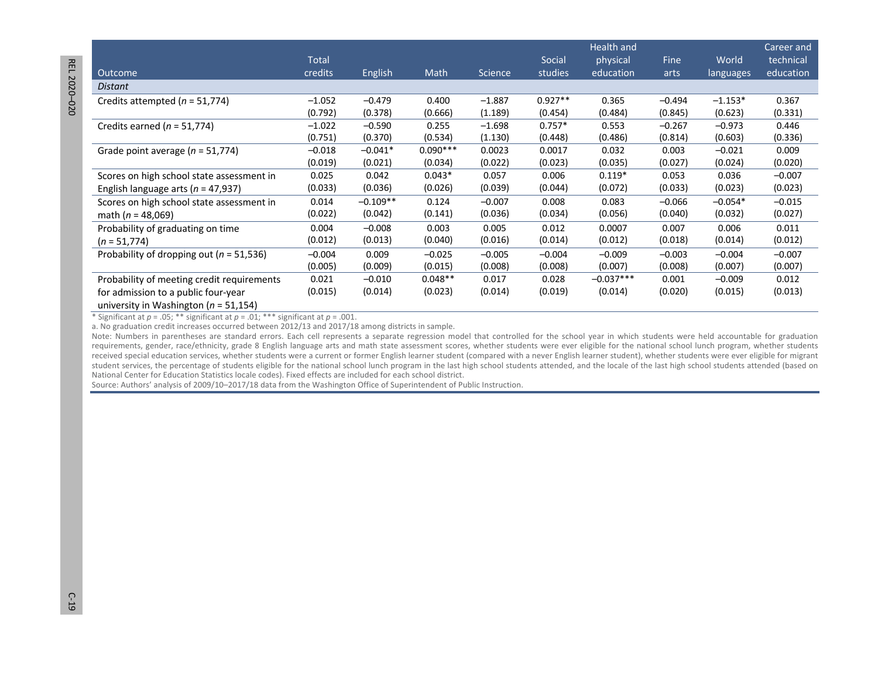| Outcome | Total credits | English | Math | Science | Social studies | Health and physical education | Fine arts | World languages | Career and technical education |
|---|---|---|---|---|---|---|---|---|---|
| *Distant* | | | | | | | | | |
| Credits attempted (*n* = 51,774) | –1.052<br>(0.792) | –0.479<br>(0.378) | 0.400<br>(0.666) | –1.887<br>(1.189) | 0.927**<br>(0.454) | 0.365<br>(0.484) | –0.494<br>(0.845) | –1.153*<br>(0.623) | 0.367<br>(0.331) |
| Credits earned (*n* = 51,774) | –1.022<br>(0.751) | –0.590<br>(0.370) | 0.255<br>(0.534) | –1.698<br>(1.130) | 0.757*<br>(0.448) | 0.553<br>(0.486) | –0.267<br>(0.814) | –0.973<br>(0.603) | 0.446<br>(0.336) |
| Grade point average (*n* = 51,774) | –0.018<br>(0.019) | –0.041*<br>(0.021) | 0.090***<br>(0.034) | 0.0023<br>(0.022) | 0.0017<br>(0.023) | 0.032<br>(0.035) | 0.003<br>(0.027) | –0.021<br>(0.024) | 0.009<br>(0.020) |
| Scores on high school state assessment in English language arts (*n* = 47,937) | 0.025<br>(0.033) | 0.042<br>(0.036) | 0.043*<br>(0.026) | 0.057<br>(0.039) | 0.006<br>(0.044) | 0.119*<br>(0.072) | 0.053<br>(0.033) | 0.036<br>(0.023) | –0.007<br>(0.023) |
| Scores on high school state assessment in math (*n* = 48,069) | 0.014<br>(0.022) | –0.109**<br>(0.042) | 0.124<br>(0.141) | –0.007<br>(0.036) | 0.008<br>(0.034) | 0.083<br>(0.056) | –0.066<br>(0.040) | –0.054*<br>(0.032) | –0.015<br>(0.027) |
| Probability of graduating on time (*n* = 51,774) | 0.004<br>(0.012) | –0.008<br>(0.013) | 0.003<br>(0.040) | 0.005<br>(0.016) | 0.012<br>(0.014) | 0.0007<br>(0.012) | 0.007<br>(0.018) | 0.006<br>(0.014) | 0.011<br>(0.012) |
| Probability of dropping out (*n* = 51,536) | –0.004<br>(0.005) | 0.009<br>(0.009) | –0.025<br>(0.015) | –0.005<br>(0.008) | –0.004<br>(0.008) | –0.009<br>(0.007) | –0.003<br>(0.008) | –0.004<br>(0.007) | –0.007<br>(0.007) |
| Probability of meeting credit requirements for admission to a public four-year university in Washington (*n* = 51,154) | 0.021<br>(0.015) | –0.010<br>(0.014) | 0.048**<br>(0.023) | 0.017<br>(0.014) | 0.028<br>(0.019) | –0.037***<br>(0.014) | 0.001<br>(0.020) | –0.009<br>(0.015) | 0.012<br>(0.013) |

* Significant at *p* = .05; ** significant at *p* = .01; *** significant at *p* = .001.

a. No graduation credit increases occurred between 2012/13 and 2017/18 among districts in sample.

Note: Numbers in parentheses are standard errors. Each cell represents a separate regression model that controlled for the school year in which students were held accountable for graduation requirements, gender, race/ethnicity, grade 8 English language arts and math state assessment scores, whether students were ever eligible for the national school lunch program, whether students received special education services, whether students were a current or former English learner student (compared with a never English learner student), whether students were ever eligible for migrant student services, the percentage of students eligible for the national school lunch program in the last high school students attended, and the locale of the last high school students attended (based on National Center for Education Statistics locale codes). Fixed effects are included for each school district.

Source: Authors' analysis of 2009/10–2017/18 data from the Washington Office of Superintendent of Public Instruction.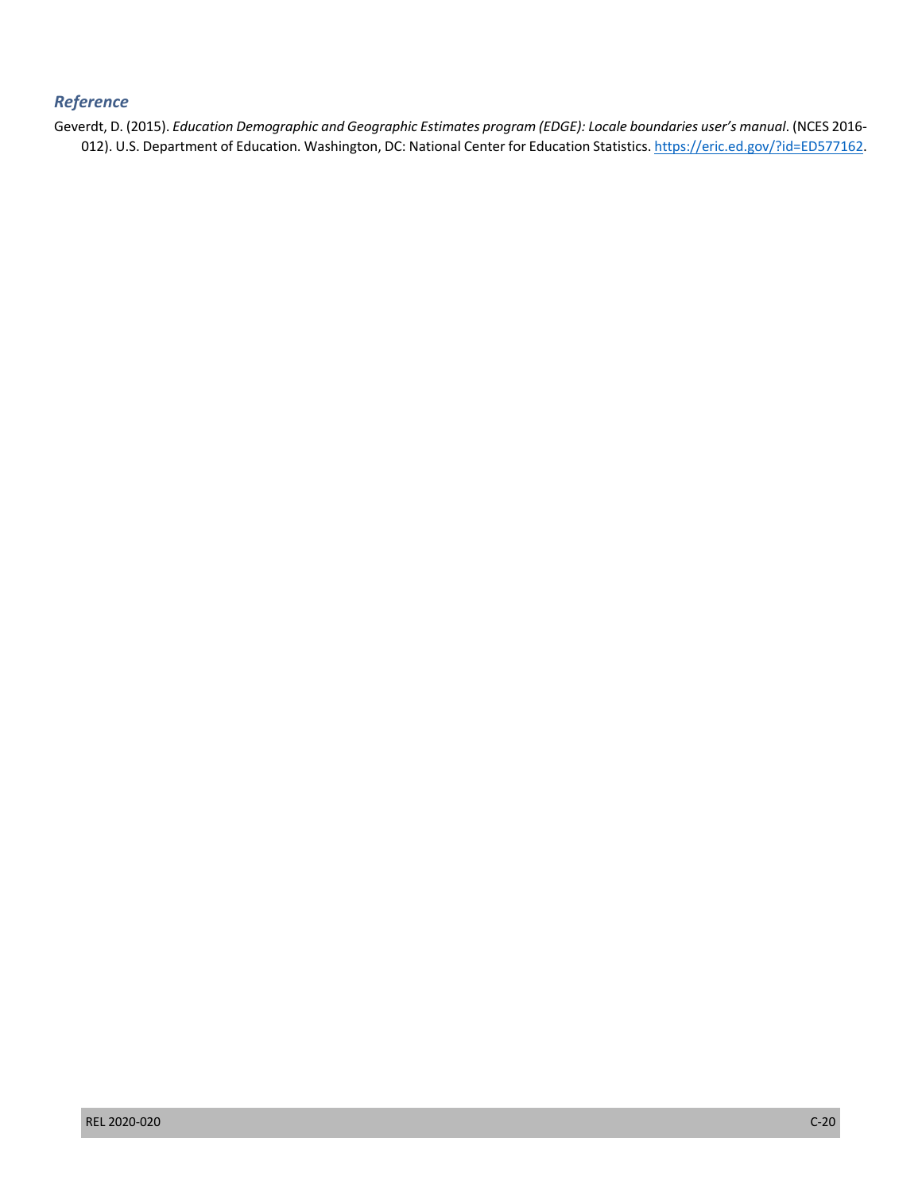### *Reference*

Geverdt, D. (2015). *Education Demographic and Geographic Estimates program (EDGE): Locale boundaries user's manual*. (NCES 2016-012). U.S. Department of Education. Washington, DC: National Center for Education Statistics. https://eric.ed.gov/?id=ED577162.